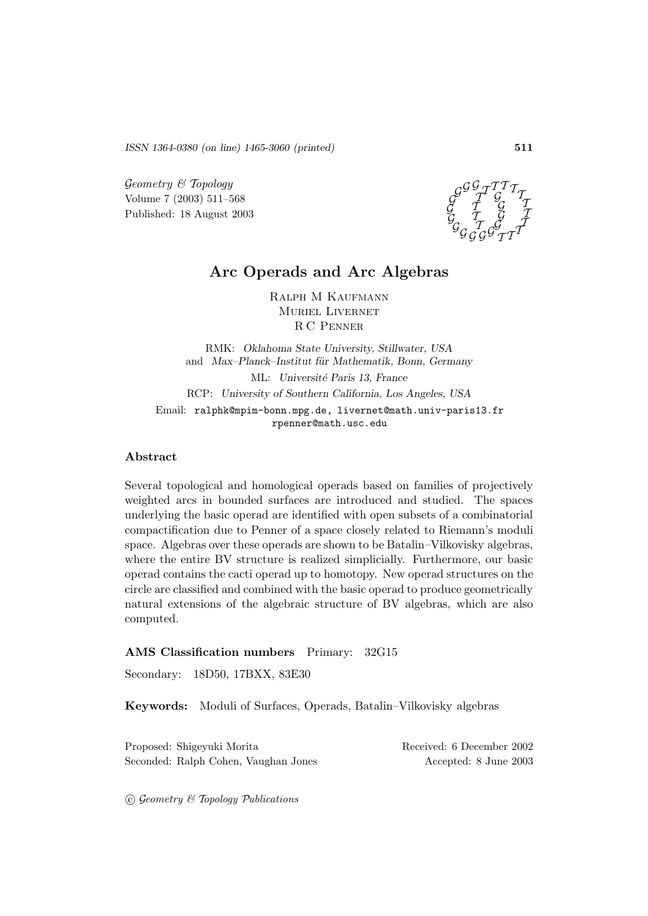ISSN 1364-0380 (on line) 1465-3060 (printed)

*Geometry & Topology*
Volume 7 (2003) 511–568
Published: 18 August 2003

# Arc Operads and Arc Algebras

Ralph M Kaufmann
Muriel Livernet
R C Penner

RMK: *Oklahoma State University, Stillwater, USA*
and *Max–Planck–Institut für Mathematik, Bonn, Germany*

ML: *Université Paris 13, France*

RCP: *University of Southern California, Los Angeles, USA*

Email: ralphk@mpim-bonn.mpg.de, livernet@math.univ-paris13.fr
rpenner@math.usc.edu

## Abstract

Several topological and homological operads based on families of projectively weighted arcs in bounded surfaces are introduced and studied. The spaces underlying the basic operad are identified with open subsets of a combinatorial compactification due to Penner of a space closely related to Riemann's moduli space. Algebras over these operads are shown to be Batalin–Vilkovisky algebras, where the entire BV structure is realized simplicially. Furthermore, our basic operad contains the cacti operad up to homotopy. New operad structures on the circle are classified and combined with the basic operad to produce geometrically natural extensions of the algebraic structure of BV algebras, which are also computed.

**AMS Classification numbers** Primary: 32G15

Secondary: 18D50, 17BXX, 83E30

**Keywords:** Moduli of Surfaces, Operads, Batalin–Vilkovisky algebras

Proposed: Shigeyuki Morita
Seconded: Ralph Cohen, Vaughan Jones

Received: 6 December 2002
Accepted: 8 June 2003

© *Geometry & Topology Publications*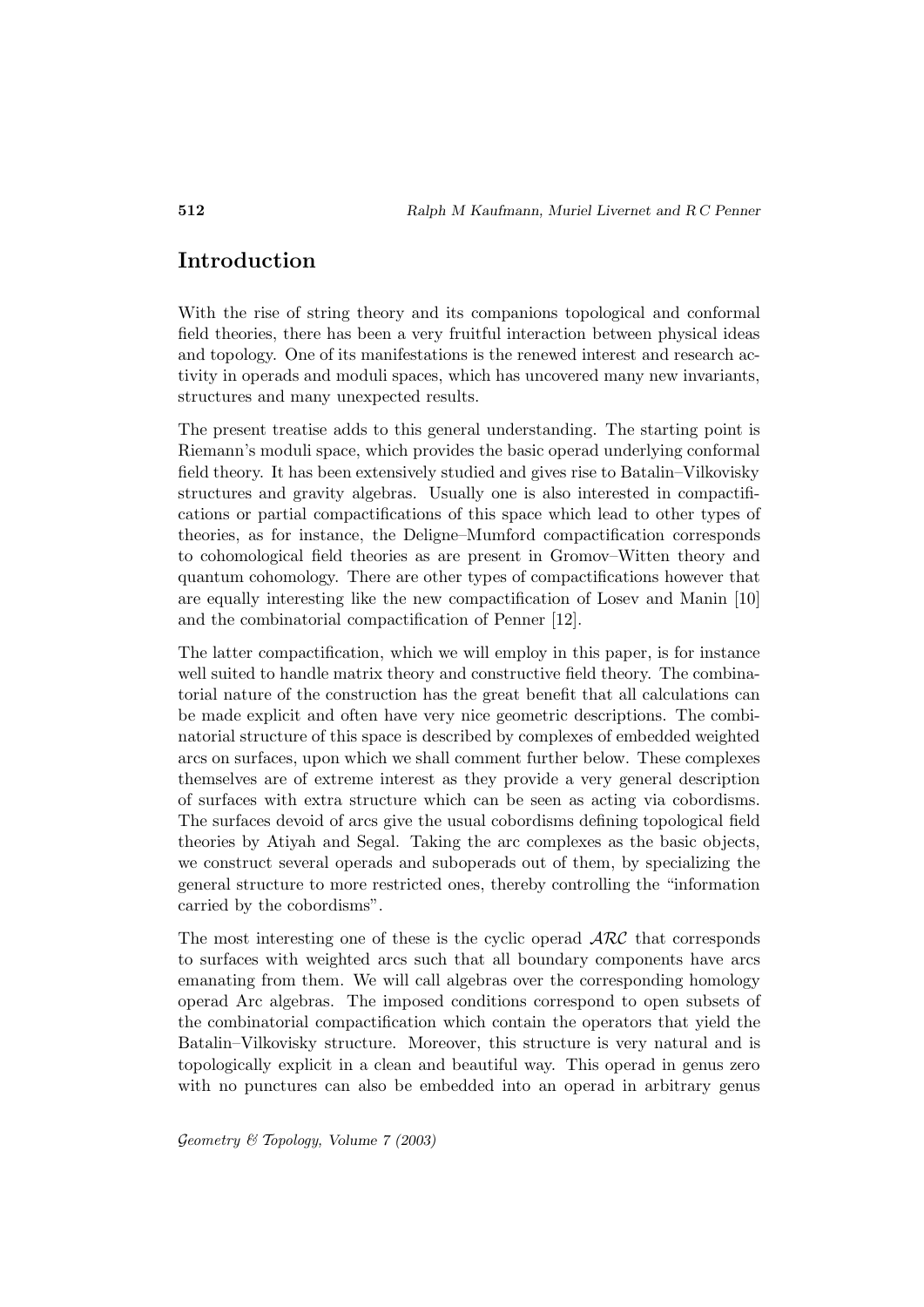## Introduction

With the rise of string theory and its companions topological and conformal field theories, there has been a very fruitful interaction between physical ideas and topology. One of its manifestations is the renewed interest and research activity in operads and moduli spaces, which has uncovered many new invariants, structures and many unexpected results.

The present treatise adds to this general understanding. The starting point is Riemann's moduli space, which provides the basic operad underlying conformal field theory. It has been extensively studied and gives rise to Batalin–Vilkovisky structures and gravity algebras. Usually one is also interested in compactifications or partial compactifications of this space which lead to other types of theories, as for instance, the Deligne–Mumford compactification corresponds to cohomological field theories as are present in Gromov–Witten theory and quantum cohomology. There are other types of compactifications however that are equally interesting like the new compactification of Losev and Manin [10] and the combinatorial compactification of Penner [12].

The latter compactification, which we will employ in this paper, is for instance well suited to handle matrix theory and constructive field theory. The combinatorial nature of the construction has the great benefit that all calculations can be made explicit and often have very nice geometric descriptions. The combinatorial structure of this space is described by complexes of embedded weighted arcs on surfaces, upon which we shall comment further below. These complexes themselves are of extreme interest as they provide a very general description of surfaces with extra structure which can be seen as acting via cobordisms. The surfaces devoid of arcs give the usual cobordisms defining topological field theories by Atiyah and Segal. Taking the arc complexes as the basic objects, we construct several operads and suboperads out of them, by specializing the general structure to more restricted ones, thereby controlling the "information carried by the cobordisms".

The most interesting one of these is the cyclic operad $\mathcal{ARC}$ that corresponds to surfaces with weighted arcs such that all boundary components have arcs emanating from them. We will call algebras over the corresponding homology operad Arc algebras. The imposed conditions correspond to open subsets of the combinatorial compactification which contain the operators that yield the Batalin–Vilkovisky structure. Moreover, this structure is very natural and is topologically explicit in a clean and beautiful way. This operad in genus zero with no punctures can also be embedded into an operad in arbitrary genus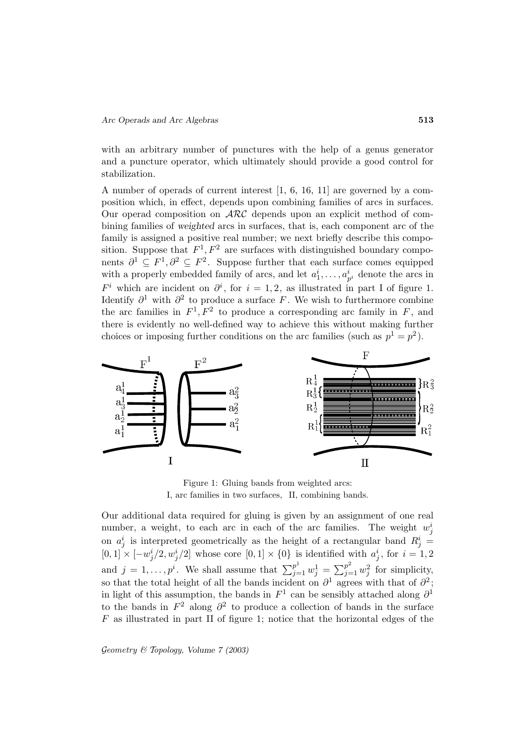with an arbitrary number of punctures with the help of a genus generator and a puncture operator, which ultimately should provide a good control for stabilization.

A number of operads of current interest [1, 6, 16, 11] are governed by a composition which, in effect, depends upon combining families of arcs in surfaces. Our operad composition on $\mathcal{ARC}$ depends upon an explicit method of combining families of *weighted* arcs in surfaces, that is, each component arc of the family is assigned a positive real number; we next briefly describe this composition. Suppose that $F^1, F^2$ are surfaces with distinguished boundary components $\partial^1 \subseteq F^1, \partial^2 \subseteq F^2$. Suppose further that each surface comes equipped with a properly embedded family of arcs, and let $a_1^i, \ldots, a_{p^i}^i$ denote the arcs in $F^i$ which are incident on $\partial^i$, for $i = 1, 2$, as illustrated in part I of figure 1. Identify $\partial^1$ with $\partial^2$ to produce a surface $F$. We wish to furthermore combine the arc families in $F^1, F^2$ to produce a corresponding arc family in $F$, and there is evidently no well-defined way to achieve this without making further choices or imposing further conditions on the arc families (such as $p^1 = p^2$).

Figure 1: Gluing bands from weighted arcs:
I, arc families in two surfaces, II, combining bands.

Our additional data required for gluing is given by an assignment of one real number, a weight, to each arc in each of the arc families. The weight $w_j^i$ on $a_j^i$ is interpreted geometrically as the height of a rectangular band $R_j^i = [0,1] \times [-w_j^i/2, w_j^i/2]$ whose core $[0,1] \times \{0\}$ is identified with $a_j^i$, for $i = 1, 2$ and $j = 1, \ldots, p^i$. We shall assume that $\sum_{j=1}^{p^1} w_j^1 = \sum_{j=1}^{p^2} w_j^2$ for simplicity, so that the total height of all the bands incident on $\partial^1$ agrees with that of $\partial^2$; in light of this assumption, the bands in $F^1$ can be sensibly attached along $\partial^1$ to the bands in $F^2$ along $\partial^2$ to produce a collection of bands in the surface $F$ as illustrated in part II of figure 1; notice that the horizontal edges of the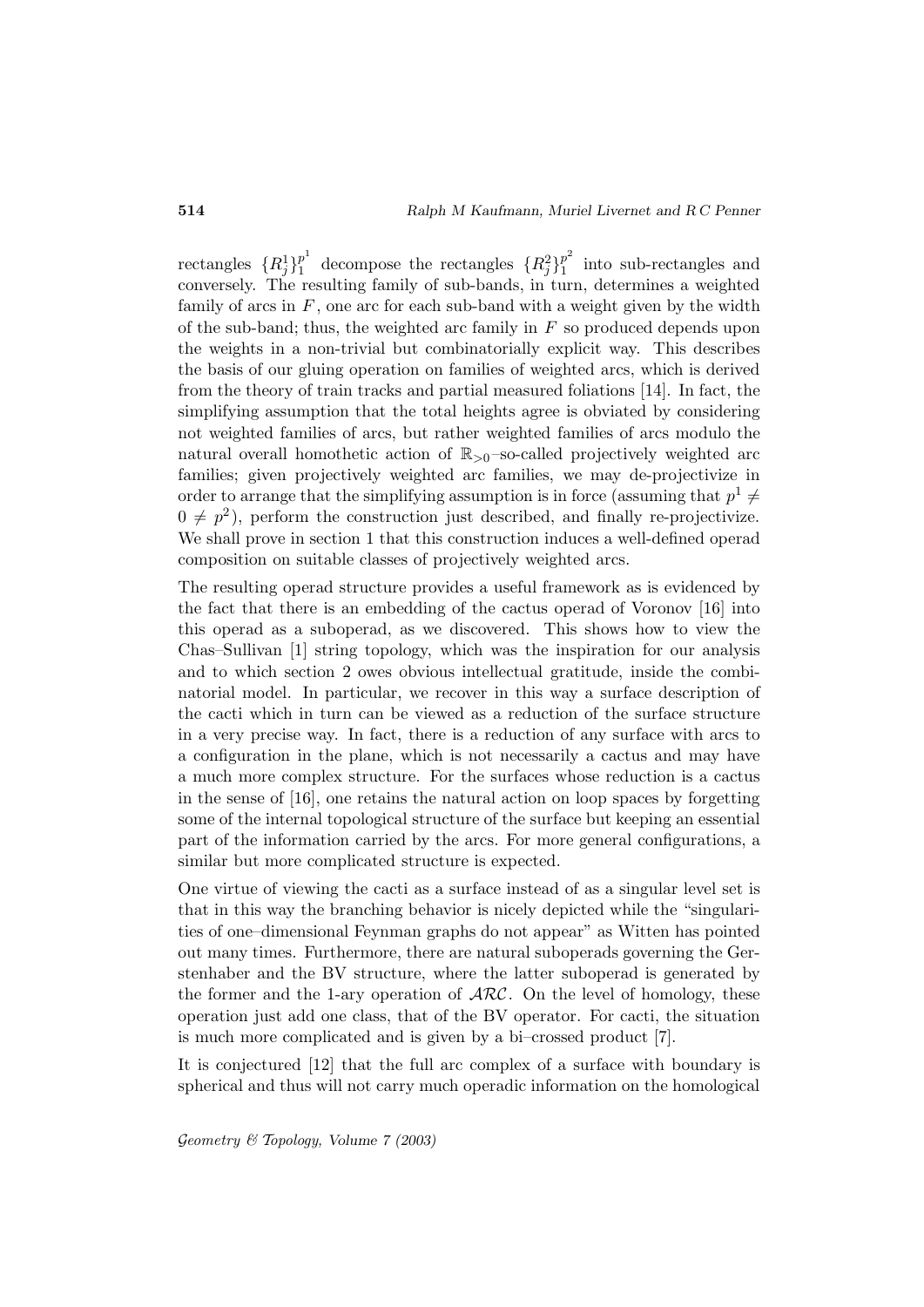rectangles $\{R_j^1\}_1^{p^1}$ decompose the rectangles $\{R_j^2\}_1^{p^2}$ into sub-rectangles and conversely. The resulting family of sub-bands, in turn, determines a weighted family of arcs in $F$, one arc for each sub-band with a weight given by the width of the sub-band; thus, the weighted arc family in $F$ so produced depends upon the weights in a non-trivial but combinatorially explicit way. This describes the basis of our gluing operation on families of weighted arcs, which is derived from the theory of train tracks and partial measured foliations [14]. In fact, the simplifying assumption that the total heights agree is obviated by considering not weighted families of arcs, but rather weighted families of arcs modulo the natural overall homothetic action of $\mathbb{R}_{>0}$–so-called projectively weighted arc families; given projectively weighted arc families, we may de-projectivize in order to arrange that the simplifying assumption is in force (assuming that $p^1 \neq 0 \neq p^2$), perform the construction just described, and finally re-projectivize. We shall prove in section 1 that this construction induces a well-defined operad composition on suitable classes of projectively weighted arcs.

The resulting operad structure provides a useful framework as is evidenced by the fact that there is an embedding of the cactus operad of Voronov [16] into this operad as a suboperad, as we discovered. This shows how to view the Chas–Sullivan [1] string topology, which was the inspiration for our analysis and to which section 2 owes obvious intellectual gratitude, inside the combinatorial model. In particular, we recover in this way a surface description of the cacti which in turn can be viewed as a reduction of the surface structure in a very precise way. In fact, there is a reduction of any surface with arcs to a configuration in the plane, which is not necessarily a cactus and may have a much more complex structure. For the surfaces whose reduction is a cactus in the sense of [16], one retains the natural action on loop spaces by forgetting some of the internal topological structure of the surface but keeping an essential part of the information carried by the arcs. For more general configurations, a similar but more complicated structure is expected.

One virtue of viewing the cacti as a surface instead of as a singular level set is that in this way the branching behavior is nicely depicted while the "singularities of one–dimensional Feynman graphs do not appear" as Witten has pointed out many times. Furthermore, there are natural suboperads governing the Gerstenhaber and the BV structure, where the latter suboperad is generated by the former and the 1-ary operation of $\mathcal{ARC}$. On the level of homology, these operation just add one class, that of the BV operator. For cacti, the situation is much more complicated and is given by a bi–crossed product [7].

It is conjectured [12] that the full arc complex of a surface with boundary is spherical and thus will not carry much operadic information on the homological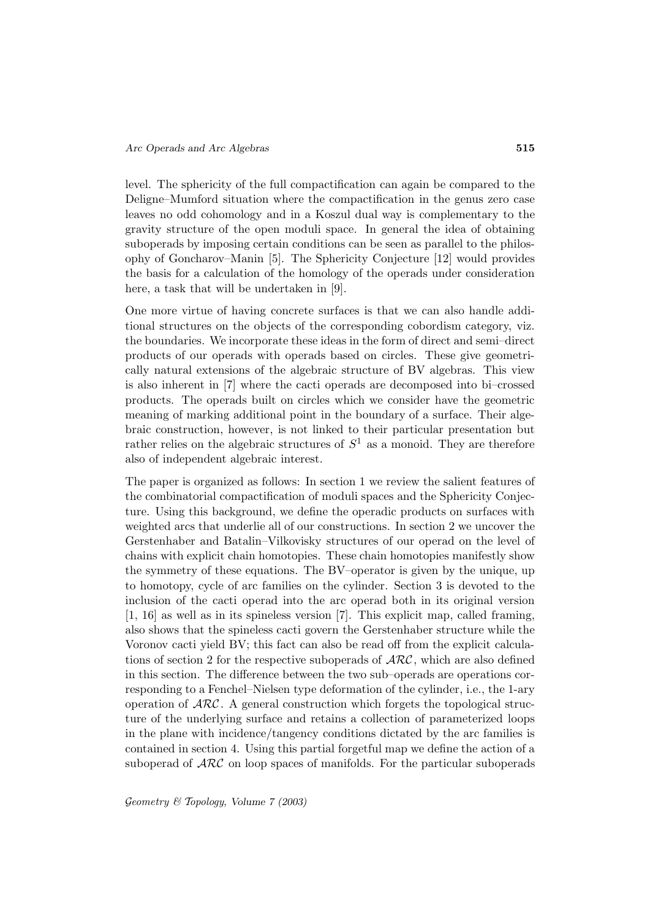level. The sphericity of the full compactification can again be compared to the Deligne–Mumford situation where the compactification in the genus zero case leaves no odd cohomology and in a Koszul dual way is complementary to the gravity structure of the open moduli space. In general the idea of obtaining suboperads by imposing certain conditions can be seen as parallel to the philosophy of Goncharov–Manin [5]. The Sphericity Conjecture [12] would provides the basis for a calculation of the homology of the operads under consideration here, a task that will be undertaken in [9].

One more virtue of having concrete surfaces is that we can also handle additional structures on the objects of the corresponding cobordism category, viz. the boundaries. We incorporate these ideas in the form of direct and semi–direct products of our operads with operads based on circles. These give geometrically natural extensions of the algebraic structure of BV algebras. This view is also inherent in [7] where the cacti operads are decomposed into bi–crossed products. The operads built on circles which we consider have the geometric meaning of marking additional point in the boundary of a surface. Their algebraic construction, however, is not linked to their particular presentation but rather relies on the algebraic structures of $S^1$ as a monoid. They are therefore also of independent algebraic interest.

The paper is organized as follows: In section 1 we review the salient features of the combinatorial compactification of moduli spaces and the Sphericity Conjecture. Using this background, we define the operadic products on surfaces with weighted arcs that underlie all of our constructions. In section 2 we uncover the Gerstenhaber and Batalin–Vilkovisky structures of our operad on the level of chains with explicit chain homotopies. These chain homotopies manifestly show the symmetry of these equations. The BV–operator is given by the unique, up to homotopy, cycle of arc families on the cylinder. Section 3 is devoted to the inclusion of the cacti operad into the arc operad both in its original version [1, 16] as well as in its spineless version [7]. This explicit map, called framing, also shows that the spineless cacti govern the Gerstenhaber structure while the Voronov cacti yield BV; this fact can also be read off from the explicit calculations of section 2 for the respective suboperads of $\mathcal{ARC}$, which are also defined in this section. The difference between the two sub–operads are operations corresponding to a Fenchel–Nielsen type deformation of the cylinder, i.e., the 1-ary operation of $\mathcal{ARC}$. A general construction which forgets the topological structure of the underlying surface and retains a collection of parameterized loops in the plane with incidence/tangency conditions dictated by the arc families is contained in section 4. Using this partial forgetful map we define the action of a suboperad of $\mathcal{ARC}$ on loop spaces of manifolds. For the particular suboperads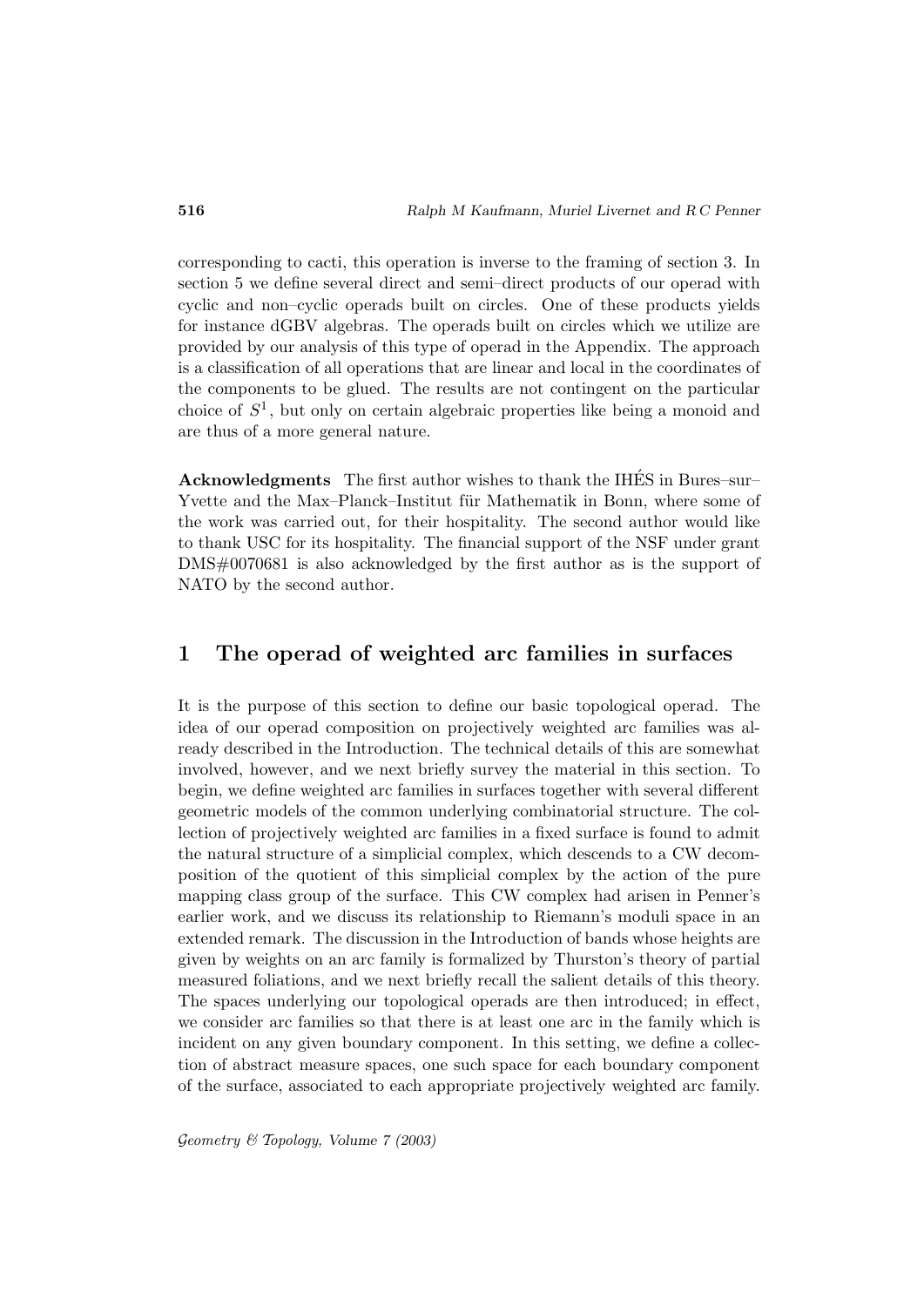corresponding to cacti, this operation is inverse to the framing of section 3. In section 5 we define several direct and semi–direct products of our operad with cyclic and non–cyclic operads built on circles. One of these products yields for instance dGBV algebras. The operads built on circles which we utilize are provided by our analysis of this type of operad in the Appendix. The approach is a classification of all operations that are linear and local in the coordinates of the components to be glued. The results are not contingent on the particular choice of $S^1$, but only on certain algebraic properties like being a monoid and are thus of a more general nature.

**Acknowledgments** The first author wishes to thank the IHÉS in Bures–sur–Yvette and the Max–Planck–Institut für Mathematik in Bonn, where some of the work was carried out, for their hospitality. The second author would like to thank USC for its hospitality. The financial support of the NSF under grant DMS#0070681 is also acknowledged by the first author as is the support of NATO by the second author.

# 1 The operad of weighted arc families in surfaces

It is the purpose of this section to define our basic topological operad. The idea of our operad composition on projectively weighted arc families was already described in the Introduction. The technical details of this are somewhat involved, however, and we next briefly survey the material in this section. To begin, we define weighted arc families in surfaces together with several different geometric models of the common underlying combinatorial structure. The collection of projectively weighted arc families in a fixed surface is found to admit the natural structure of a simplicial complex, which descends to a CW decomposition of the quotient of this simplicial complex by the action of the pure mapping class group of the surface. This CW complex had arisen in Penner's earlier work, and we discuss its relationship to Riemann's moduli space in an extended remark. The discussion in the Introduction of bands whose heights are given by weights on an arc family is formalized by Thurston's theory of partial measured foliations, and we next briefly recall the salient details of this theory. The spaces underlying our topological operads are then introduced; in effect, we consider arc families so that there is at least one arc in the family which is incident on any given boundary component. In this setting, we define a collection of abstract measure spaces, one such space for each boundary component of the surface, associated to each appropriate projectively weighted arc family.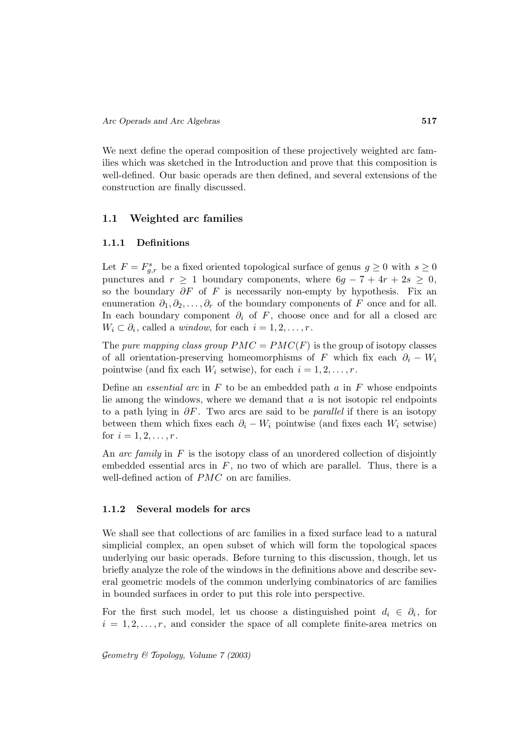We next define the operad composition of these projectively weighted arc families which was sketched in the Introduction and prove that this composition is well-defined. Our basic operads are then defined, and several extensions of the construction are finally discussed.

## 1.1 Weighted arc families

### 1.1.1 Definitions

Let $F = F^s_{g,r}$ be a fixed oriented topological surface of genus $g \geq 0$ with $s \geq 0$ punctures and $r \geq 1$ boundary components, where $6g - 7 + 4r + 2s \geq 0$, so the boundary $\partial F$ of $F$ is necessarily non-empty by hypothesis. Fix an enumeration $\partial_1, \partial_2, \ldots, \partial_r$ of the boundary components of $F$ once and for all. In each boundary component $\partial_i$ of $F$, choose once and for all a closed arc $W_i \subset \partial_i$, called a *window*, for each $i = 1, 2, \ldots, r$.

The *pure mapping class group* $PMC = PMC(F)$ is the group of isotopy classes of all orientation-preserving homeomorphisms of $F$ which fix each $\partial_i - W_i$ pointwise (and fix each $W_i$ setwise), for each $i = 1, 2, \ldots, r$.

Define an *essential arc* in $F$ to be an embedded path $a$ in $F$ whose endpoints lie among the windows, where we demand that $a$ is not isotopic rel endpoints to a path lying in $\partial F$. Two arcs are said to be *parallel* if there is an isotopy between them which fixes each $\partial_i - W_i$ pointwise (and fixes each $W_i$ setwise) for $i = 1, 2, \ldots, r$.

An *arc family* in $F$ is the isotopy class of an unordered collection of disjointly embedded essential arcs in $F$, no two of which are parallel. Thus, there is a well-defined action of $PMC$ on arc families.

### 1.1.2 Several models for arcs

We shall see that collections of arc families in a fixed surface lead to a natural simplicial complex, an open subset of which will form the topological spaces underlying our basic operads. Before turning to this discussion, though, let us briefly analyze the role of the windows in the definitions above and describe several geometric models of the common underlying combinatorics of arc families in bounded surfaces in order to put this role into perspective.

For the first such model, let us choose a distinguished point $d_i \in \partial_i$, for $i = 1, 2, \ldots, r$, and consider the space of all complete finite-area metrics on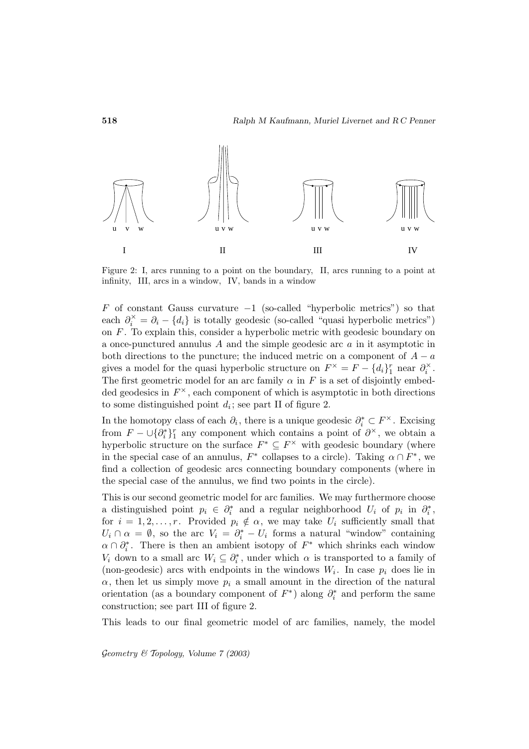Figure 2: I, arcs running to a point on the boundary, II, arcs running to a point at infinity, III, arcs in a window, IV, bands in a window

$F$ of constant Gauss curvature $-1$ (so-called "hyperbolic metrics") so that each $\partial_i^\times = \partial_i - \{d_i\}$ is totally geodesic (so-called "quasi hyperbolic metrics") on $F$. To explain this, consider a hyperbolic metric with geodesic boundary on a once-punctured annulus $A$ and the simple geodesic arc $a$ in it asymptotic in both directions to the puncture; the induced metric on a component of $A - a$ gives a model for the quasi hyperbolic structure on $F^\times = F - \{d_i\}_1^r$ near $\partial_i^\times$. The first geometric model for an arc family $\alpha$ in $F$ is a set of disjointly embedded geodesics in $F^\times$, each component of which is asymptotic in both directions to some distinguished point $d_i$; see part II of figure 2.

In the homotopy class of each $\partial_i$, there is a unique geodesic $\partial_i^* \subset F^\times$. Excising from $F - \cup\{\partial_i^*\}_1^r$ any component which contains a point of $\partial^\times$, we obtain a hyperbolic structure on the surface $F^* \subseteq F^\times$ with geodesic boundary (where in the special case of an annulus, $F^*$ collapses to a circle). Taking $\alpha \cap F^*$, we find a collection of geodesic arcs connecting boundary components (where in the special case of the annulus, we find two points in the circle).

This is our second geometric model for arc families. We may furthermore choose a distinguished point $p_i \in \partial_i^*$ and a regular neighborhood $U_i$ of $p_i$ in $\partial_i^*$, for $i = 1, 2, \ldots, r$. Provided $p_i \notin \alpha$, we may take $U_i$ sufficiently small that $U_i \cap \alpha = \emptyset$, so the arc $V_i = \partial_i^* - U_i$ forms a natural "window" containing $\alpha \cap \partial_i^*$. There is then an ambient isotopy of $F^*$ which shrinks each window $V_i$ down to a small arc $W_i \subseteq \partial_i^*$, under which $\alpha$ is transported to a family of (non-geodesic) arcs with endpoints in the windows $W_i$. In case $p_i$ does lie in $\alpha$, then let us simply move $p_i$ a small amount in the direction of the natural orientation (as a boundary component of $F^*$) along $\partial_i^*$ and perform the same construction; see part III of figure 2.

This leads to our final geometric model of arc families, namely, the model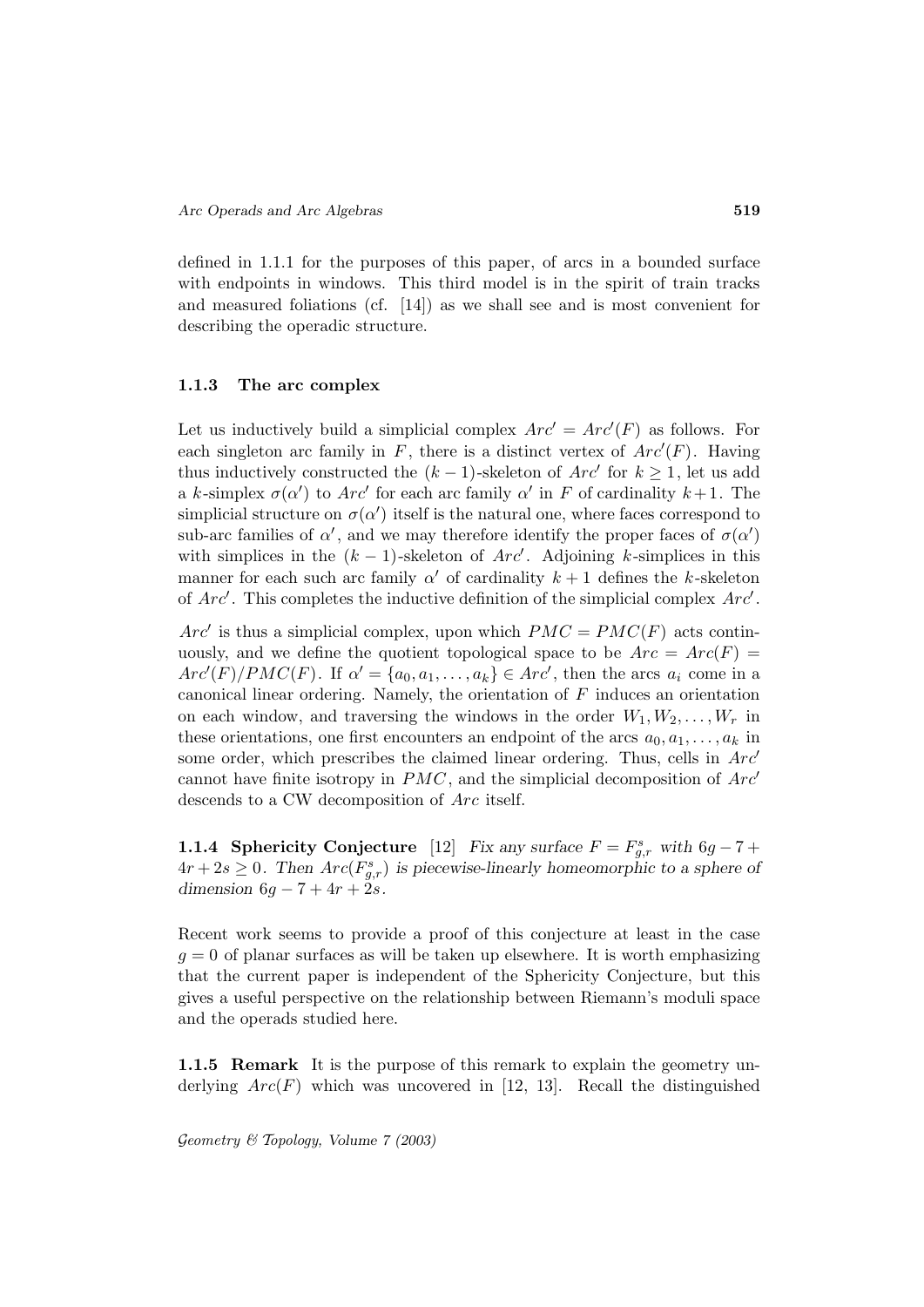defined in 1.1.1 for the purposes of this paper, of arcs in a bounded surface with endpoints in windows. This third model is in the spirit of train tracks and measured foliations (cf. [14]) as we shall see and is most convenient for describing the operadic structure.

### 1.1.3 The arc complex

Let us inductively build a simplicial complex $Arc' = Arc'(F)$ as follows. For each singleton arc family in $F$, there is a distinct vertex of $Arc'(F)$. Having thus inductively constructed the $(k-1)$-skeleton of $Arc'$ for $k \geq 1$, let us add a $k$-simplex $\sigma(\alpha')$ to $Arc'$ for each arc family $\alpha'$ in $F$ of cardinality $k+1$. The simplicial structure on $\sigma(\alpha')$ itself is the natural one, where faces correspond to sub-arc families of $\alpha'$, and we may therefore identify the proper faces of $\sigma(\alpha')$ with simplices in the $(k-1)$-skeleton of $Arc'$. Adjoining $k$-simplices in this manner for each such arc family $\alpha'$ of cardinality $k+1$ defines the $k$-skeleton of $Arc'$. This completes the inductive definition of the simplicial complex $Arc'$.

$Arc'$ is thus a simplicial complex, upon which $PMC = PMC(F)$ acts continuously, and we define the quotient topological space to be $Arc = Arc(F) = Arc'(F)/PMC(F)$. If $\alpha' = \{a_0, a_1, \ldots, a_k\} \in Arc'$, then the arcs $a_i$ come in a canonical linear ordering. Namely, the orientation of $F$ induces an orientation on each window, and traversing the windows in the order $W_1, W_2, \ldots, W_r$ in these orientations, one first encounters an endpoint of the arcs $a_0, a_1, \ldots, a_k$ in some order, which prescribes the claimed linear ordering. Thus, cells in $Arc'$ cannot have finite isotropy in $PMC$, and the simplicial decomposition of $Arc'$ descends to a CW decomposition of $Arc$ itself.

**1.1.4 Sphericity Conjecture** [12] *Fix any surface $F = F^s_{g,r}$ with $6g-7+4r+2s \geq 0$. Then $Arc(F^s_{g,r})$ is piecewise-linearly homeomorphic to a sphere of dimension $6g-7+4r+2s$.*

Recent work seems to provide a proof of this conjecture at least in the case $g=0$ of planar surfaces as will be taken up elsewhere. It is worth emphasizing that the current paper is independent of the Sphericity Conjecture, but this gives a useful perspective on the relationship between Riemann's moduli space and the operads studied here.

**1.1.5 Remark** It is the purpose of this remark to explain the geometry underlying $Arc(F)$ which was uncovered in [12, 13]. Recall the distinguished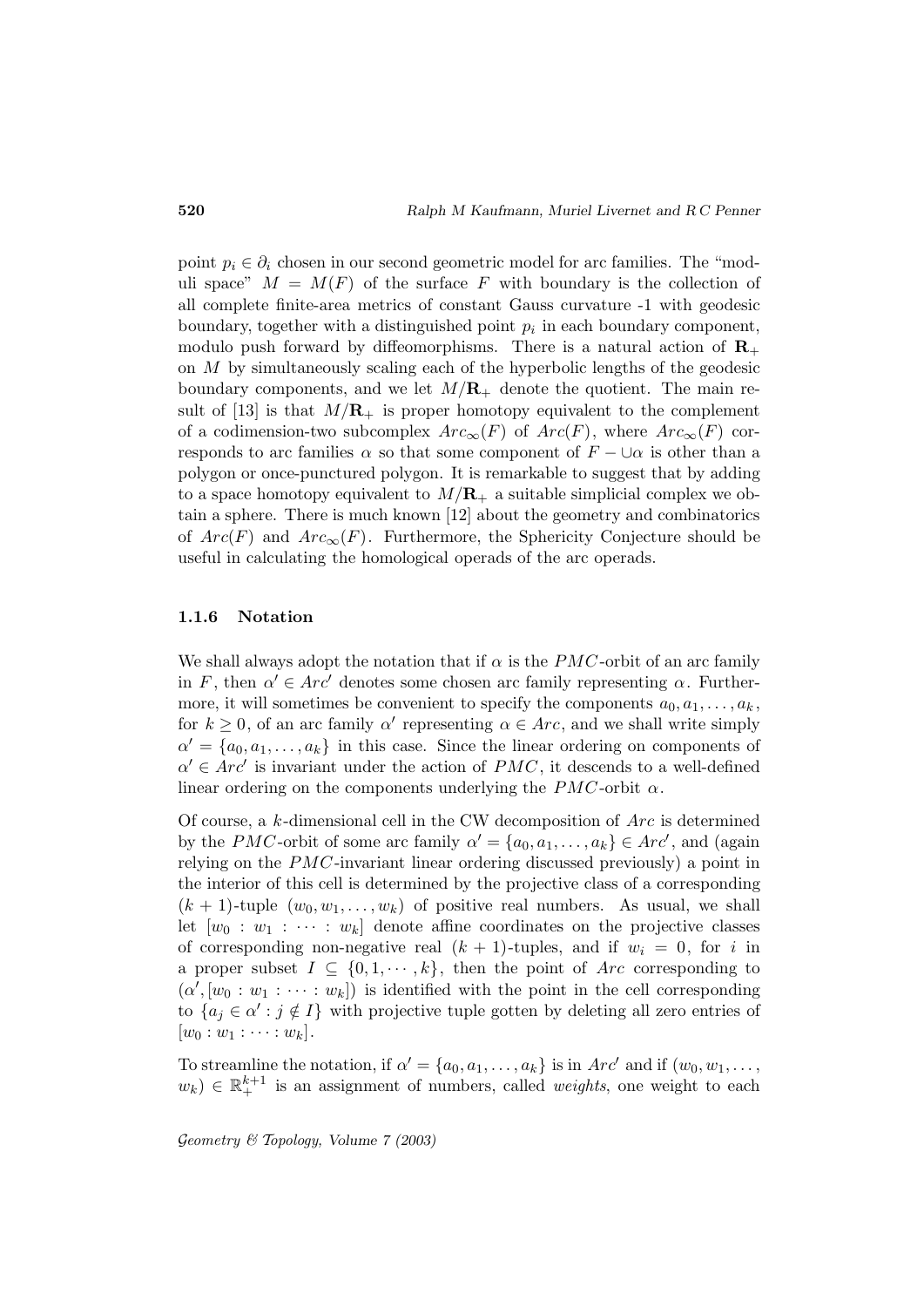point $p_i \in \partial_i$ chosen in our second geometric model for arc families. The "moduli space" $M = M(F)$ of the surface $F$ with boundary is the collection of all complete finite-area metrics of constant Gauss curvature -1 with geodesic boundary, together with a distinguished point $p_i$ in each boundary component, modulo push forward by diffeomorphisms. There is a natural action of $\mathbf{R}_+$ on $M$ by simultaneously scaling each of the hyperbolic lengths of the geodesic boundary components, and we let $M/\mathbf{R}_+$ denote the quotient. The main result of [13] is that $M/\mathbf{R}_+$ is proper homotopy equivalent to the complement of a codimension-two subcomplex $Arc_\infty(F)$ of $Arc(F)$, where $Arc_\infty(F)$ corresponds to arc families $\alpha$ so that some component of $F - \cup\alpha$ is other than a polygon or once-punctured polygon. It is remarkable to suggest that by adding to a space homotopy equivalent to $M/\mathbf{R}_+$ a suitable simplicial complex we obtain a sphere. There is much known [12] about the geometry and combinatorics of $Arc(F)$ and $Arc_\infty(F)$. Furthermore, the Sphericity Conjecture should be useful in calculating the homological operads of the arc operads.

### 1.1.6 Notation

We shall always adopt the notation that if $\alpha$ is the $PMC$-orbit of an arc family in $F$, then $\alpha' \in Arc'$ denotes some chosen arc family representing $\alpha$. Furthermore, it will sometimes be convenient to specify the components $a_0, a_1, \ldots, a_k$, for $k \geq 0$, of an arc family $\alpha'$ representing $\alpha \in Arc$, and we shall write simply $\alpha' = \{a_0, a_1, \ldots, a_k\}$ in this case. Since the linear ordering on components of $\alpha' \in Arc'$ is invariant under the action of $PMC$, it descends to a well-defined linear ordering on the components underlying the $PMC$-orbit $\alpha$.

Of course, a $k$-dimensional cell in the CW decomposition of $Arc$ is determined by the $PMC$-orbit of some arc family $\alpha' = \{a_0, a_1, \ldots, a_k\} \in Arc'$, and (again relying on the $PMC$-invariant linear ordering discussed previously) a point in the interior of this cell is determined by the projective class of a corresponding $(k+1)$-tuple $(w_0, w_1, \ldots, w_k)$ of positive real numbers. As usual, we shall let $[w_0 : w_1 : \cdots : w_k]$ denote affine coordinates on the projective classes of corresponding non-negative real $(k+1)$-tuples, and if $w_i = 0$, for $i$ in a proper subset $I \subseteq \{0, 1, \cdots, k\}$, then the point of $Arc$ corresponding to $(\alpha', [w_0 : w_1 : \cdots : w_k])$ is identified with the point in the cell corresponding to $\{a_j \in \alpha' : j \notin I\}$ with projective tuple gotten by deleting all zero entries of $[w_0 : w_1 : \cdots : w_k]$.

To streamline the notation, if $\alpha' = \{a_0, a_1, \ldots, a_k\}$ is in $Arc'$ and if $(w_0, w_1, \ldots, w_k) \in \mathbb{R}_+^{k+1}$ is an assignment of numbers, called *weights*, one weight to each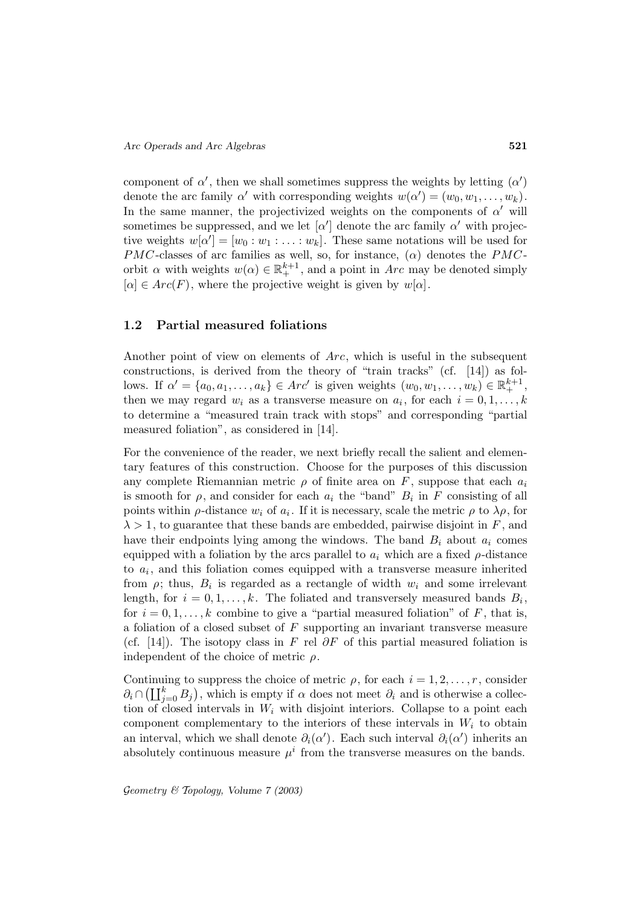component of $\alpha'$, then we shall sometimes suppress the weights by letting $(\alpha')$ denote the arc family $\alpha'$ with corresponding weights $w(\alpha') = (w_0, w_1, \ldots, w_k)$. In the same manner, the projectivized weights on the components of $\alpha'$ will sometimes be suppressed, and we let $[\alpha']$ denote the arc family $\alpha'$ with projective weights $w[\alpha'] = [w_0 : w_1 : \ldots : w_k]$. These same notations will be used for $PMC$-classes of arc families as well, so, for instance, $(\alpha)$ denotes the $PMC$-orbit $\alpha$ with weights $w(\alpha) \in \mathbb{R}_+^{k+1}$, and a point in $Arc$ may be denoted simply $[\alpha] \in Arc(F)$, where the projective weight is given by $w[\alpha]$.

## 1.2 Partial measured foliations

Another point of view on elements of $Arc$, which is useful in the subsequent constructions, is derived from the theory of "train tracks" (cf. [14]) as follows. If $\alpha' = \{a_0, a_1, \ldots, a_k\} \in Arc'$ is given weights $(w_0, w_1, \ldots, w_k) \in \mathbb{R}_+^{k+1}$, then we may regard $w_i$ as a transverse measure on $a_i$, for each $i = 0, 1, \ldots, k$ to determine a "measured train track with stops" and corresponding "partial measured foliation", as considered in [14].

For the convenience of the reader, we next briefly recall the salient and elementary features of this construction. Choose for the purposes of this discussion any complete Riemannian metric $\rho$ of finite area on $F$, suppose that each $a_i$ is smooth for $\rho$, and consider for each $a_i$ the "band" $B_i$ in $F$ consisting of all points within $\rho$-distance $w_i$ of $a_i$. If it is necessary, scale the metric $\rho$ to $\lambda\rho$, for $\lambda > 1$, to guarantee that these bands are embedded, pairwise disjoint in $F$, and have their endpoints lying among the windows. The band $B_i$ about $a_i$ comes equipped with a foliation by the arcs parallel to $a_i$ which are a fixed $\rho$-distance to $a_i$, and this foliation comes equipped with a transverse measure inherited from $\rho$; thus, $B_i$ is regarded as a rectangle of width $w_i$ and some irrelevant length, for $i = 0, 1, \ldots, k$. The foliated and transversely measured bands $B_i$, for $i = 0, 1, \ldots, k$ combine to give a "partial measured foliation" of $F$, that is, a foliation of a closed subset of $F$ supporting an invariant transverse measure (cf. [14]). The isotopy class in $F$ rel $\partial F$ of this partial measured foliation is independent of the choice of metric $\rho$.

Continuing to suppress the choice of metric $\rho$, for each $i = 1, 2, \ldots, r$, consider $\partial_i \cap \left(\coprod_{j=0}^{k} B_j\right)$, which is empty if $\alpha$ does not meet $\partial_i$ and is otherwise a collection of closed intervals in $W_i$ with disjoint interiors. Collapse to a point each component complementary to the interiors of these intervals in $W_i$ to obtain an interval, which we shall denote $\partial_i(\alpha')$. Each such interval $\partial_i(\alpha')$ inherits an absolutely continuous measure $\mu^i$ from the transverse measures on the bands.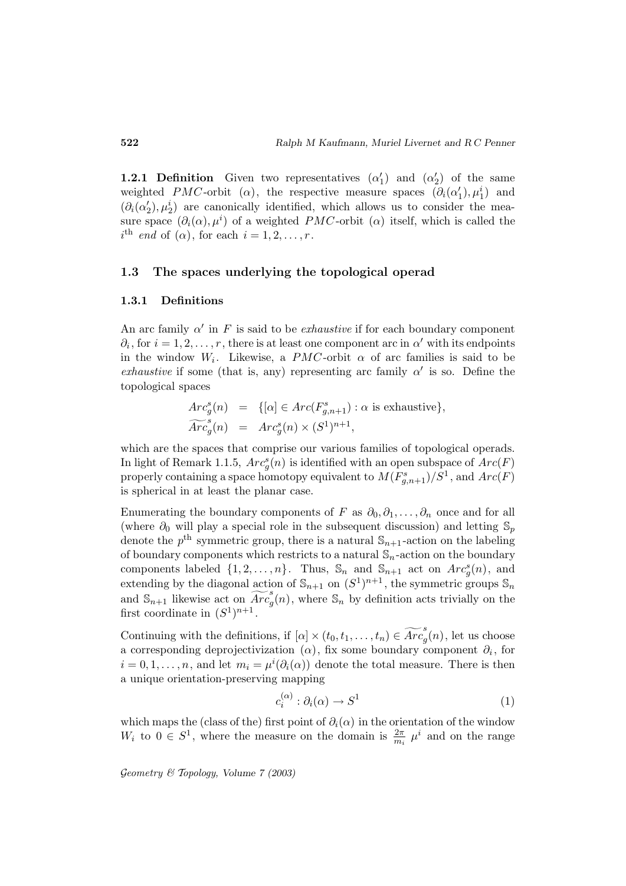**1.2.1 Definition** Given two representatives $(\alpha_1')$ and $(\alpha_2')$ of the same weighted $PMC$-orbit $(\alpha)$, the respective measure spaces $(\partial_i(\alpha_1'), \mu_1^i)$ and $(\partial_i(\alpha_2'), \mu_2^i)$ are canonically identified, which allows us to consider the measure space $(\partial_i(\alpha), \mu^i)$ of a weighted $PMC$-orbit $(\alpha)$ itself, which is called the $i^{\text{th}}$ *end* of $(\alpha)$, for each $i = 1, 2, \ldots, r$.

## 1.3 The spaces underlying the topological operad

### 1.3.1 Definitions

An arc family $\alpha'$ in $F$ is said to be *exhaustive* if for each boundary component $\partial_i$, for $i = 1, 2, \ldots, r$, there is at least one component arc in $\alpha'$ with its endpoints in the window $W_i$. Likewise, a $PMC$-orbit $\alpha$ of arc families is said to be *exhaustive* if some (that is, any) representing arc family $\alpha'$ is so. Define the topological spaces

$$
\begin{aligned}
Arc_g^s(n) &= \{[\alpha] \in Arc(F^s_{g,n+1}) : \alpha \text{ is exhaustive}\}, \\
\widetilde{Arc}_g^s(n) &= Arc_g^s(n) \times (S^1)^{n+1},
\end{aligned}
$$

which are the spaces that comprise our various families of topological operads. In light of Remark 1.1.5, $Arc_g^s(n)$ is identified with an open subspace of $Arc(F)$ properly containing a space homotopy equivalent to $M(F^s_{g,n+1})/S^1$, and $Arc(F)$ is spherical in at least the planar case.

Enumerating the boundary components of $F$ as $\partial_0, \partial_1, \ldots, \partial_n$ once and for all (where $\partial_0$ will play a special role in the subsequent discussion) and letting $\mathbb{S}_p$ denote the $p^{\text{th}}$ symmetric group, there is a natural $\mathbb{S}_{n+1}$-action on the labeling of boundary components which restricts to a natural $\mathbb{S}_n$-action on the boundary components labeled $\{1, 2, \ldots, n\}$. Thus, $\mathbb{S}_n$ and $\mathbb{S}_{n+1}$ act on $Arc_g^s(n)$, and extending by the diagonal action of $\mathbb{S}_{n+1}$ on $(S^1)^{n+1}$, the symmetric groups $\mathbb{S}_n$ and $\mathbb{S}_{n+1}$ likewise act on $\widetilde{Arc}_g^s(n)$, where $\mathbb{S}_n$ by definition acts trivially on the first coordinate in $(S^1)^{n+1}$.

Continuing with the definitions, if $[\alpha] \times (t_0, t_1, \ldots, t_n) \in \widetilde{Arc}_g^s(n)$, let us choose a corresponding deprojectivization $(\alpha)$, fix some boundary component $\partial_i$, for $i = 0, 1, \ldots, n$, and let $m_i = \mu^i(\partial_i(\alpha))$ denote the total measure. There is then a unique orientation-preserving mapping

$$
c_i^{(\alpha)} : \partial_i(\alpha) \to S^1 \tag{1}
$$

which maps the (class of the) first point of $\partial_i(\alpha)$ in the orientation of the window $W_i$ to $0 \in S^1$, where the measure on the domain is $\frac{2\pi}{m_i}\, \mu^i$ and on the range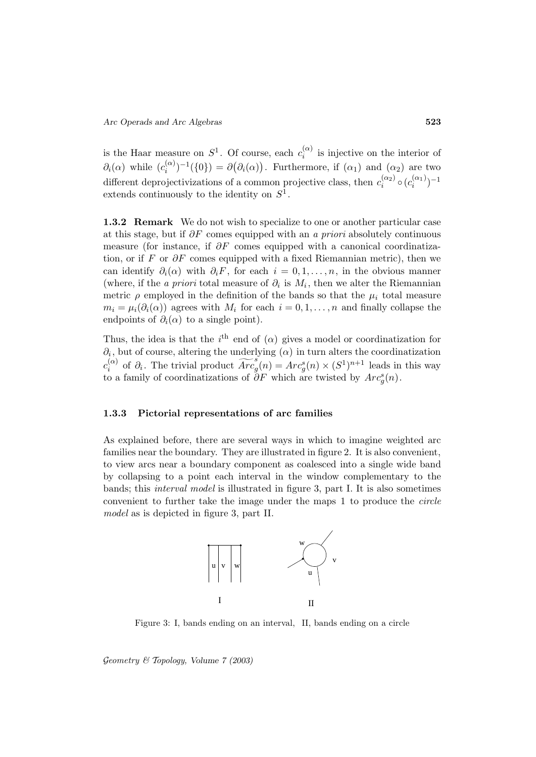is the Haar measure on $S^1$. Of course, each $c_i^{(\alpha)}$ is injective on the interior of $\partial_i(\alpha)$ while $(c_i^{(\alpha)})^{-1}(\{0\}) = \partial\big(\partial_i(\alpha)\big)$. Furthermore, if $(\alpha_1)$ and $(\alpha_2)$ are two different deprojectivizations of a common projective class, then $c_i^{(\alpha_2)} \circ (c_i^{(\alpha_1)})^{-1}$ extends continuously to the identity on $S^1$.

**1.3.2 Remark** We do not wish to specialize to one or another particular case at this stage, but if $\partial F$ comes equipped with an *a priori* absolutely continuous measure (for instance, if $\partial F$ comes equipped with a canonical coordinatization, or if $F$ or $\partial F$ comes equipped with a fixed Riemannian metric), then we can identify $\partial_i(\alpha)$ with $\partial_i F$, for each $i = 0, 1, \ldots, n$, in the obvious manner (where, if the *a priori* total measure of $\partial_i$ is $M_i$, then we alter the Riemannian metric $\rho$ employed in the definition of the bands so that the $\mu_i$ total measure $m_i = \mu_i(\partial_i(\alpha))$ agrees with $M_i$ for each $i = 0, 1, \ldots, n$ and finally collapse the endpoints of $\partial_i(\alpha)$ to a single point).

Thus, the idea is that the $i^{\text{th}}$ end of $(\alpha)$ gives a model or coordinatization for $\partial_i$, but of course, altering the underlying $(\alpha)$ in turn alters the coordinatization $c_i^{(\alpha)}$ of $\partial_i$. The trivial product $\widetilde{Arc}_g^s(n) = Arc_g^s(n) \times (S^1)^{n+1}$ leads in this way to a family of coordinatizations of $\partial F$ which are twisted by $Arc_g^s(n)$.

### 1.3.3 Pictorial representations of arc families

As explained before, there are several ways in which to imagine weighted arc families near the boundary. They are illustrated in figure 2. It is also convenient, to view arcs near a boundary component as coalesced into a single wide band by collapsing to a point each interval in the window complementary to the bands; this *interval model* is illustrated in figure 3, part I. It is also sometimes convenient to further take the image under the maps 1 to produce the *circle model* as is depicted in figure 3, part II.

Figure 3: I, bands ending on an interval, II, bands ending on a circle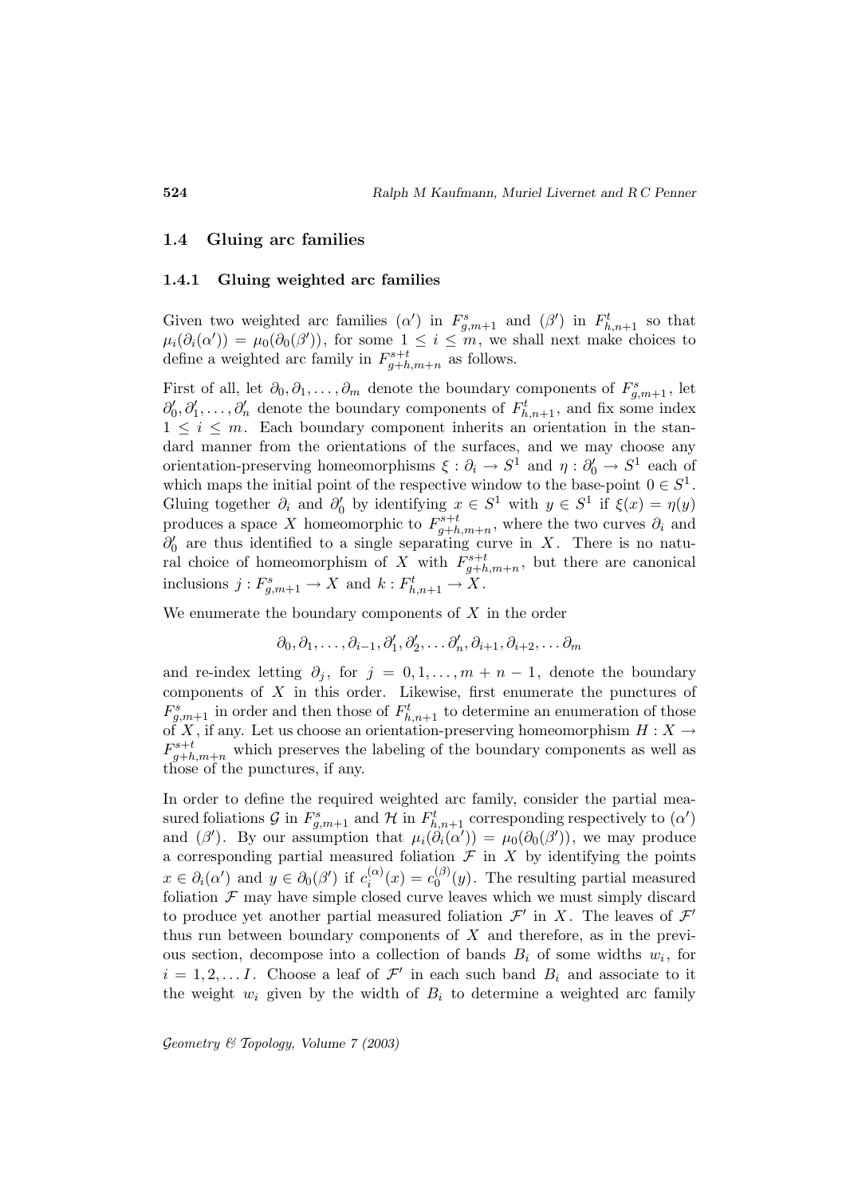## 1.4 Gluing arc families

### 1.4.1 Gluing weighted arc families

Given two weighted arc families $(\alpha')$ in $F^s_{g,m+1}$ and $(\beta')$ in $F^t_{h,n+1}$ so that $\mu_i(\partial_i(\alpha')) = \mu_0(\partial_0(\beta'))$, for some $1 \leq i \leq m$, we shall next make choices to define a weighted arc family in $F^{s+t}_{g+h,m+n}$ as follows.

First of all, let $\partial_0, \partial_1, \ldots, \partial_m$ denote the boundary components of $F^s_{g,m+1}$, let $\partial'_0, \partial'_1, \ldots, \partial'_n$ denote the boundary components of $F^t_{h,n+1}$, and fix some index $1 \leq i \leq m$. Each boundary component inherits an orientation in the standard manner from the orientations of the surfaces, and we may choose any orientation-preserving homeomorphisms $\xi : \partial_i \to S^1$ and $\eta : \partial'_0 \to S^1$ each of which maps the initial point of the respective window to the base-point $0 \in S^1$. Gluing together $\partial_i$ and $\partial'_0$ by identifying $x \in S^1$ with $y \in S^1$ if $\xi(x) = \eta(y)$ produces a space $X$ homeomorphic to $F^{s+t}_{g+h,m+n}$, where the two curves $\partial_i$ and $\partial'_0$ are thus identified to a single separating curve in $X$. There is no natural choice of homeomorphism of $X$ with $F^{s+t}_{g+h,m+n}$, but there are canonical inclusions $j : F^s_{g,m+1} \to X$ and $k : F^t_{h,n+1} \to X$.

We enumerate the boundary components of $X$ in the order

$$\partial_0, \partial_1, \ldots, \partial_{i-1}, \partial'_1, \partial'_2, \ldots \partial'_n, \partial_{i+1}, \partial_{i+2}, \ldots \partial_m$$

and re-index letting $\partial_j$, for $j = 0, 1, \ldots, m+n-1$, denote the boundary components of $X$ in this order. Likewise, first enumerate the punctures of $F^s_{g,m+1}$ in order and then those of $F^t_{h,n+1}$ to determine an enumeration of those of $X$, if any. Let us choose an orientation-preserving homeomorphism $H : X \to F^{s+t}_{g+h,m+n}$ which preserves the labeling of the boundary components as well as those of the punctures, if any.

In order to define the required weighted arc family, consider the partial measured foliations $\mathcal{G}$ in $F^s_{g,m+1}$ and $\mathcal{H}$ in $F^t_{h,n+1}$ corresponding respectively to $(\alpha')$ and $(\beta')$. By our assumption that $\mu_i(\partial_i(\alpha')) = \mu_0(\partial_0(\beta'))$, we may produce a corresponding partial measured foliation $\mathcal{F}$ in $X$ by identifying the points $x \in \partial_i(\alpha')$ and $y \in \partial_0(\beta')$ if $c^{(\alpha)}_i(x) = c^{(\beta)}_0(y)$. The resulting partial measured foliation $\mathcal{F}$ may have simple closed curve leaves which we must simply discard to produce yet another partial measured foliation $\mathcal{F}'$ in $X$. The leaves of $\mathcal{F}'$ thus run between boundary components of $X$ and therefore, as in the previous section, decompose into a collection of bands $B_i$ of some widths $w_i$, for $i = 1, 2, \ldots I$. Choose a leaf of $\mathcal{F}'$ in each such band $B_i$ and associate to it the weight $w_i$ given by the width of $B_i$ to determine a weighted arc family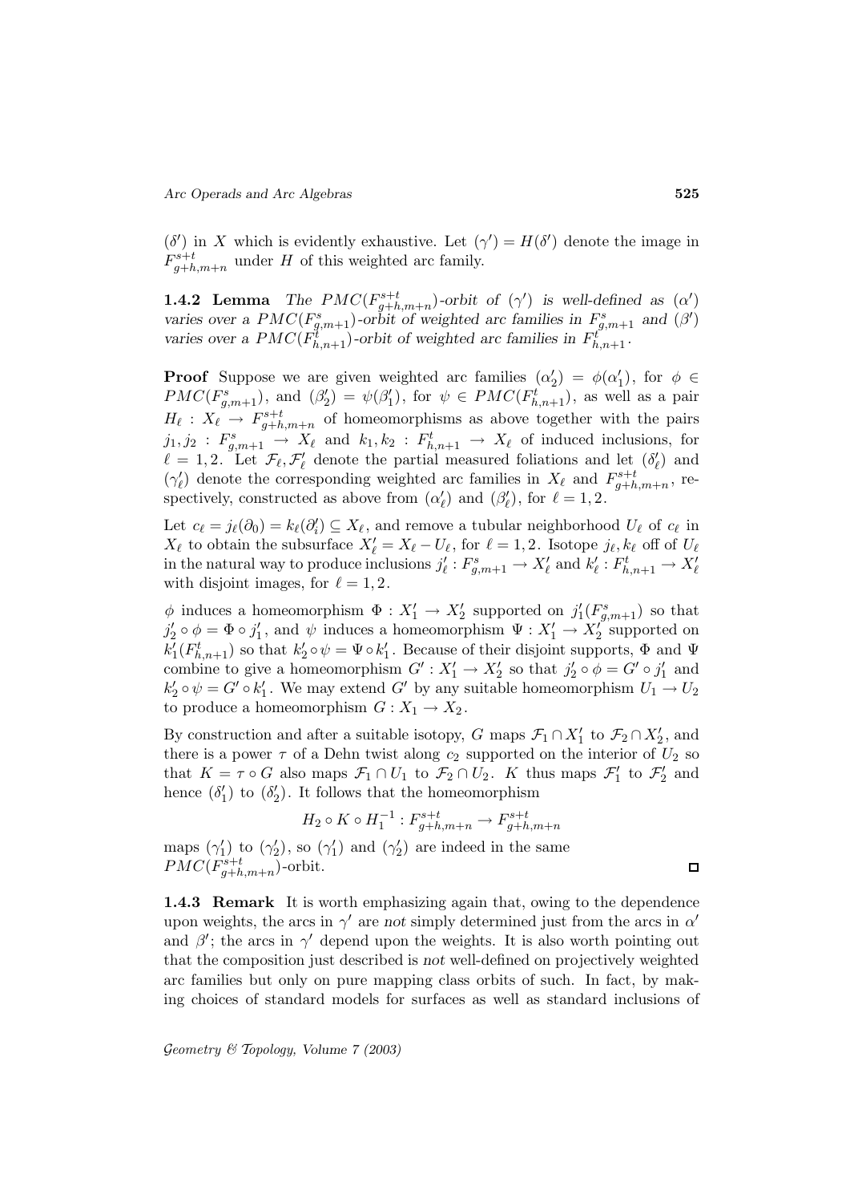$(\delta')$ in $X$ which is evidently exhaustive. Let $(\gamma') = H(\delta')$ denote the image in $F^{s+t}_{g+h,m+n}$ under $H$ of this weighted arc family.

**1.4.2 Lemma** *The $PMC(F^{s+t}_{g+h,m+n})$-orbit of $(\gamma')$ is well-defined as $(\alpha')$ varies over a $PMC(F^s_{g,m+1})$-orbit of weighted arc families in $F^s_{g,m+1}$ and $(\beta')$ varies over a $PMC(F^t_{h,n+1})$-orbit of weighted arc families in $F^t_{h,n+1}$.*

**Proof** Suppose we are given weighted arc families $(\alpha'_2) = \phi(\alpha'_1)$, for $\phi \in PMC(F^s_{g,m+1})$, and $(\beta'_2) = \psi(\beta'_1)$, for $\psi \in PMC(F^t_{h,n+1})$, as well as a pair $H_\ell : X_\ell \to F^{s+t}_{g+h,m+n}$ of homeomorphisms as above together with the pairs $j_1, j_2 : F^s_{g,m+1} \to X_\ell$ and $k_1, k_2 : F^t_{h,n+1} \to X_\ell$ of induced inclusions, for $\ell = 1, 2$. Let $\mathcal{F}_\ell, \mathcal{F}'_\ell$ denote the partial measured foliations and let $(\delta'_\ell)$ and $(\gamma'_\ell)$ denote the corresponding weighted arc families in $X_\ell$ and $F^{s+t}_{g+h,m+n}$, respectively, constructed as above from $(\alpha'_\ell)$ and $(\beta'_\ell)$, for $\ell = 1, 2$.

Let $c_\ell = j_\ell(\partial_0) = k_\ell(\partial'_i) \subseteq X_\ell$, and remove a tubular neighborhood $U_\ell$ of $c_\ell$ in $X_\ell$ to obtain the subsurface $X'_\ell = X_\ell - U_\ell$, for $\ell = 1, 2$. Isotope $j_\ell, k_\ell$ off of $U_\ell$ in the natural way to produce inclusions $j'_\ell : F^s_{g,m+1} \to X'_\ell$ and $k'_\ell : F^t_{h,n+1} \to X'_\ell$ with disjoint images, for $\ell = 1, 2$.

$\phi$ induces a homeomorphism $\Phi : X'_1 \to X'_2$ supported on $j'_1(F^s_{g,m+1})$ so that $j'_2 \circ \phi = \Phi \circ j'_1$, and $\psi$ induces a homeomorphism $\Psi : X'_1 \to X'_2$ supported on $k'_1(F^t_{h,n+1})$ so that $k'_2 \circ \psi = \Psi \circ k'_1$. Because of their disjoint supports, $\Phi$ and $\Psi$ combine to give a homeomorphism $G' : X'_1 \to X'_2$ so that $j'_2 \circ \phi = G' \circ j'_1$ and $k'_2 \circ \psi = G' \circ k'_1$. We may extend $G'$ by any suitable homeomorphism $U_1 \to U_2$ to produce a homeomorphism $G : X_1 \to X_2$.

By construction and after a suitable isotopy, $G$ maps $\mathcal{F}_1 \cap X'_1$ to $\mathcal{F}_2 \cap X'_2$, and there is a power $\tau$ of a Dehn twist along $c_2$ supported on the interior of $U_2$ so that $K = \tau \circ G$ also maps $\mathcal{F}_1 \cap U_1$ to $\mathcal{F}_2 \cap U_2$. $K$ thus maps $\mathcal{F}'_1$ to $\mathcal{F}'_2$ and hence $(\delta'_1)$ to $(\delta'_2)$. It follows that the homeomorphism

$$H_2 \circ K \circ H_1^{-1} : F^{s+t}_{g+h,m+n} \to F^{s+t}_{g+h,m+n}$$

maps $(\gamma'_1)$ to $(\gamma'_2)$, so $(\gamma'_1)$ and $(\gamma'_2)$ are indeed in the same $PMC(F^{s+t}_{g+h,m+n})$-orbit. □

**1.4.3 Remark** It is worth emphasizing again that, owing to the dependence upon weights, the arcs in $\gamma'$ are *not* simply determined just from the arcs in $\alpha'$ and $\beta'$; the arcs in $\gamma'$ depend upon the weights. It is also worth pointing out that the composition just described is *not* well-defined on projectively weighted arc families but only on pure mapping class orbits of such. In fact, by making choices of standard models for surfaces as well as standard inclusions of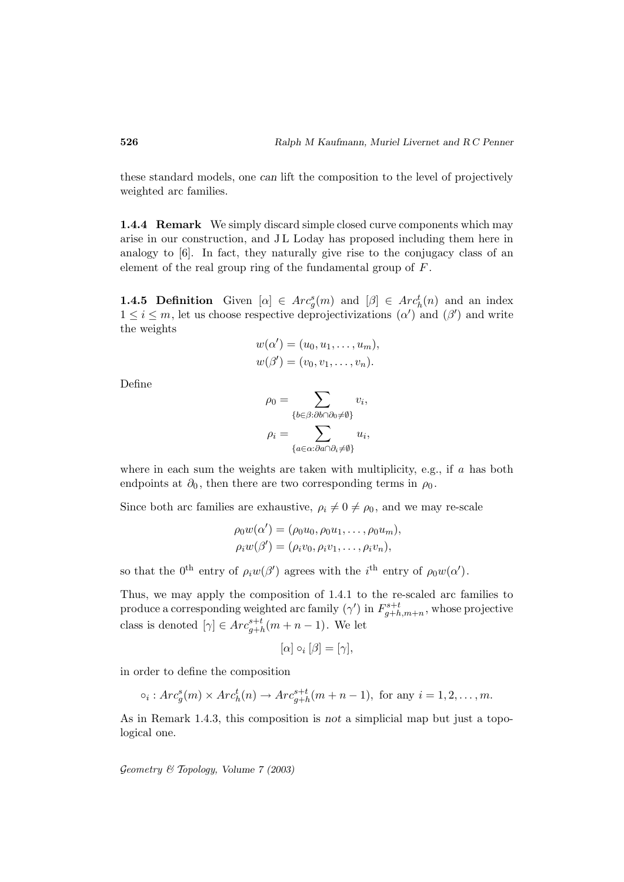these standard models, one *can* lift the composition to the level of projectively weighted arc families.

**1.4.4 Remark** We simply discard simple closed curve components which may arise in our construction, and J L Loday has proposed including them here in analogy to [6]. In fact, they naturally give rise to the conjugacy class of an element of the real group ring of the fundamental group of $F$.

**1.4.5 Definition** Given $[\alpha] \in Arc_g^s(m)$ and $[\beta] \in Arc_h^t(n)$ and an index $1 \leq i \leq m$, let us choose respective deprojectivizations $(\alpha')$ and $(\beta')$ and write the weights

$$w(\alpha') = (u_0, u_1, \ldots, u_m),$$
$$w(\beta') = (v_0, v_1, \ldots, v_n).$$

Define

$$\rho_0 = \sum_{\{b \in \beta : \partial b \cap \partial_0 \neq \emptyset\}} v_i,$$
$$\rho_i = \sum_{\{a \in \alpha : \partial a \cap \partial_i \neq \emptyset\}} u_i,$$

where in each sum the weights are taken with multiplicity, e.g., if $a$ has both endpoints at $\partial_0$, then there are two corresponding terms in $\rho_0$.

Since both arc families are exhaustive, $\rho_i \neq 0 \neq \rho_0$, and we may re-scale

$$\rho_0 w(\alpha') = (\rho_0 u_0, \rho_0 u_1, \ldots, \rho_0 u_m),$$
$$\rho_i w(\beta') = (\rho_i v_0, \rho_i v_1, \ldots, \rho_i v_n),$$

so that the $0^{\text{th}}$ entry of $\rho_i w(\beta')$ agrees with the $i^{\text{th}}$ entry of $\rho_0 w(\alpha')$.

Thus, we may apply the composition of 1.4.1 to the re-scaled arc families to produce a corresponding weighted arc family $(\gamma')$ in $F_{g+h,m+n}^{s+t}$, whose projective class is denoted $[\gamma] \in Arc_{g+h}^{s+t}(m+n-1)$. We let

$$[\alpha] \circ_i [\beta] = [\gamma],$$

in order to define the composition

$$\circ_i : Arc_g^s(m) \times Arc_h^t(n) \to Arc_{g+h}^{s+t}(m+n-1), \text{ for any } i = 1, 2, \ldots, m.$$

As in Remark 1.4.3, this composition is *not* a simplicial map but just a topological one.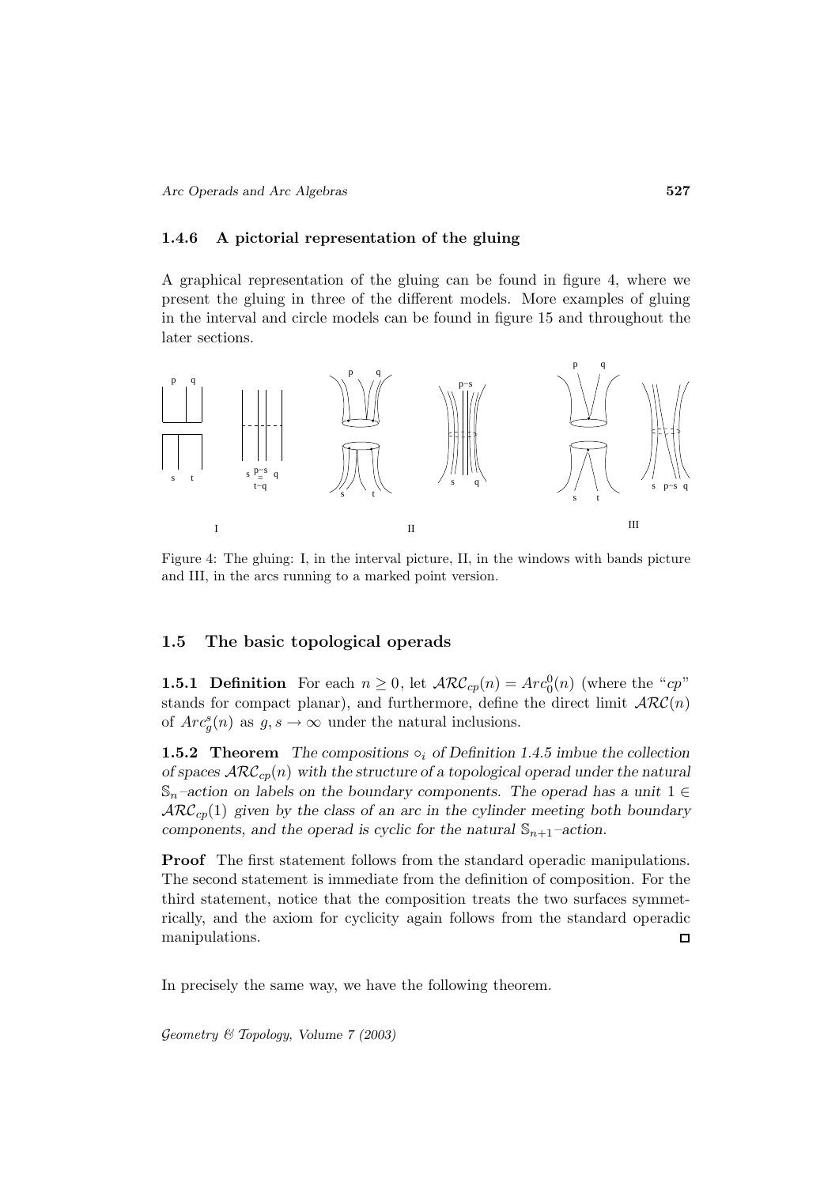### 1.4.6 A pictorial representation of the gluing

A graphical representation of the gluing can be found in figure 4, where we present the gluing in three of the different models. More examples of gluing in the interval and circle models can be found in figure 15 and throughout the later sections.

Figure 4: The gluing: I, in the interval picture, II, in the windows with bands picture and III, in the arcs running to a marked point version.

## 1.5 The basic topological operads

**1.5.1 Definition** For each $n \geq 0$, let $\mathcal{ARC}_{cp}(n) = Arc_0^0(n)$ (where the "$cp$" stands for compact planar), and furthermore, define the direct limit $\mathcal{ARC}(n)$ of $Arc_g^s(n)$ as $g, s \to \infty$ under the natural inclusions.

**1.5.2 Theorem** *The compositions $\circ_i$ of Definition 1.4.5 imbue the collection of spaces $\mathcal{ARC}_{cp}(n)$ with the structure of a topological operad under the natural $\mathbb{S}_n$–action on labels on the boundary components. The operad has a unit $1 \in \mathcal{ARC}_{cp}(1)$ given by the class of an arc in the cylinder meeting both boundary components, and the operad is cyclic for the natural $\mathbb{S}_{n+1}$–action.*

**Proof** The first statement follows from the standard operadic manipulations. The second statement is immediate from the definition of composition. For the third statement, notice that the composition treats the two surfaces symmetrically, and the axiom for cyclicity again follows from the standard operadic manipulations. □

In precisely the same way, we have the following theorem.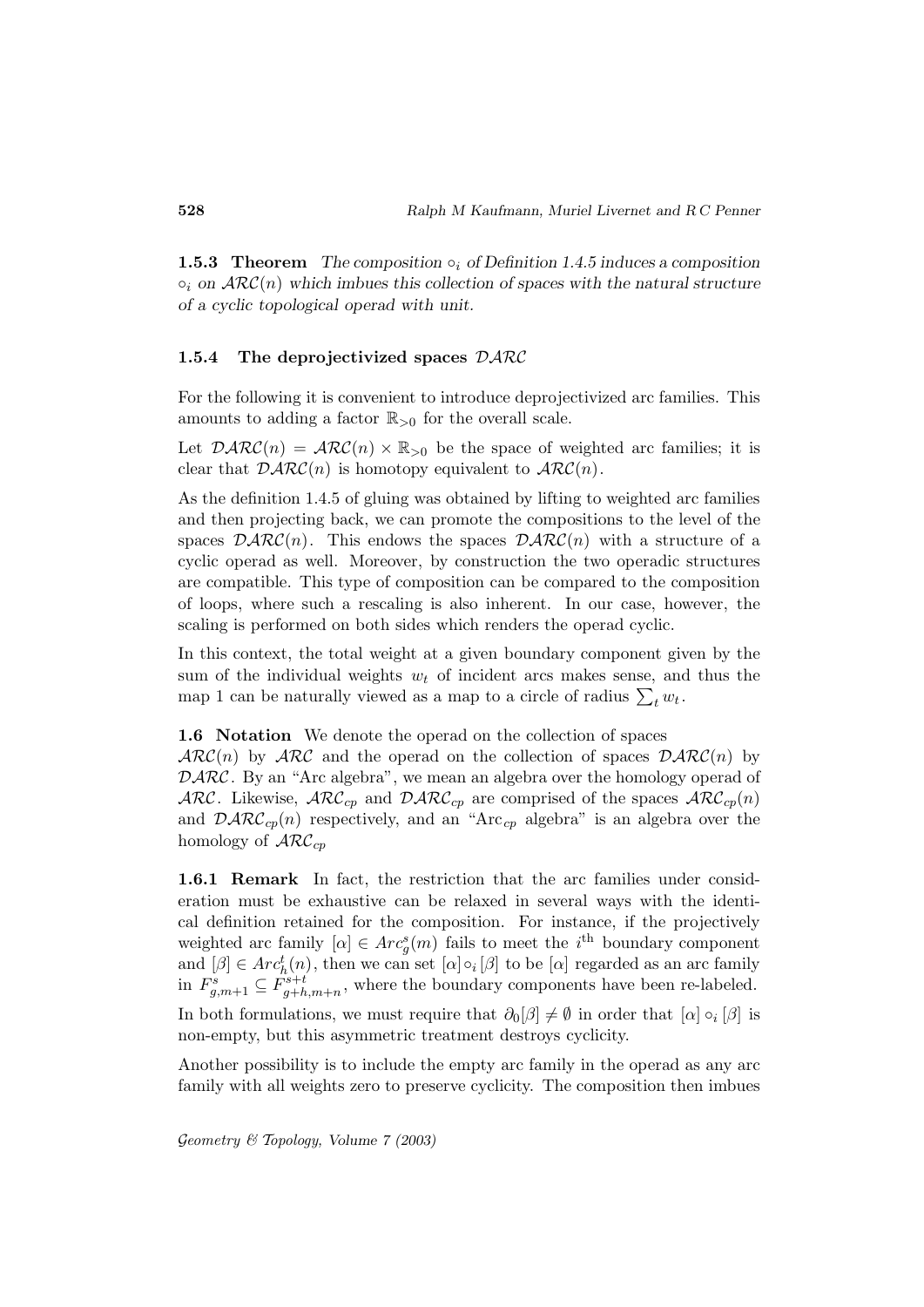**1.5.3 Theorem** *The composition $\circ_i$ of Definition 1.4.5 induces a composition $\circ_i$ on $\mathcal{ARC}(n)$ which imbues this collection of spaces with the natural structure of a cyclic topological operad with unit.*

### 1.5.4 The deprojectivized spaces $\mathcal{DARC}$

For the following it is convenient to introduce deprojectivized arc families. This amounts to adding a factor $\mathbb{R}_{>0}$ for the overall scale.

Let $\mathcal{DARC}(n) = \mathcal{ARC}(n) \times \mathbb{R}_{>0}$ be the space of weighted arc families; it is clear that $\mathcal{DARC}(n)$ is homotopy equivalent to $\mathcal{ARC}(n)$.

As the definition 1.4.5 of gluing was obtained by lifting to weighted arc families and then projecting back, we can promote the compositions to the level of the spaces $\mathcal{DARC}(n)$. This endows the spaces $\mathcal{DARC}(n)$ with a structure of a cyclic operad as well. Moreover, by construction the two operadic structures are compatible. This type of composition can be compared to the composition of loops, where such a rescaling is also inherent. In our case, however, the scaling is performed on both sides which renders the operad cyclic.

In this context, the total weight at a given boundary component given by the sum of the individual weights $w_t$ of incident arcs makes sense, and thus the map 1 can be naturally viewed as a map to a circle of radius $\sum_t w_t$.

**1.6 Notation** We denote the operad on the collection of spaces $\mathcal{ARC}(n)$ by $\mathcal{ARC}$ and the operad on the collection of spaces $\mathcal{DARC}(n)$ by $\mathcal{DARC}$. By an "Arc algebra", we mean an algebra over the homology operad of $\mathcal{ARC}$. Likewise, $\mathcal{ARC}_{cp}$ and $\mathcal{DARC}_{cp}$ are comprised of the spaces $\mathcal{ARC}_{cp}(n)$ and $\mathcal{DARC}_{cp}(n)$ respectively, and an "$\mathrm{Arc}_{cp}$ algebra" is an algebra over the homology of $\mathcal{ARC}_{cp}$

**1.6.1 Remark** In fact, the restriction that the arc families under consideration must be exhaustive can be relaxed in several ways with the identical definition retained for the composition. For instance, if the projectively weighted arc family $[\alpha] \in Arc_g^s(m)$ fails to meet the $i^{\text{th}}$ boundary component and $[\beta] \in Arc_h^t(n)$, then we can set $[\alpha] \circ_i [\beta]$ to be $[\alpha]$ regarded as an arc family in $F_{g,m+1}^s \subseteq F_{g+h,m+n}^{s+t}$, where the boundary components have been re-labeled.

In both formulations, we must require that $\partial_0[\beta] \neq \emptyset$ in order that $[\alpha] \circ_i [\beta]$ is non-empty, but this asymmetric treatment destroys cyclicity.

Another possibility is to include the empty arc family in the operad as any arc family with all weights zero to preserve cyclicity. The composition then imbues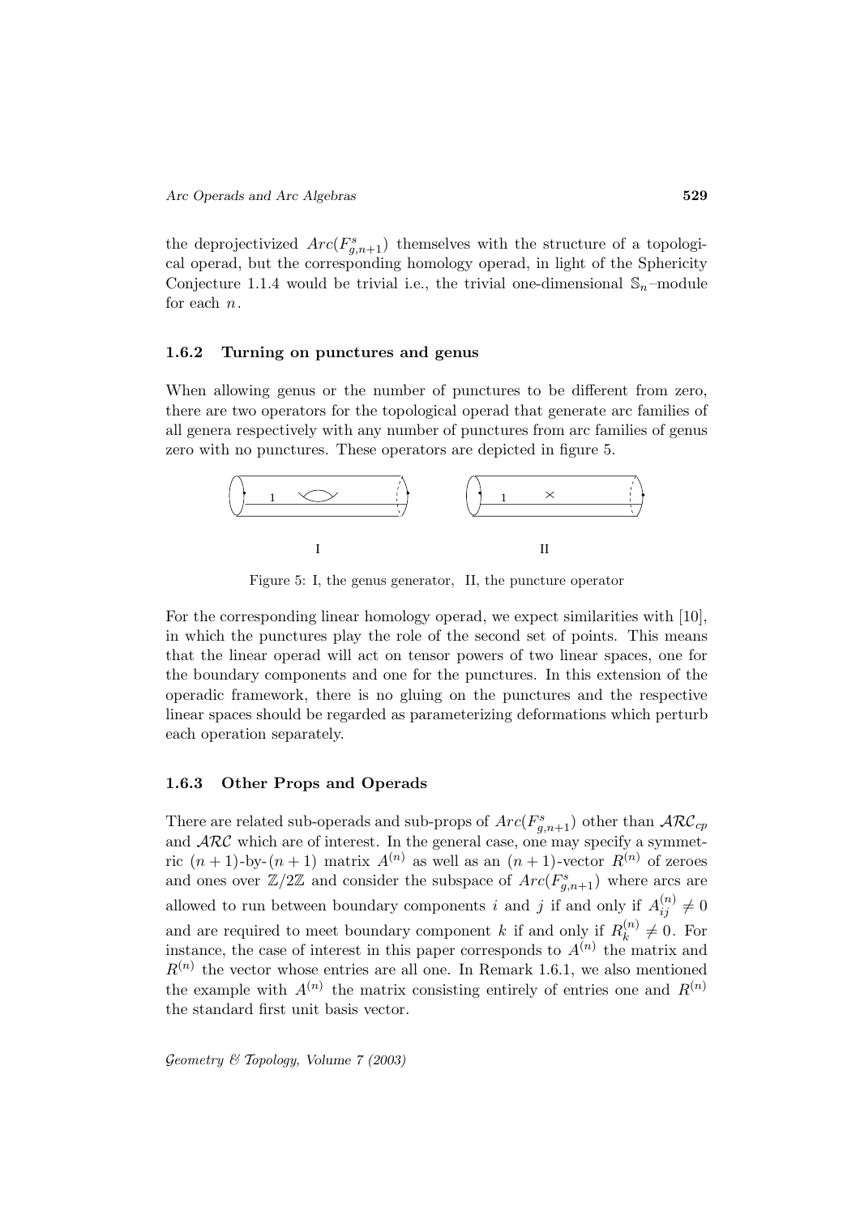the deprojectivized $Arc(F^s_{g,n+1})$ themselves with the structure of a topological operad, but the corresponding homology operad, in light of the Sphericity Conjecture 1.1.4 would be trivial i.e., the trivial one-dimensional $\mathbb{S}_n$–module for each $n$.

### 1.6.2 Turning on punctures and genus

When allowing genus or the number of punctures to be different from zero, there are two operators for the topological operad that generate arc families of all genera respectively with any number of punctures from arc families of genus zero with no punctures. These operators are depicted in figure 5.

Figure 5: I, the genus generator, II, the puncture operator

For the corresponding linear homology operad, we expect similarities with [10], in which the punctures play the role of the second set of points. This means that the linear operad will act on tensor powers of two linear spaces, one for the boundary components and one for the punctures. In this extension of the operadic framework, there is no gluing on the punctures and the respective linear spaces should be regarded as parameterizing deformations which perturb each operation separately.

### 1.6.3 Other Props and Operads

There are related sub-operads and sub-props of $Arc(F^s_{g,n+1})$ other than $\mathcal{ARC}_{cp}$ and $\mathcal{ARC}$ which are of interest. In the general case, one may specify a symmetric $(n+1)$-by-$(n+1)$ matrix $A^{(n)}$ as well as an $(n+1)$-vector $R^{(n)}$ of zeroes and ones over $\mathbb{Z}/2\mathbb{Z}$ and consider the subspace of $Arc(F^s_{g,n+1})$ where arcs are allowed to run between boundary components $i$ and $j$ if and only if $A^{(n)}_{ij} \neq 0$ and are required to meet boundary component $k$ if and only if $R^{(n)}_k \neq 0$. For instance, the case of interest in this paper corresponds to $A^{(n)}$ the matrix and $R^{(n)}$ the vector whose entries are all one. In Remark 1.6.1, we also mentioned the example with $A^{(n)}$ the matrix consisting entirely of entries one and $R^{(n)}$ the standard first unit basis vector.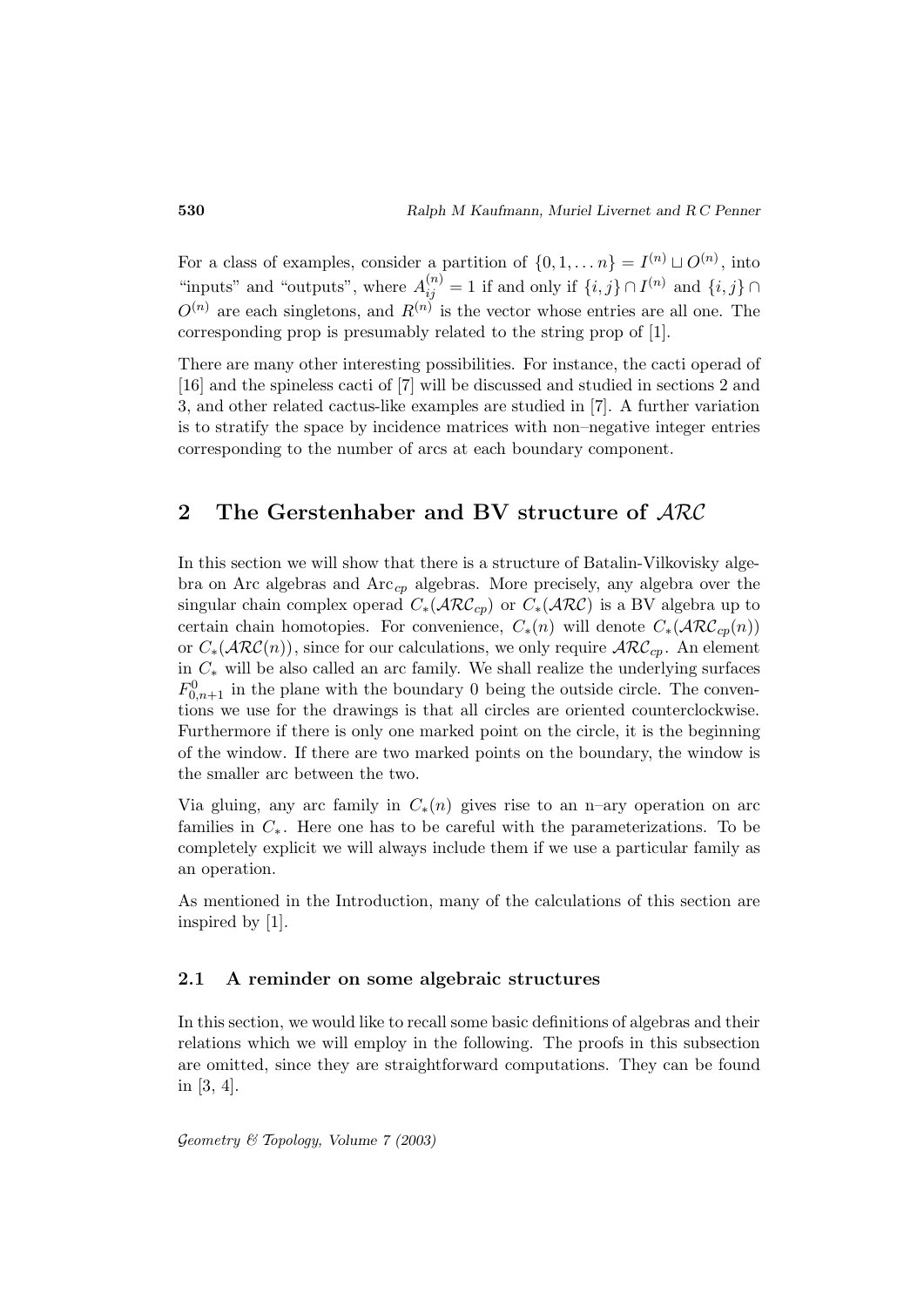For a class of examples, consider a partition of $\{0, 1, \dots n\} = I^{(n)} \sqcup O^{(n)}$, into "inputs" and "outputs", where $A^{(n)}_{ij} = 1$ if and only if $\{i, j\} \cap I^{(n)}$ and $\{i, j\} \cap O^{(n)}$ are each singletons, and $R^{(n)}$ is the vector whose entries are all one. The corresponding prop is presumably related to the string prop of [1].

There are many other interesting possibilities. For instance, the cacti operad of [16] and the spineless cacti of [7] will be discussed and studied in sections 2 and 3, and other related cactus-like examples are studied in [7]. A further variation is to stratify the space by incidence matrices with non–negative integer entries corresponding to the number of arcs at each boundary component.

## 2 The Gerstenhaber and BV structure of $\mathcal{ARC}$

In this section we will show that there is a structure of Batalin-Vilkovisky algebra on Arc algebras and $\mathrm{Arc}_{cp}$ algebras. More precisely, any algebra over the singular chain complex operad $C_*(\mathcal{ARC}_{cp})$ or $C_*(\mathcal{ARC})$ is a BV algebra up to certain chain homotopies. For convenience, $C_*(n)$ will denote $C_*(\mathcal{ARC}_{cp}(n))$ or $C_*(\mathcal{ARC}(n))$, since for our calculations, we only require $\mathcal{ARC}_{cp}$. An element in $C_*$ will be also called an arc family. We shall realize the underlying surfaces $F^0_{0,n+1}$ in the plane with the boundary 0 being the outside circle. The conventions we use for the drawings is that all circles are oriented counterclockwise. Furthermore if there is only one marked point on the circle, it is the beginning of the window. If there are two marked points on the boundary, the window is the smaller arc between the two.

Via gluing, any arc family in $C_*(n)$ gives rise to an n–ary operation on arc families in $C_*$. Here one has to be careful with the parameterizations. To be completely explicit we will always include them if we use a particular family as an operation.

As mentioned in the Introduction, many of the calculations of this section are inspired by [1].

### 2.1 A reminder on some algebraic structures

In this section, we would like to recall some basic definitions of algebras and their relations which we will employ in the following. The proofs in this subsection are omitted, since they are straightforward computations. They can be found in [3, 4].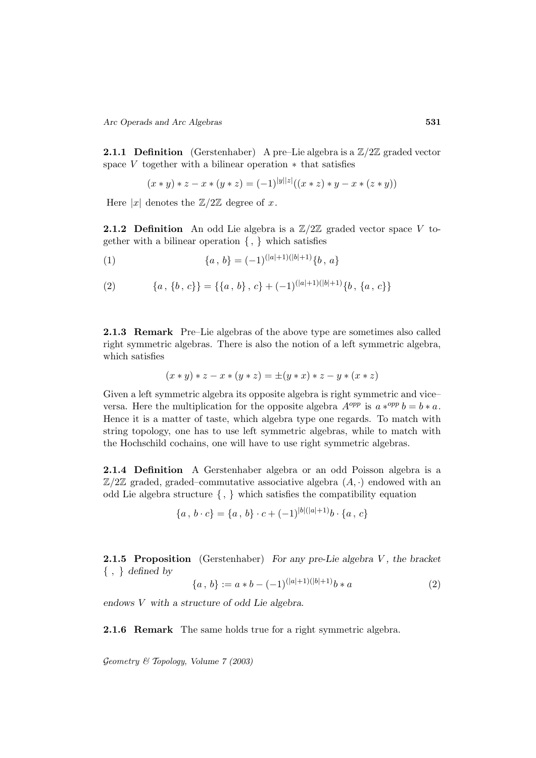**2.1.1 Definition** (Gerstenhaber) A pre–Lie algebra is a $\mathbb{Z}/2\mathbb{Z}$ graded vector space $V$ together with a bilinear operation $*$ that satisfies

$$(x * y) * z - x * (y * z) = (-1)^{|y||z|}((x * z) * y - x * (z * y))$$

Here $|x|$ denotes the $\mathbb{Z}/2\mathbb{Z}$ degree of $x$.

**2.1.2 Definition** An odd Lie algebra is a $\mathbb{Z}/2\mathbb{Z}$ graded vector space $V$ together with a bilinear operation $\{\,,\,\}$ which satisfies

$$\{a\,,\,b\} = (-1)^{(|a|+1)(|b|+1)}\{b\,,\,a\} \tag{1}$$

$$\{a\,,\,\{b\,,\,c\}\} = \{\{a\,,\,b\}\,,\,c\} + (-1)^{(|a|+1)(|b|+1)}\{b\,,\,\{a\,,\,c\}\} \tag{2}$$

**2.1.3 Remark** Pre–Lie algebras of the above type are sometimes also called right symmetric algebras. There is also the notion of a left symmetric algebra, which satisfies

$$(x * y) * z - x * (y * z) = \pm(y * x) * z - y * (x * z)$$

Given a left symmetric algebra its opposite algebra is right symmetric and vice–versa. Here the multiplication for the opposite algebra $A^{opp}$ is $a *^{opp} b = b * a$. Hence it is a matter of taste, which algebra type one regards. To match with string topology, one has to use left symmetric algebras, while to match with the Hochschild cochains, one will have to use right symmetric algebras.

**2.1.4 Definition** A Gerstenhaber algebra or an odd Poisson algebra is a $\mathbb{Z}/2\mathbb{Z}$ graded, graded–commutative associative algebra $(A, \cdot)$ endowed with an odd Lie algebra structure $\{\,,\,\}$ which satisfies the compatibility equation

$$\{a\,,\,b \cdot c\} = \{a\,,\,b\} \cdot c + (-1)^{|b|(|a|+1)} b \cdot \{a\,,\,c\}$$

**2.1.5 Proposition** (Gerstenhaber) *For any pre-Lie algebra $V$, the bracket $\{\,,\,\}$ defined by*

$$\{a\,,\,b\} := a * b - (-1)^{(|a|+1)(|b|+1)} b * a \tag{2}$$

*endows $V$ with a structure of odd Lie algebra.*

**2.1.6 Remark** The same holds true for a right symmetric algebra.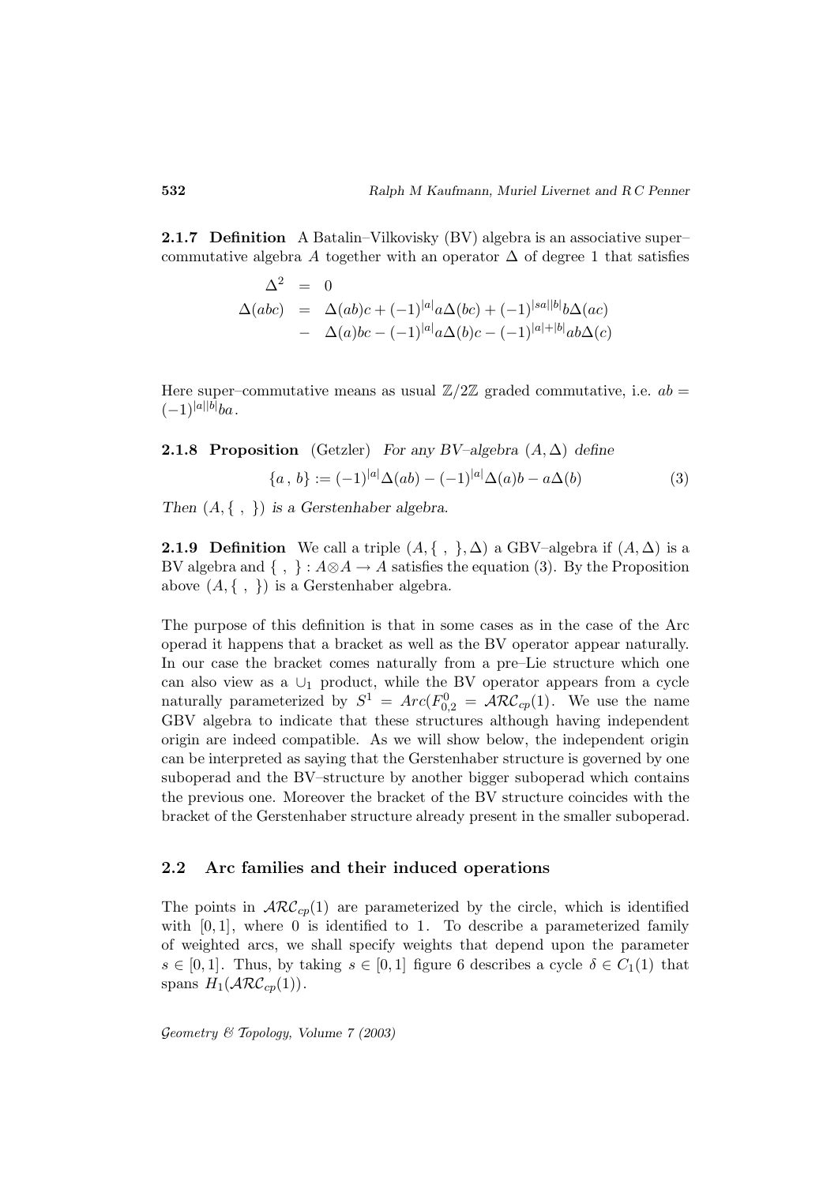**2.1.7 Definition** A Batalin–Vilkovisky (BV) algebra is an associative super–commutative algebra $A$ together with an operator $\Delta$ of degree 1 that satisfies

$$\begin{aligned}
\Delta^2 &= 0 \\
\Delta(abc) &= \Delta(ab)c + (-1)^{|a|}a\Delta(bc) + (-1)^{|sa||b|}b\Delta(ac) \\
&- \Delta(a)bc - (-1)^{|a|}a\Delta(b)c - (-1)^{|a|+|b|}ab\Delta(c)
\end{aligned}$$

Here super–commutative means as usual $\mathbb{Z}/2\mathbb{Z}$ graded commutative, i.e. $ab = (-1)^{|a||b|}ba$.

**2.1.8 Proposition** (Getzler) *For any BV–algebra $(A, \Delta)$ define*

$$\{a\,,\,b\} := (-1)^{|a|}\Delta(ab) - (-1)^{|a|}\Delta(a)b - a\Delta(b) \tag{3}$$

*Then $(A, \{\ ,\ \})$ is a Gerstenhaber algebra.*

**2.1.9 Definition** We call a triple $(A, \{\ ,\ \}, \Delta)$ a GBV–algebra if $(A, \Delta)$ is a BV algebra and $\{\ ,\ \} : A \otimes A \to A$ satisfies the equation (3). By the Proposition above $(A, \{\ ,\ \})$ is a Gerstenhaber algebra.

The purpose of this definition is that in some cases as in the case of the Arc operad it happens that a bracket as well as the BV operator appear naturally. In our case the bracket comes naturally from a pre–Lie structure which one can also view as a $\cup_1$ product, while the BV operator appears from a cycle naturally parameterized by $S^1 = Arc(F^0_{0,2} = \mathcal{ARC}_{cp}(1)$. We use the name GBV algebra to indicate that these structures although having independent origin are indeed compatible. As we will show below, the independent origin can be interpreted as saying that the Gerstenhaber structure is governed by one suboperad and the BV–structure by another bigger suboperad which contains the previous one. Moreover the bracket of the BV structure coincides with the bracket of the Gerstenhaber structure already present in the smaller suboperad.

## 2.2 Arc families and their induced operations

The points in $\mathcal{ARC}_{cp}(1)$ are parameterized by the circle, which is identified with $[0, 1]$, where 0 is identified to 1. To describe a parameterized family of weighted arcs, we shall specify weights that depend upon the parameter $s \in [0, 1]$. Thus, by taking $s \in [0, 1]$ figure 6 describes a cycle $\delta \in C_1(1)$ that spans $H_1(\mathcal{ARC}_{cp}(1))$.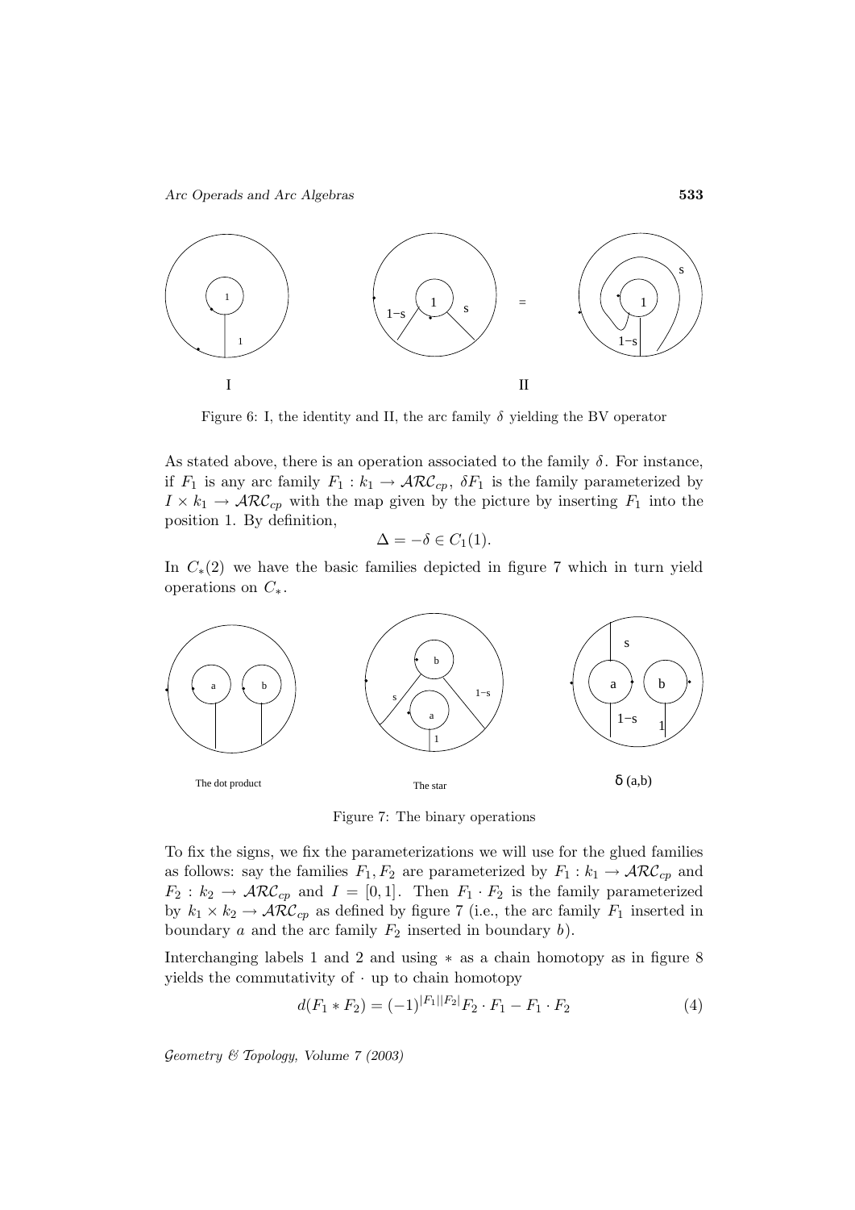Figure 6: I, the identity and II, the arc family $\delta$ yielding the BV operator

As stated above, there is an operation associated to the family $\delta$. For instance, if $F_1$ is any arc family $F_1 : k_1 \to \mathcal{ARC}_{cp}$, $\delta F_1$ is the family parameterized by $I \times k_1 \to \mathcal{ARC}_{cp}$ with the map given by the picture by inserting $F_1$ into the position 1. By definition,

$$\Delta = -\delta \in C_1(1).$$

In $C_*(2)$ we have the basic families depicted in figure 7 which in turn yield operations on $C_*$.

Figure 7: The binary operations

To fix the signs, we fix the parameterizations we will use for the glued families as follows: say the families $F_1, F_2$ are parameterized by $F_1 : k_1 \to \mathcal{ARC}_{cp}$ and $F_2 : k_2 \to \mathcal{ARC}_{cp}$ and $I = [0, 1]$. Then $F_1 \cdot F_2$ is the family parameterized by $k_1 \times k_2 \to \mathcal{ARC}_{cp}$ as defined by figure 7 (i.e., the arc family $F_1$ inserted in boundary $a$ and the arc family $F_2$ inserted in boundary $b$).

Interchanging labels 1 and 2 and using $*$ as a chain homotopy as in figure 8 yields the commutativity of $\cdot$ up to chain homotopy

$$d(F_1 * F_2) = (-1)^{|F_1||F_2|} F_2 \cdot F_1 - F_1 \cdot F_2 \tag{4}$$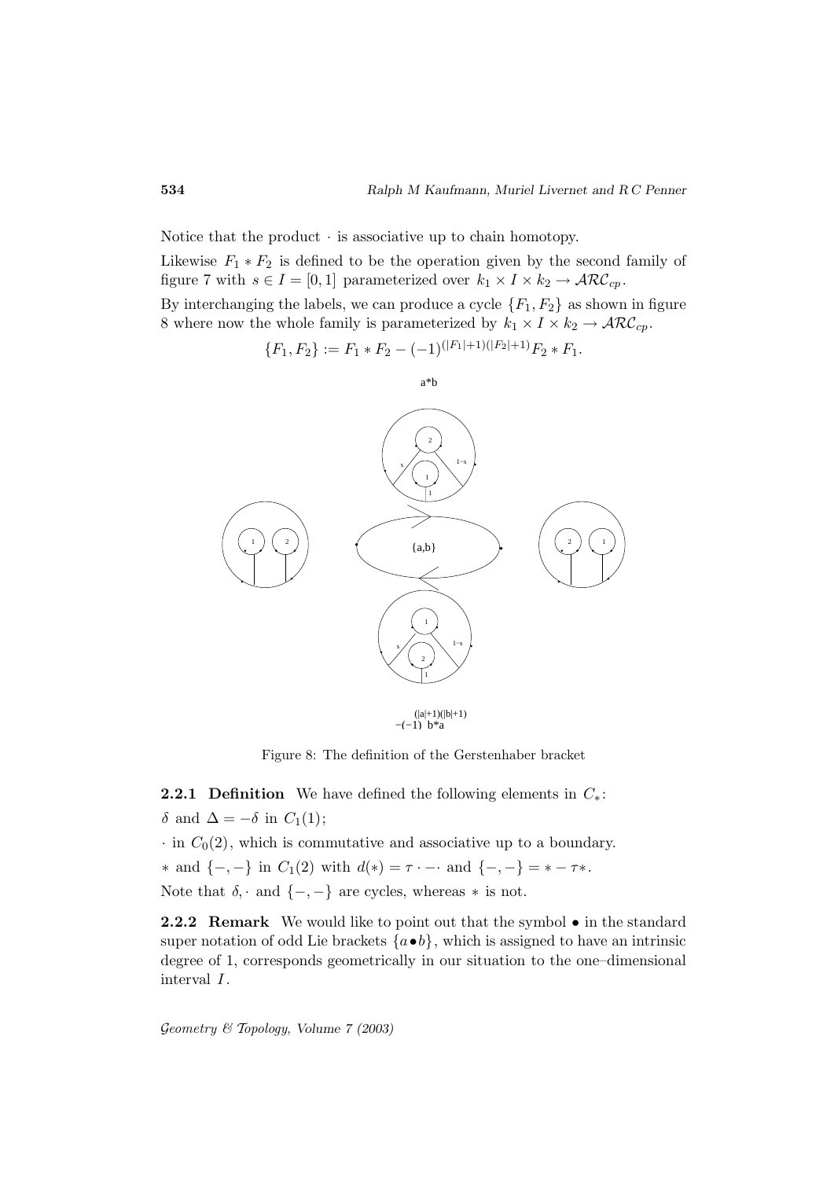Notice that the product $\cdot$ is associative up to chain homotopy.

Likewise $F_1 * F_2$ is defined to be the operation given by the second family of figure 7 with $s \in I = [0,1]$ parameterized over $k_1 \times I \times k_2 \to \mathcal{ARC}_{cp}$.

By interchanging the labels, we can produce a cycle $\{F_1, F_2\}$ as shown in figure 8 where now the whole family is parameterized by $k_1 \times I \times k_2 \to \mathcal{ARC}_{cp}$.

$$\{F_1, F_2\} := F_1 * F_2 - (-1)^{(|F_1|+1)(|F_2|+1)} F_2 * F_1.$$

Figure 8: The definition of the Gerstenhaber bracket

**2.2.1 Definition** We have defined the following elements in $C_*$:

$\delta$ and $\Delta = -\delta$ in $C_1(1)$;

$\cdot$ in $C_0(2)$, which is commutative and associative up to a boundary.

$*$ and $\{-,-\}$ in $C_1(2)$ with $d(*) = \tau \cdot - \cdot$ and $\{-,-\} = * - \tau *$.

Note that $\delta, \cdot$ and $\{-,-\}$ are cycles, whereas $*$ is not.

**2.2.2 Remark** We would like to point out that the symbol $\bullet$ in the standard super notation of odd Lie brackets $\{a \bullet b\}$, which is assigned to have an intrinsic degree of 1, corresponds geometrically in our situation to the one–dimensional interval $I$.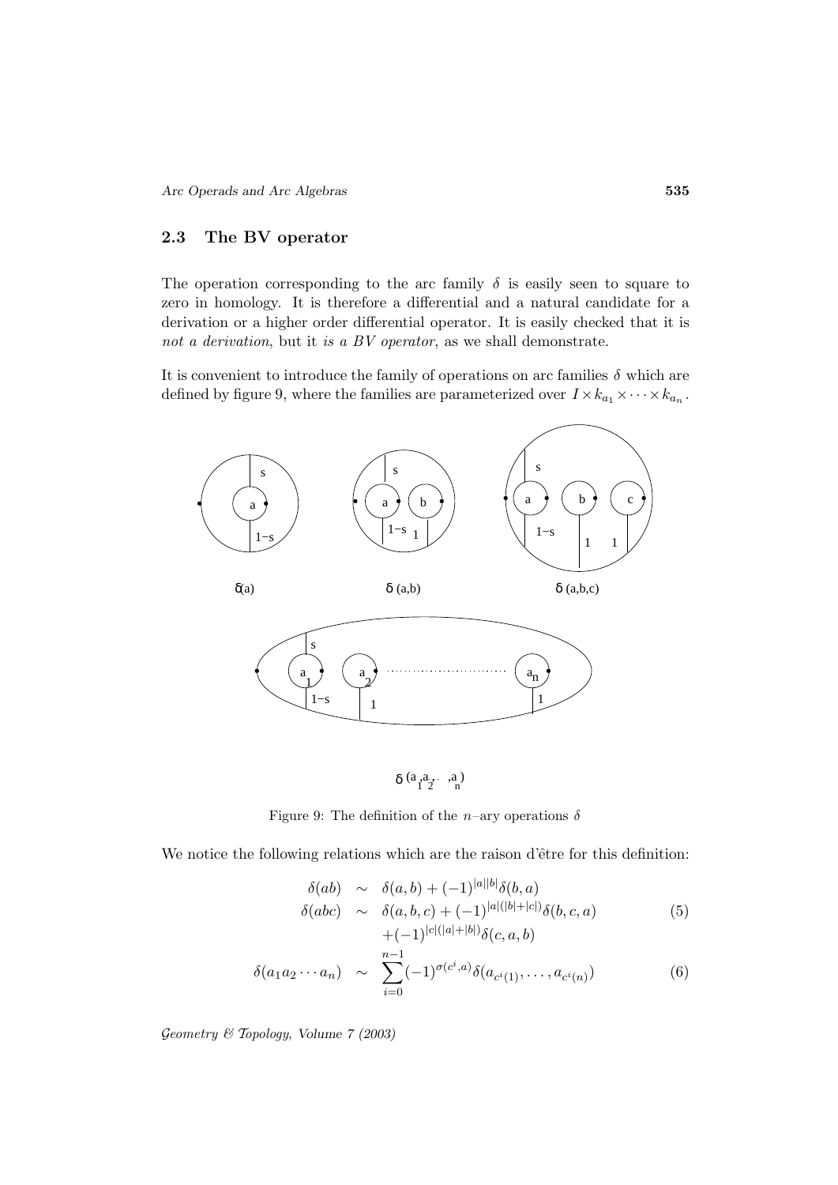## 2.3 The BV operator

The operation corresponding to the arc family $\delta$ is easily seen to square to zero in homology. It is therefore a differential and a natural candidate for a derivation or a higher order differential operator. It is easily checked that it is *not a derivation*, but it *is a BV operator*, as we shall demonstrate.

It is convenient to introduce the family of operations on arc families $\delta$ which are defined by figure 9, where the families are parameterized over $I \times k_{a_1} \times \cdots \times k_{a_n}$.

Figure 9: The definition of the $n$–ary operations $\delta$

We notice the following relations which are the raison d'être for this definition:

$$
\begin{aligned}
\delta(ab) &\sim \delta(a,b) + (-1)^{|a||b|}\delta(b,a) \\
\delta(abc) &\sim \delta(a,b,c) + (-1)^{|a|(|b|+|c|)}\delta(b,c,a) \\
&\quad +(-1)^{|c|(|a|+|b|)}\delta(c,a,b)
\end{aligned} \tag{5}
$$

$$
\delta(a_1 a_2 \cdots a_n) \sim \sum_{i=0}^{n-1}(-1)^{\sigma(c^i,a)}\delta(a_{c^i(1)}, \ldots, a_{c^i(n)}) \tag{6}
$$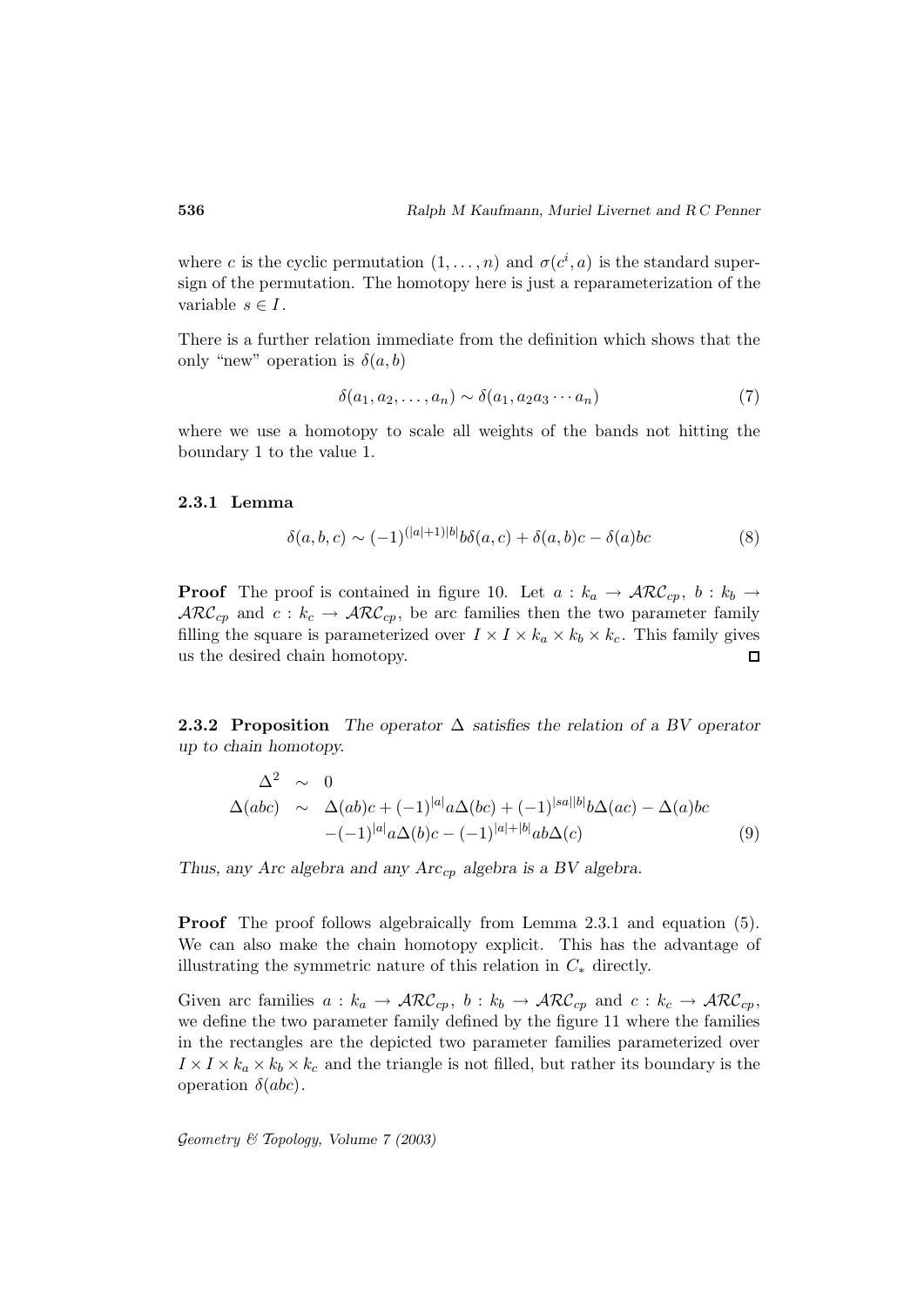where $c$ is the cyclic permutation $(1, \dots, n)$ and $\sigma(c^i, a)$ is the standard supersign of the permutation. The homotopy here is just a reparameterization of the variable $s \in I$.

There is a further relation immediate from the definition which shows that the only "new" operation is $\delta(a, b)$

$$\delta(a_1, a_2, \dots, a_n) \sim \delta(a_1, a_2 a_3 \cdots a_n) \tag{7}$$

where we use a homotopy to scale all weights of the bands not hitting the boundary 1 to the value 1.

#### 2.3.1 Lemma

$$\delta(a, b, c) \sim (-1)^{(|a|+1)|b|} b\delta(a, c) + \delta(a, b)c - \delta(a)bc \tag{8}$$

**Proof** The proof is contained in figure 10. Let $a : k_a \to \mathcal{ARC}_{cp}$, $b : k_b \to \mathcal{ARC}_{cp}$ and $c : k_c \to \mathcal{ARC}_{cp}$, be arc families then the two parameter family filling the square is parameterized over $I \times I \times k_a \times k_b \times k_c$. This family gives us the desired chain homotopy. □

**2.3.2 Proposition** *The operator $\Delta$ satisfies the relation of a BV operator up to chain homotopy.*

$$\begin{aligned} \Delta^2 &\sim 0 \\ \Delta(abc) &\sim \Delta(ab)c + (-1)^{|a|} a\Delta(bc) + (-1)^{|sa||b|} b\Delta(ac) - \Delta(a)bc \\ &\quad -(-1)^{|a|} a\Delta(b)c - (-1)^{|a|+|b|} ab\Delta(c) \end{aligned} \tag{9}$$

*Thus, any Arc algebra and any $Arc_{cp}$ algebra is a BV algebra.*

**Proof** The proof follows algebraically from Lemma 2.3.1 and equation (5). We can also make the chain homotopy explicit. This has the advantage of illustrating the symmetric nature of this relation in $C_*$ directly.

Given arc families $a : k_a \to \mathcal{ARC}_{cp}$, $b : k_b \to \mathcal{ARC}_{cp}$ and $c : k_c \to \mathcal{ARC}_{cp}$, we define the two parameter family defined by the figure 11 where the families in the rectangles are the depicted two parameter families parameterized over $I \times I \times k_a \times k_b \times k_c$ and the triangle is not filled, but rather its boundary is the operation $\delta(abc)$.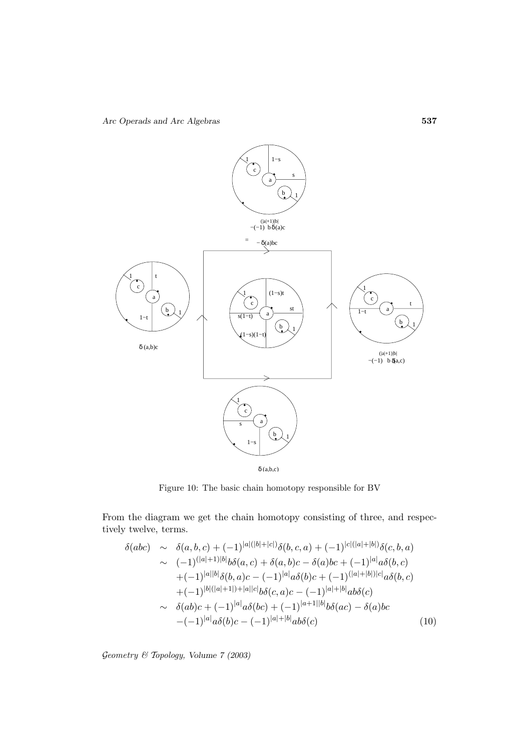Figure 10: The basic chain homotopy responsible for BV

From the diagram we get the chain homotopy consisting of three, and respectively twelve, terms.

$$
\begin{aligned}
\delta(abc) \quad &\sim \quad \delta(a,b,c) + (-1)^{|a|(|b|+|c|)}\delta(b,c,a) + (-1)^{|c|(|a|+|b|)}\delta(c,b,a) \\
&\sim \quad (-1)^{(|a|+1)|b|}b\delta(a,c) + \delta(a,b)c - \delta(a)bc + (-1)^{|a|}a\delta(b,c) \\
&\quad\quad + (-1)^{|a||b|}\delta(b,a)c - (-1)^{|a|}a\delta(b)c + (-1)^{(|a|+|b|)|c|}a\delta(b,c) \\
&\quad\quad + (-1)^{|b|(|a|+1|)+|a||c|}b\delta(c,a)c - (-1)^{|a|+|b|}ab\delta(c) \\
&\sim \quad \delta(ab)c + (-1)^{|a|}a\delta(bc) + (-1)^{|a+1||b|}b\delta(ac) - \delta(a)bc \\
&\quad\quad - (-1)^{|a|}a\delta(b)c - (-1)^{|a|+|b|}ab\delta(c)
\end{aligned}
\tag{10}
$$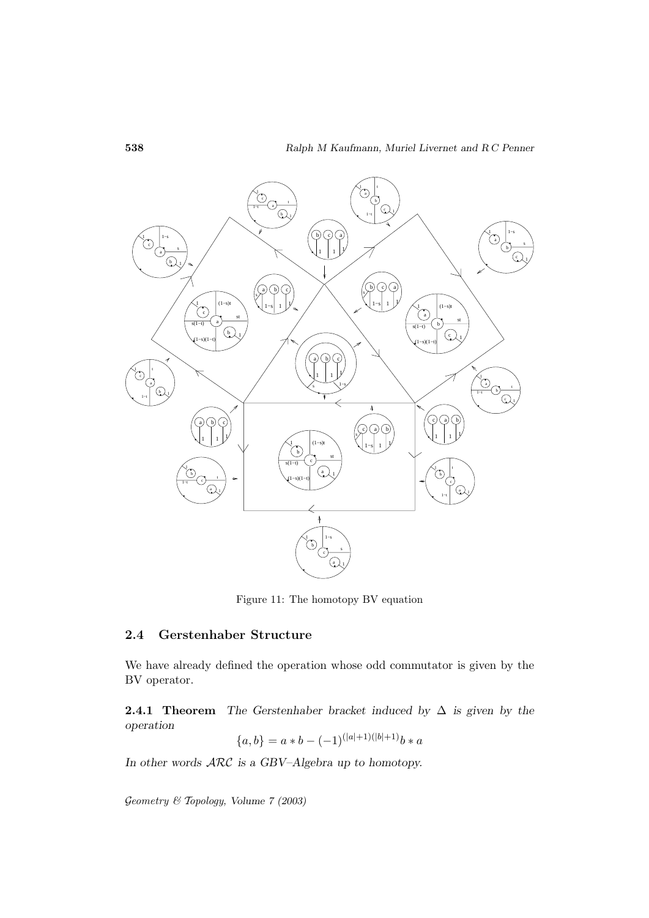Figure 11: The homotopy BV equation

## 2.4 Gerstenhaber Structure

We have already defined the operation whose odd commutator is given by the BV operator.

**2.4.1 Theorem** *The Gerstenhaber bracket induced by* $\Delta$ *is given by the operation*

$$\{a, b\} = a * b - (-1)^{(|a|+1)(|b|+1)} b * a$$

*In other words* $\mathcal{ARC}$ *is a GBV–Algebra up to homotopy.*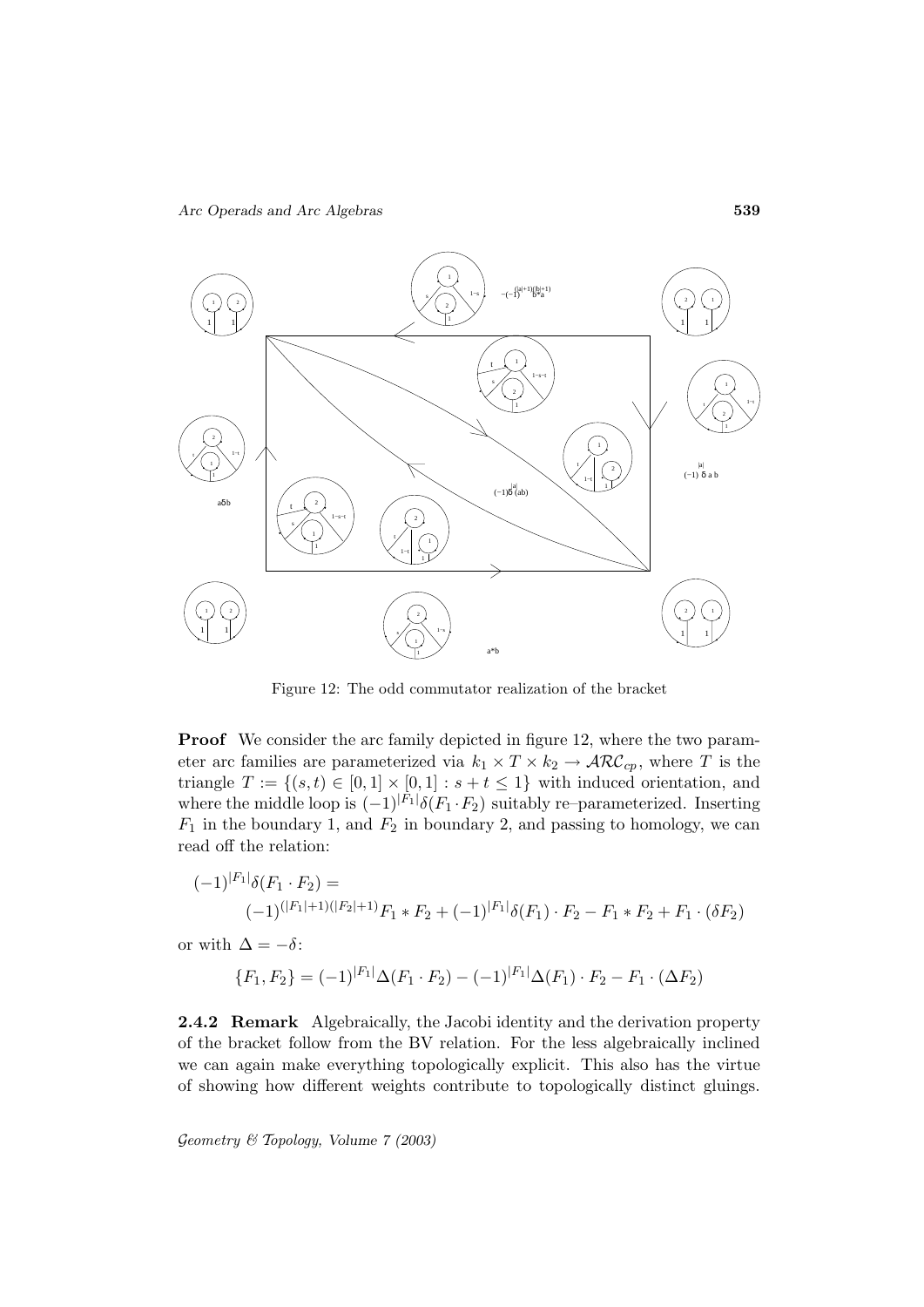Figure 12: The odd commutator realization of the bracket

**Proof** We consider the arc family depicted in figure 12, where the two parameter arc families are parameterized via $k_1 \times T \times k_2 \to \mathcal{ARC}_{cp}$, where $T$ is the triangle $T := \{(s,t) \in [0,1] \times [0,1] : s+t \leq 1\}$ with induced orientation, and where the middle loop is $(-1)^{|F_1|}\delta(F_1 \cdot F_2)$ suitably re–parameterized. Inserting $F_1$ in the boundary 1, and $F_2$ in boundary 2, and passing to homology, we can read off the relation:

$$(-1)^{|F_1|}\delta(F_1 \cdot F_2) = \\ (-1)^{(|F_1|+1)(|F_2|+1)} F_1 * F_2 + (-1)^{|F_1|}\delta(F_1) \cdot F_2 - F_1 * F_2 + F_1 \cdot (\delta F_2)$$

or with $\Delta = -\delta$:

$$\{F_1, F_2\} = (-1)^{|F_1|}\Delta(F_1 \cdot F_2) - (-1)^{|F_1|}\Delta(F_1) \cdot F_2 - F_1 \cdot (\Delta F_2)$$

**2.4.2 Remark** Algebraically, the Jacobi identity and the derivation property of the bracket follow from the BV relation. For the less algebraically inclined we can again make everything topologically explicit. This also has the virtue of showing how different weights contribute to topologically distinct gluings.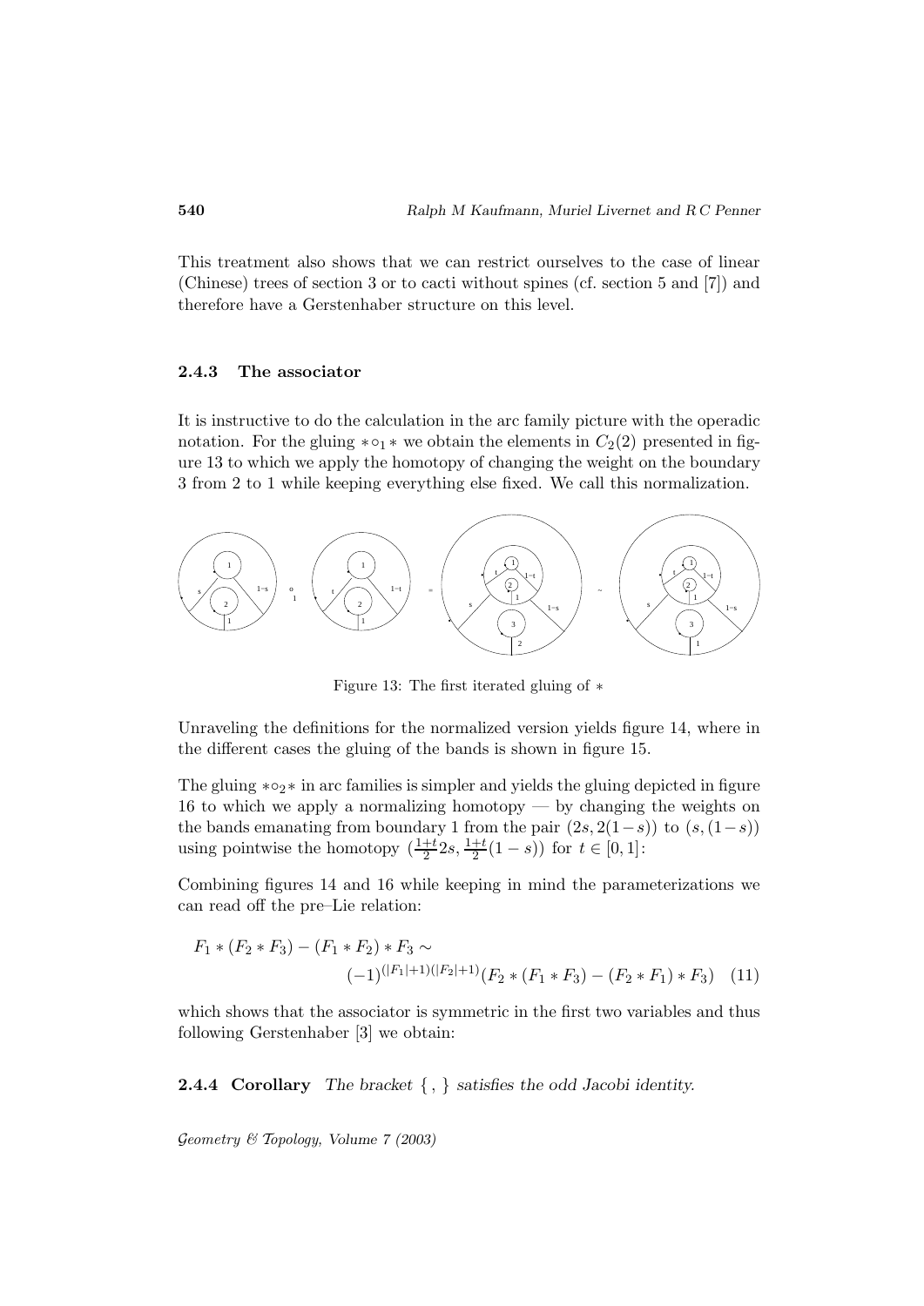This treatment also shows that we can restrict ourselves to the case of linear (Chinese) trees of section 3 or to cacti without spines (cf. section 5 and [7]) and therefore have a Gerstenhaber structure on this level.

### 2.4.3 The associator

It is instructive to do the calculation in the arc family picture with the operadic notation. For the gluing $* \circ_1 *$ we obtain the elements in $C_2(2)$ presented in figure 13 to which we apply the homotopy of changing the weight on the boundary 3 from 2 to 1 while keeping everything else fixed. We call this normalization.

Figure 13: The first iterated gluing of $*$

Unraveling the definitions for the normalized version yields figure 14, where in the different cases the gluing of the bands is shown in figure 15.

The gluing $* \circ_2 *$ in arc families is simpler and yields the gluing depicted in figure 16 to which we apply a normalizing homotopy — by changing the weights on the bands emanating from boundary 1 from the pair $(2s, 2(1-s))$ to $(s, (1-s))$ using pointwise the homotopy $(\frac{1+t}{2} 2s, \frac{1+t}{2}(1-s))$ for $t \in [0,1]$:

Combining figures 14 and 16 while keeping in mind the parameterizations we can read off the pre–Lie relation:

$$F_1 * (F_2 * F_3) - (F_1 * F_2) * F_3 \sim (-1)^{(|F_1|+1)(|F_2|+1)}(F_2 * (F_1 * F_3) - (F_2 * F_1) * F_3) \quad (11)$$

which shows that the associator is symmetric in the first two variables and thus following Gerstenhaber [3] we obtain:

**2.4.4 Corollary** *The bracket* $\{\ ,\ \}$ *satisfies the odd Jacobi identity.*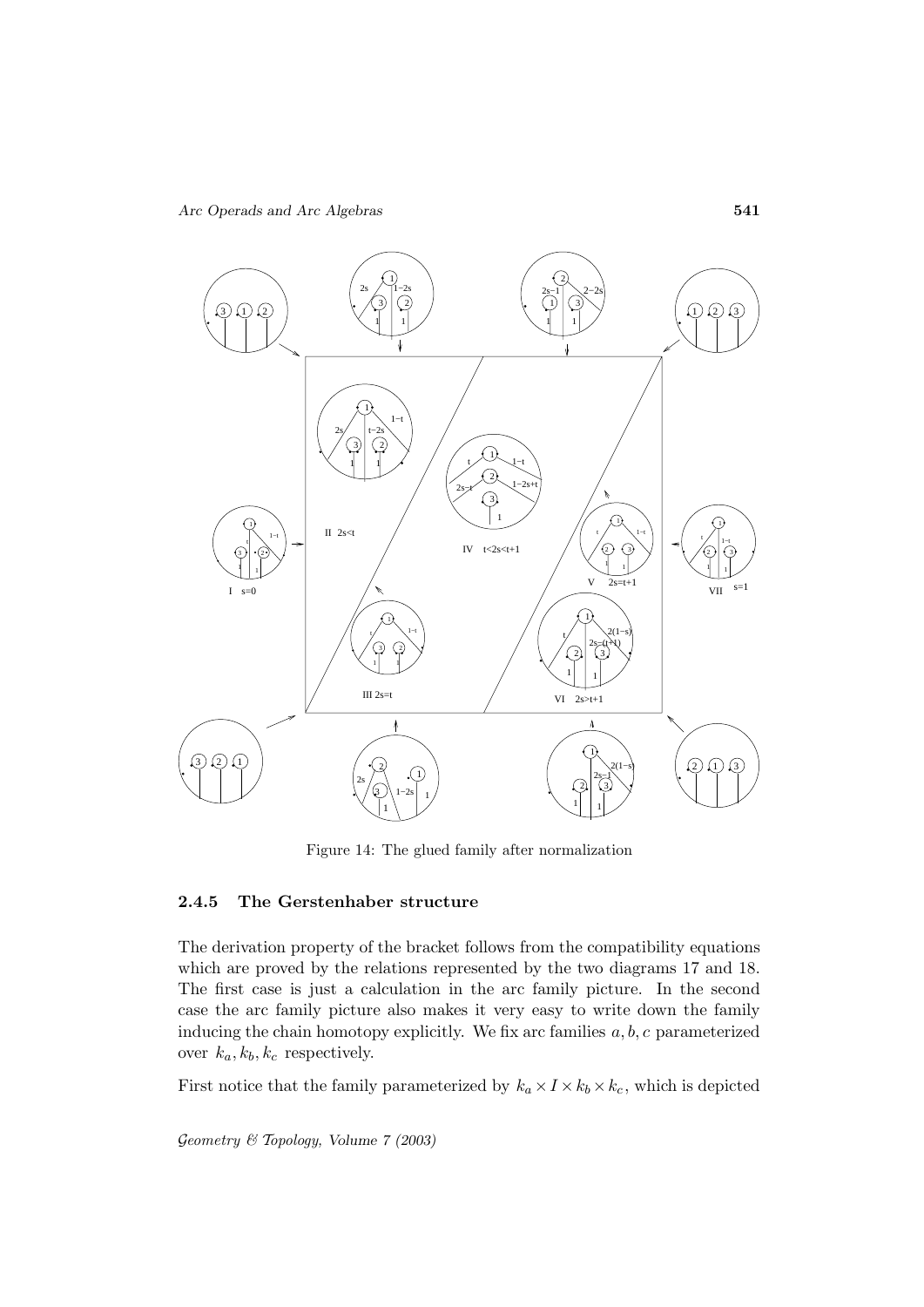Figure 14: The glued family after normalization

### 2.4.5 The Gerstenhaber structure

The derivation property of the bracket follows from the compatibility equations which are proved by the relations represented by the two diagrams 17 and 18. The first case is just a calculation in the arc family picture. In the second case the arc family picture also makes it very easy to write down the family inducing the chain homotopy explicitly. We fix arc families $a, b, c$ parameterized over $k_a, k_b, k_c$ respectively.

First notice that the family parameterized by $k_a \times I \times k_b \times k_c$, which is depicted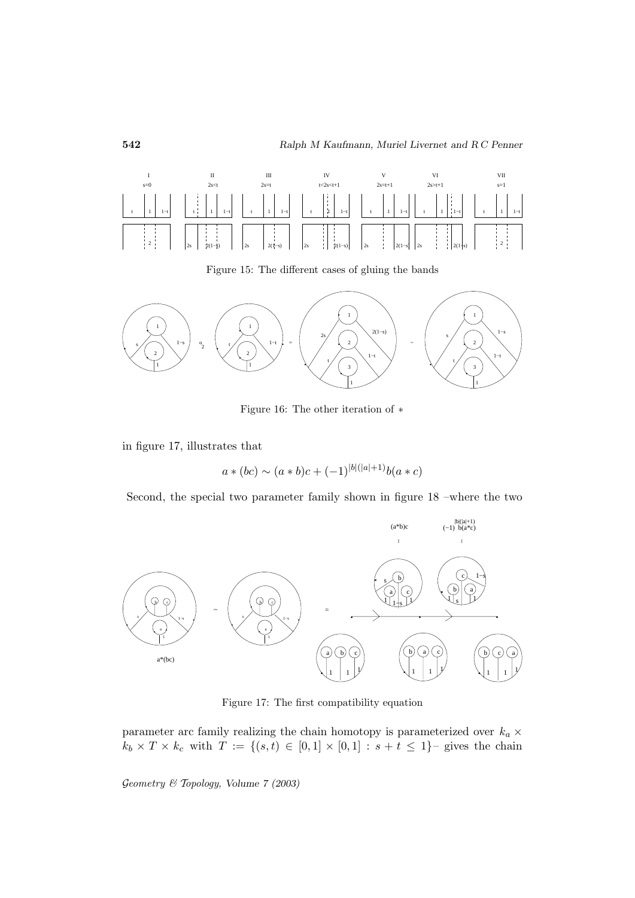Figure 15: The different cases of gluing the bands

Figure 16: The other iteration of $*$

in figure 17, illustrates that

$$a * (bc) \sim (a * b)c + (-1)^{|b|(|a|+1)} b(a * c)$$

Second, the special two parameter family shown in figure 18 –where the two

Figure 17: The first compatibility equation

parameter arc family realizing the chain homotopy is parameterized over $k_a \times k_b \times T \times k_c$ with $T := \{(s,t) \in [0,1] \times [0,1] : s + t \leq 1\}$– gives the chain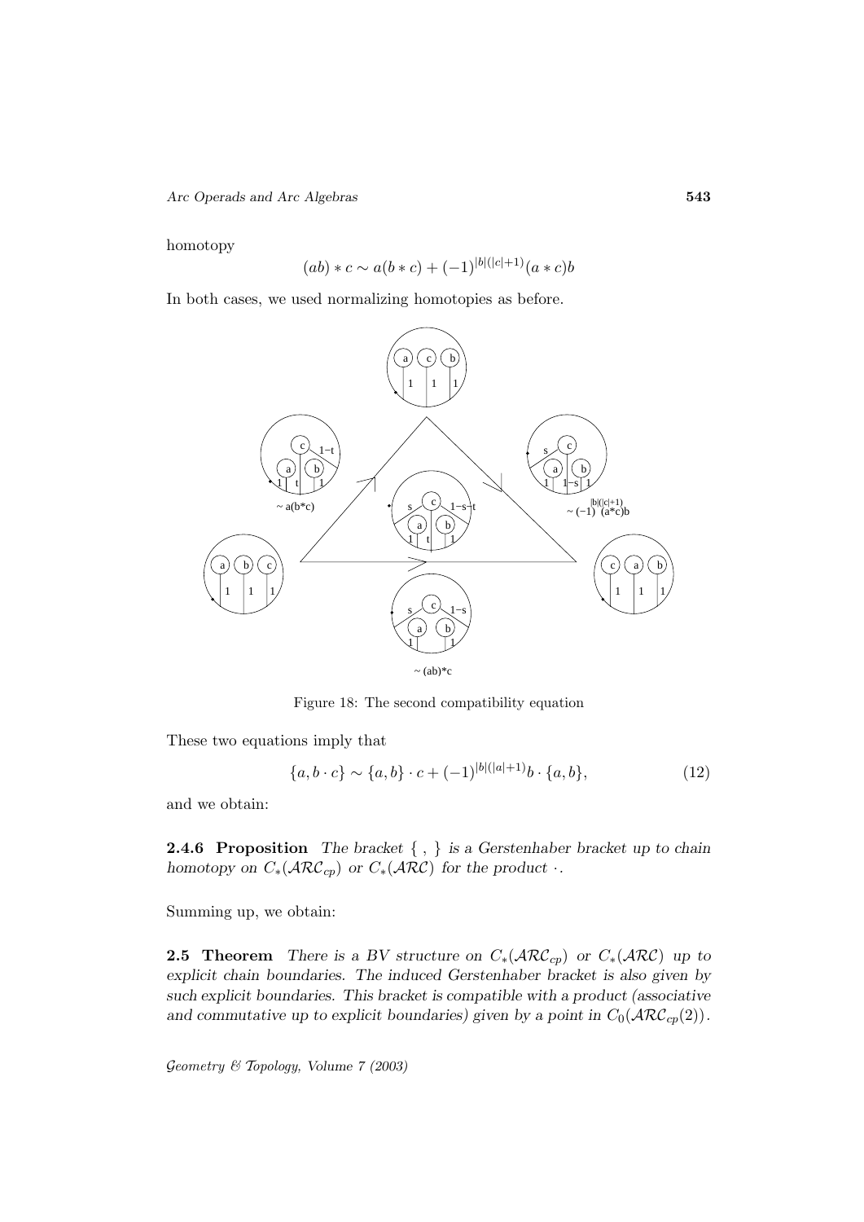homotopy

$$(ab) * c \sim a(b * c) + (-1)^{|b|(|c|+1)}(a * c)b$$

In both cases, we used normalizing homotopies as before.

Figure 18: The second compatibility equation

These two equations imply that

$$\{a, b \cdot c\} \sim \{a, b\} \cdot c + (-1)^{|b|(|a|+1)} b \cdot \{a, b\}, \tag{12}$$

and we obtain:

**2.4.6 Proposition** *The bracket* $\{\ ,\ \}$ *is a Gerstenhaber bracket up to chain homotopy on* $C_*(\mathcal{ARC}_{cp})$ *or* $C_*(\mathcal{ARC})$ *for the product* $\cdot$.

Summing up, we obtain:

**2.5 Theorem** *There is a BV structure on* $C_*(\mathcal{ARC}_{cp})$ *or* $C_*(\mathcal{ARC})$ *up to explicit chain boundaries. The induced Gerstenhaber bracket is also given by such explicit boundaries. This bracket is compatible with a product (associative and commutative up to explicit boundaries) given by a point in* $C_0(\mathcal{ARC}_{cp}(2))$.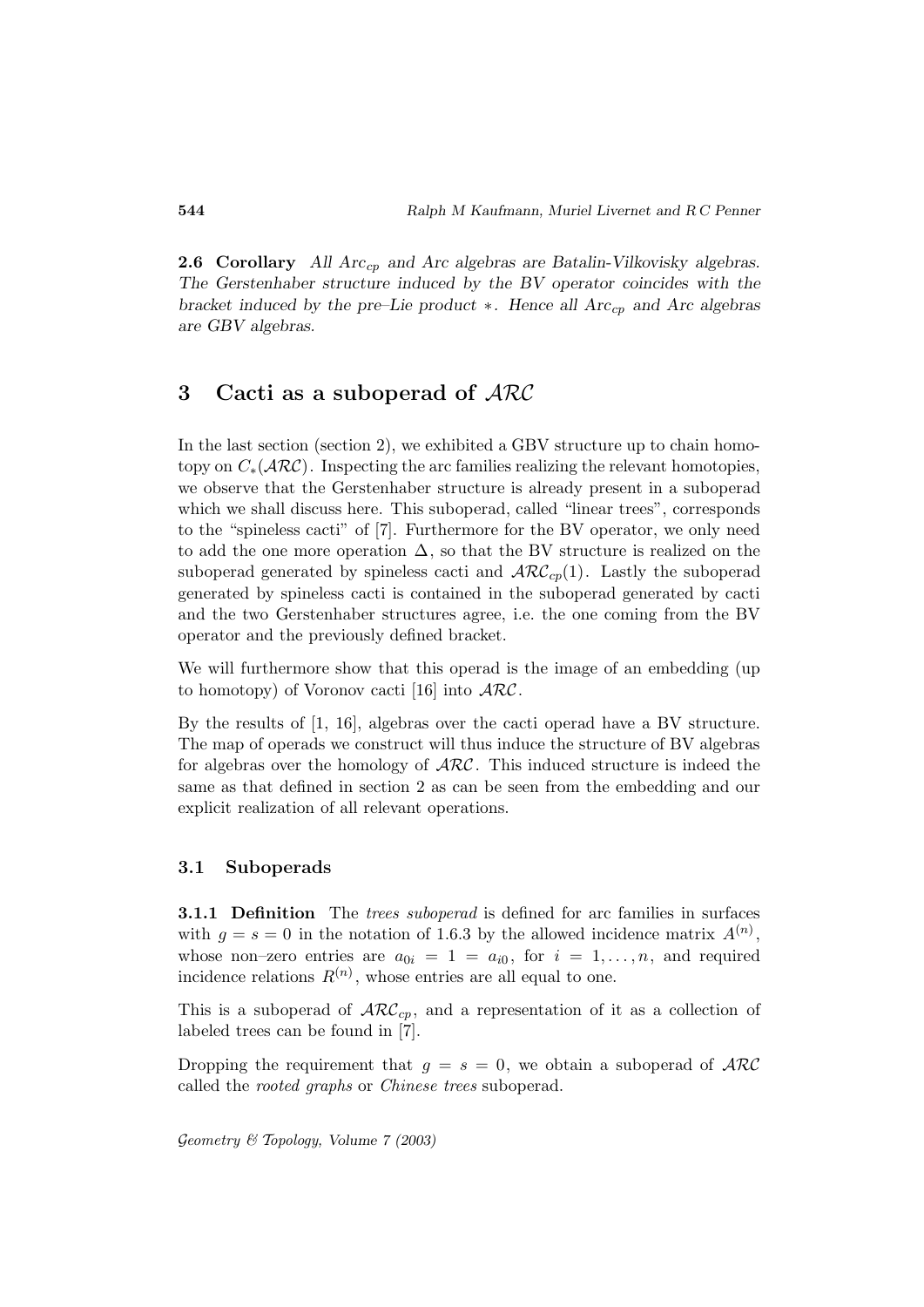**2.6 Corollary** *All $Arc_{cp}$ and Arc algebras are Batalin-Vilkovisky algebras. The Gerstenhaber structure induced by the BV operator coincides with the bracket induced by the pre–Lie product $*$. Hence all $Arc_{cp}$ and Arc algebras are GBV algebras.*

# 3 Cacti as a suboperad of $\mathcal{ARC}$

In the last section (section 2), we exhibited a GBV structure up to chain homotopy on $C_*(\mathcal{ARC})$. Inspecting the arc families realizing the relevant homotopies, we observe that the Gerstenhaber structure is already present in a suboperad which we shall discuss here. This suboperad, called "linear trees", corresponds to the "spineless cacti" of [7]. Furthermore for the BV operator, we only need to add the one more operation $\Delta$, so that the BV structure is realized on the suboperad generated by spineless cacti and $\mathcal{ARC}_{cp}(1)$. Lastly the suboperad generated by spineless cacti is contained in the suboperad generated by cacti and the two Gerstenhaber structures agree, i.e. the one coming from the BV operator and the previously defined bracket.

We will furthermore show that this operad is the image of an embedding (up to homotopy) of Voronov cacti [16] into $\mathcal{ARC}$.

By the results of [1, 16], algebras over the cacti operad have a BV structure. The map of operads we construct will thus induce the structure of BV algebras for algebras over the homology of $\mathcal{ARC}$. This induced structure is indeed the same as that defined in section 2 as can be seen from the embedding and our explicit realization of all relevant operations.

## 3.1 Suboperads

**3.1.1 Definition** The *trees suboperad* is defined for arc families in surfaces with $g = s = 0$ in the notation of 1.6.3 by the allowed incidence matrix $A^{(n)}$, whose non–zero entries are $a_{0i} = 1 = a_{i0}$, for $i = 1, \dots, n$, and required incidence relations $R^{(n)}$, whose entries are all equal to one.

This is a suboperad of $\mathcal{ARC}_{cp}$, and a representation of it as a collection of labeled trees can be found in [7].

Dropping the requirement that $g = s = 0$, we obtain a suboperad of $\mathcal{ARC}$ called the *rooted graphs* or *Chinese trees* suboperad.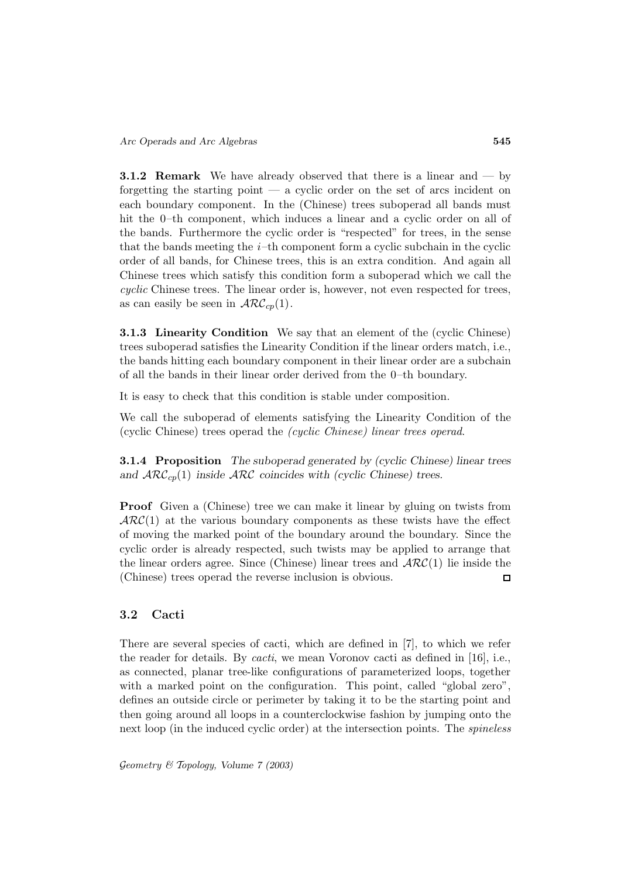**3.1.2 Remark** We have already observed that there is a linear and — by forgetting the starting point — a cyclic order on the set of arcs incident on each boundary component. In the (Chinese) trees suboperad all bands must hit the 0–th component, which induces a linear and a cyclic order on all of the bands. Furthermore the cyclic order is "respected" for trees, in the sense that the bands meeting the $i$–th component form a cyclic subchain in the cyclic order of all bands, for Chinese trees, this is an extra condition. And again all Chinese trees which satisfy this condition form a suboperad which we call the *cyclic* Chinese trees. The linear order is, however, not even respected for trees, as can easily be seen in $\mathcal{ARC}_{cp}(1)$.

**3.1.3 Linearity Condition** We say that an element of the (cyclic Chinese) trees suboperad satisfies the Linearity Condition if the linear orders match, i.e., the bands hitting each boundary component in their linear order are a subchain of all the bands in their linear order derived from the 0–th boundary.

It is easy to check that this condition is stable under composition.

We call the suboperad of elements satisfying the Linearity Condition of the (cyclic Chinese) trees operad the *(cyclic Chinese) linear trees operad*.

**3.1.4 Proposition** *The suboperad generated by (cyclic Chinese) linear trees and $\mathcal{ARC}_{cp}(1)$ inside $\mathcal{ARC}$ coincides with (cyclic Chinese) trees.*

**Proof** Given a (Chinese) tree we can make it linear by gluing on twists from $\mathcal{ARC}(1)$ at the various boundary components as these twists have the effect of moving the marked point of the boundary around the boundary. Since the cyclic order is already respected, such twists may be applied to arrange that the linear orders agree. Since (Chinese) linear trees and $\mathcal{ARC}(1)$ lie inside the (Chinese) trees operad the reverse inclusion is obvious. □

## 3.2 Cacti

There are several species of cacti, which are defined in [7], to which we refer the reader for details. By *cacti*, we mean Voronov cacti as defined in [16], i.e., as connected, planar tree-like configurations of parameterized loops, together with a marked point on the configuration. This point, called "global zero", defines an outside circle or perimeter by taking it to be the starting point and then going around all loops in a counterclockwise fashion by jumping onto the next loop (in the induced cyclic order) at the intersection points. The *spineless*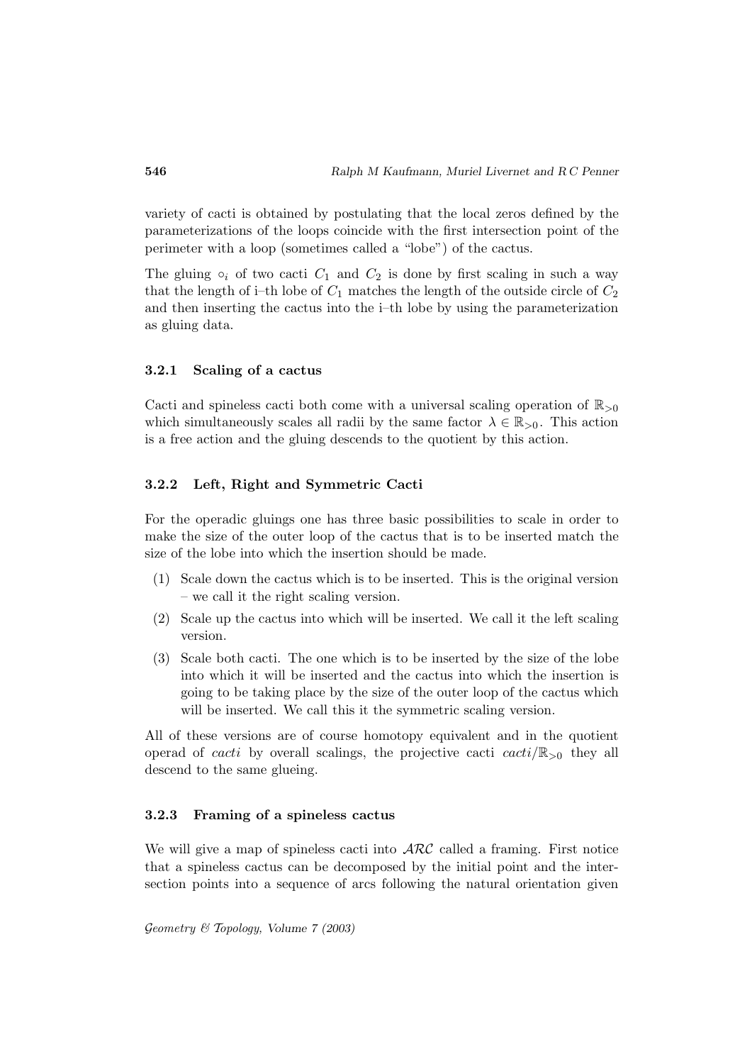variety of cacti is obtained by postulating that the local zeros defined by the parameterizations of the loops coincide with the first intersection point of the perimeter with a loop (sometimes called a "lobe") of the cactus.

The gluing $\circ_i$ of two cacti $C_1$ and $C_2$ is done by first scaling in such a way that the length of i–th lobe of $C_1$ matches the length of the outside circle of $C_2$ and then inserting the cactus into the i–th lobe by using the parameterization as gluing data.

#### 3.2.1 Scaling of a cactus

Cacti and spineless cacti both come with a universal scaling operation of $\mathbb{R}_{>0}$ which simultaneously scales all radii by the same factor $\lambda \in \mathbb{R}_{>0}$. This action is a free action and the gluing descends to the quotient by this action.

#### 3.2.2 Left, Right and Symmetric Cacti

For the operadic gluings one has three basic possibilities to scale in order to make the size of the outer loop of the cactus that is to be inserted match the size of the lobe into which the insertion should be made.

1. Scale down the cactus which is to be inserted. This is the original version – we call it the right scaling version.
2. Scale up the cactus into which will be inserted. We call it the left scaling version.
3. Scale both cacti. The one which is to be inserted by the size of the lobe into which it will be inserted and the cactus into which the insertion is going to be taking place by the size of the outer loop of the cactus which will be inserted. We call this it the symmetric scaling version.

All of these versions are of course homotopy equivalent and in the quotient operad of *cacti* by overall scalings, the projective cacti $cacti/\mathbb{R}_{>0}$ they all descend to the same glueing.

#### 3.2.3 Framing of a spineless cactus

We will give a map of spineless cacti into $\mathcal{ARC}$ called a framing. First notice that a spineless cactus can be decomposed by the initial point and the intersection points into a sequence of arcs following the natural orientation given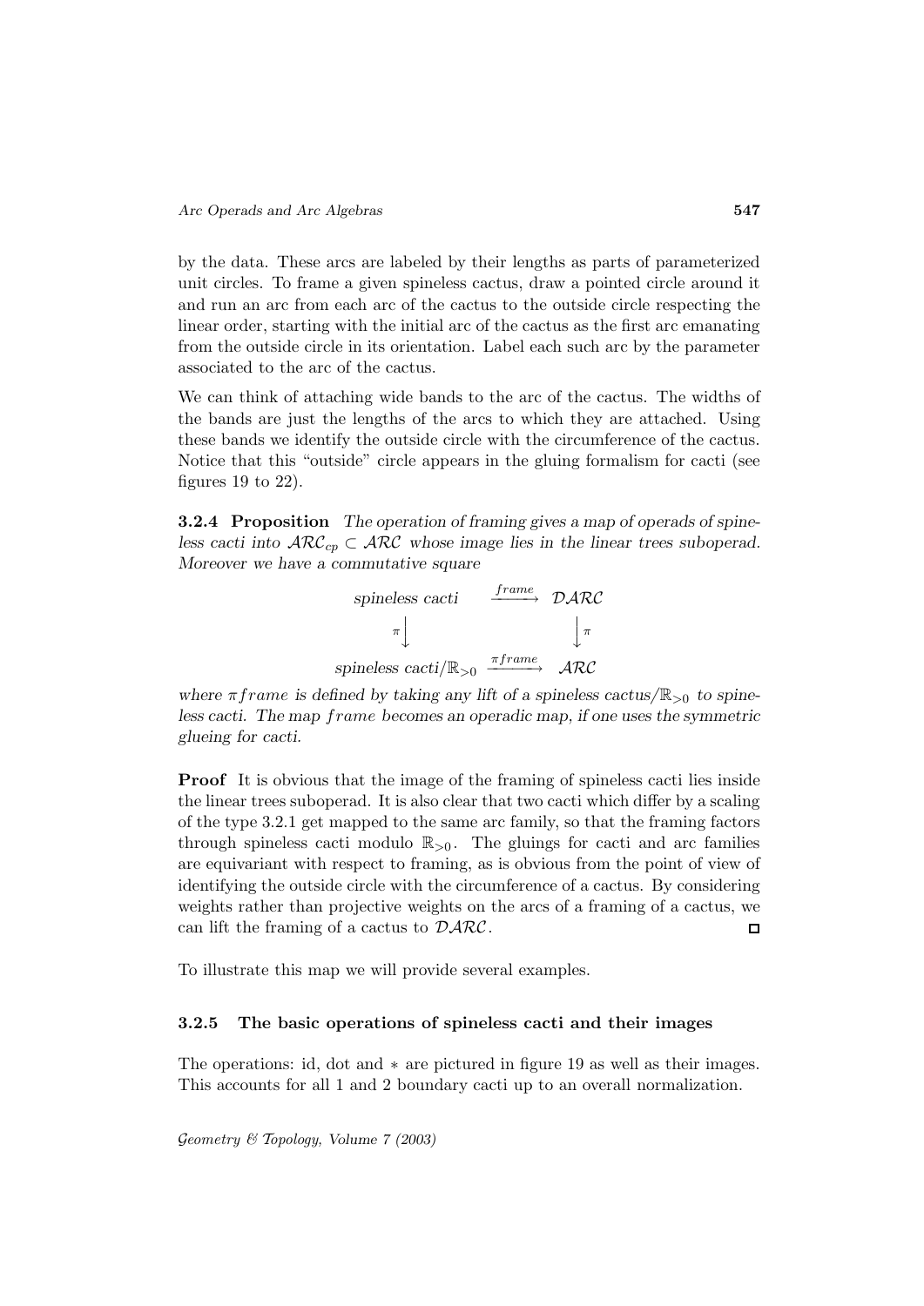by the data. These arcs are labeled by their lengths as parts of parameterized unit circles. To frame a given spineless cactus, draw a pointed circle around it and run an arc from each arc of the cactus to the outside circle respecting the linear order, starting with the initial arc of the cactus as the first arc emanating from the outside circle in its orientation. Label each such arc by the parameter associated to the arc of the cactus.

We can think of attaching wide bands to the arc of the cactus. The widths of the bands are just the lengths of the arcs to which they are attached. Using these bands we identify the outside circle with the circumference of the cactus. Notice that this "outside" circle appears in the gluing formalism for cacti (see figures 19 to 22).

**3.2.4 Proposition** *The operation of framing gives a map of operads of spineless cacti into $\mathcal{ARC}_{cp} \subset \mathcal{ARC}$ whose image lies in the linear trees suboperad. Moreover we have a commutative square*

$$\begin{array}{ccc} \text{spineless cacti} & \xrightarrow{frame} & \mathcal{DARC} \\ \pi\big\downarrow & & \big\downarrow\pi \\ \text{spineless cacti}/\mathbb{R}_{>0} & \xrightarrow{\pi frame} & \mathcal{ARC} \end{array}$$

*where $\pi frame$ is defined by taking any lift of a spineless cactus/$\mathbb{R}_{>0}$ to spineless cacti. The map $frame$ becomes an operadic map, if one uses the symmetric glueing for cacti.*

**Proof** It is obvious that the image of the framing of spineless cacti lies inside the linear trees suboperad. It is also clear that two cacti which differ by a scaling of the type 3.2.1 get mapped to the same arc family, so that the framing factors through spineless cacti modulo $\mathbb{R}_{>0}$. The gluings for cacti and arc families are equivariant with respect to framing, as is obvious from the point of view of identifying the outside circle with the circumference of a cactus. By considering weights rather than projective weights on the arcs of a framing of a cactus, we can lift the framing of a cactus to $\mathcal{DARC}$. □

To illustrate this map we will provide several examples.

### 3.2.5 The basic operations of spineless cacti and their images

The operations: id, dot and $*$ are pictured in figure 19 as well as their images. This accounts for all 1 and 2 boundary cacti up to an overall normalization.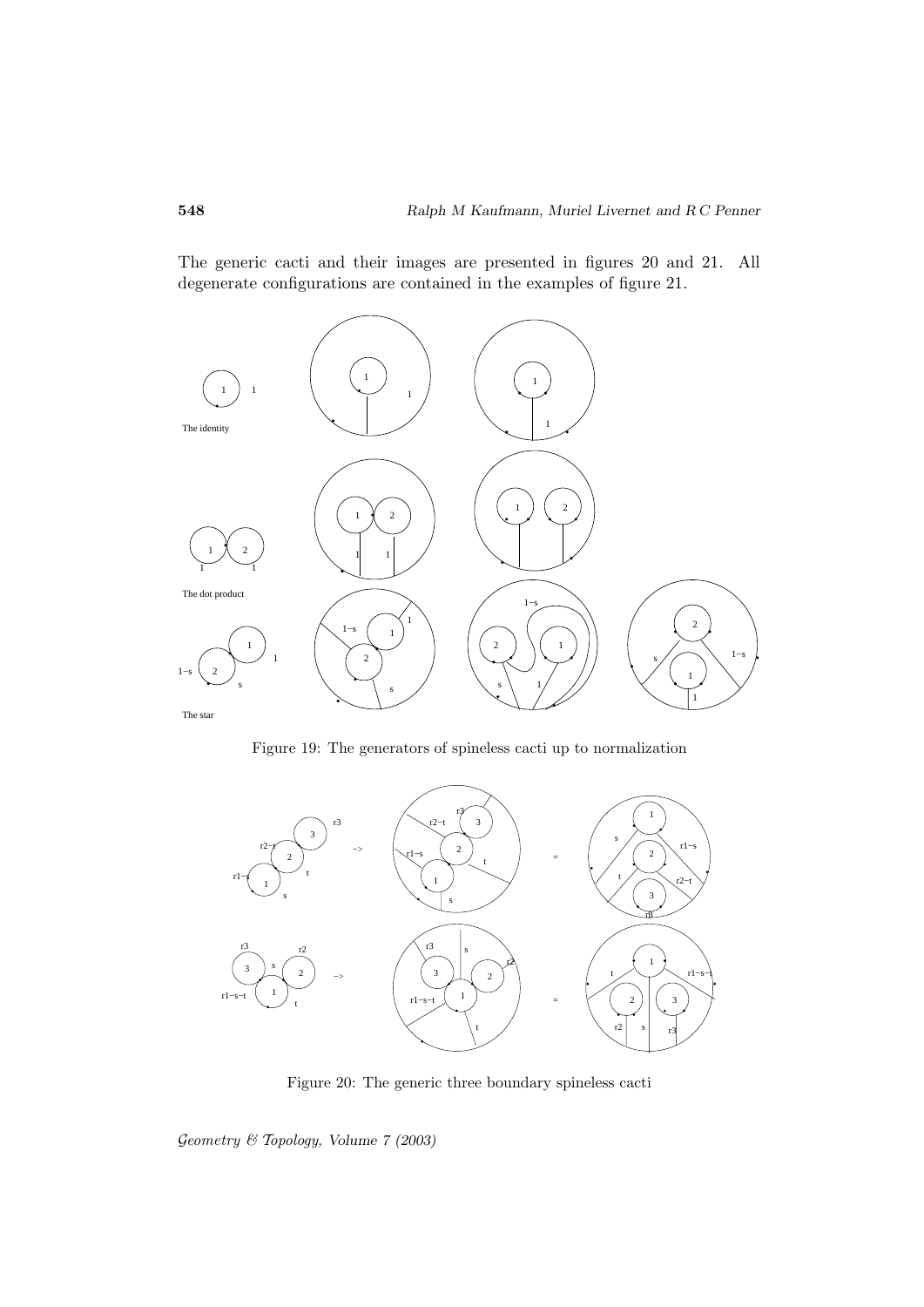The generic cacti and their images are presented in figures 20 and 21. All degenerate configurations are contained in the examples of figure 21.

Figure 19: The generators of spineless cacti up to normalization

Figure 20: The generic three boundary spineless cacti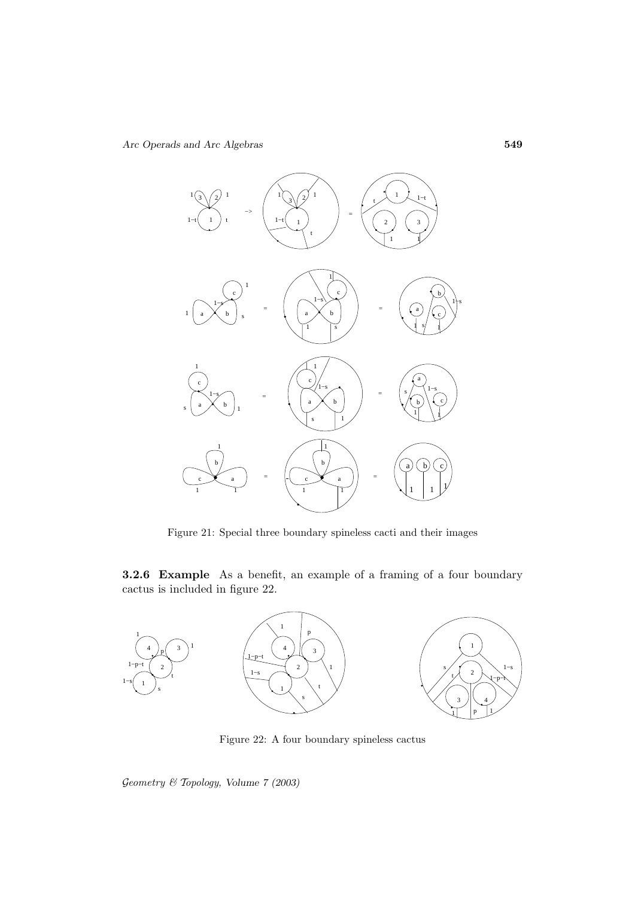Figure 21: Special three boundary spineless cacti and their images

**3.2.6 Example** As a benefit, an example of a framing of a four boundary cactus is included in figure 22.

Figure 22: A four boundary spineless cactus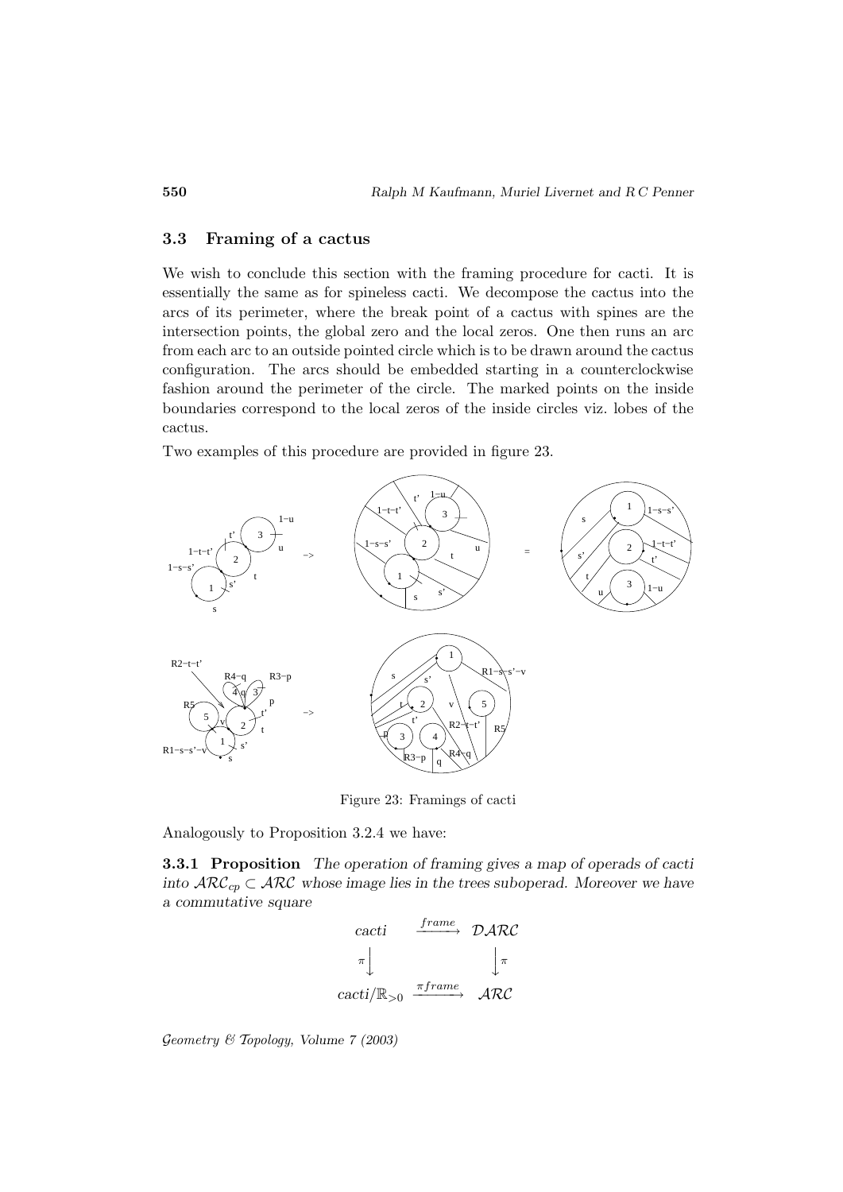### 3.3 Framing of a cactus

We wish to conclude this section with the framing procedure for cacti. It is essentially the same as for spineless cacti. We decompose the cactus into the arcs of its perimeter, where the break point of a cactus with spines are the intersection points, the global zero and the local zeros. One then runs an arc from each arc to an outside pointed circle which is to be drawn around the cactus configuration. The arcs should be embedded starting in a counterclockwise fashion around the perimeter of the circle. The marked points on the inside boundaries correspond to the local zeros of the inside circles viz. lobes of the cactus.

Two examples of this procedure are provided in figure 23.

Figure 23: Framings of cacti

Analogously to Proposition 3.2.4 we have:

**3.3.1 Proposition** *The operation of framing gives a map of operads of cacti into $\mathcal{ARC}_{cp} \subset \mathcal{ARC}$ whose image lies in the trees suboperad. Moreover we have a commutative square*

$$\begin{array}{ccc} cacti & \xrightarrow{frame} & \mathcal{DARC} \\ \pi \downarrow & & \downarrow \pi \\ cacti/\mathbb{R}_{>0} & \xrightarrow{\pi frame} & \mathcal{ARC} \end{array}$$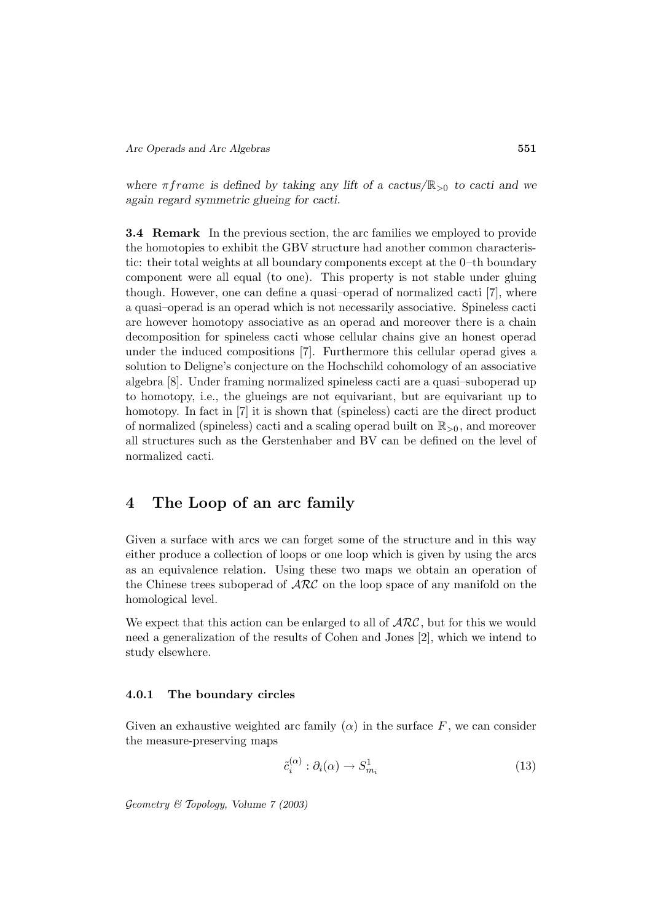*where $\pi frame$ is defined by taking any lift of a cactus/$\mathbb{R}_{>0}$ to cacti and we again regard symmetric glueing for cacti.*

**3.4 Remark** In the previous section, the arc families we employed to provide the homotopies to exhibit the GBV structure had another common characteristic: their total weights at all boundary components except at the 0–th boundary component were all equal (to one). This property is not stable under gluing though. However, one can define a quasi–operad of normalized cacti [7], where a quasi–operad is an operad which is not necessarily associative. Spineless cacti are however homotopy associative as an operad and moreover there is a chain decomposition for spineless cacti whose cellular chains give an honest operad under the induced compositions [7]. Furthermore this cellular operad gives a solution to Deligne's conjecture on the Hochschild cohomology of an associative algebra [8]. Under framing normalized spineless cacti are a quasi–suboperad up to homotopy, i.e., the glueings are not equivariant, but are equivariant up to homotopy. In fact in [7] it is shown that (spineless) cacti are the direct product of normalized (spineless) cacti and a scaling operad built on $\mathbb{R}_{>0}$, and moreover all structures such as the Gerstenhaber and BV can be defined on the level of normalized cacti.

# 4 The Loop of an arc family

Given a surface with arcs we can forget some of the structure and in this way either produce a collection of loops or one loop which is given by using the arcs as an equivalence relation. Using these two maps we obtain an operation of the Chinese trees suboperad of $\mathcal{ARC}$ on the loop space of any manifold on the homological level.

We expect that this action can be enlarged to all of $\mathcal{ARC}$, but for this we would need a generalization of the results of Cohen and Jones [2], which we intend to study elsewhere.

### 4.0.1 The boundary circles

Given an exhaustive weighted arc family $(\alpha)$ in the surface $F$, we can consider the measure-preserving maps

$$\tilde{c}_i^{(\alpha)} : \partial_i(\alpha) \to S^1_{m_i} \tag{13}$$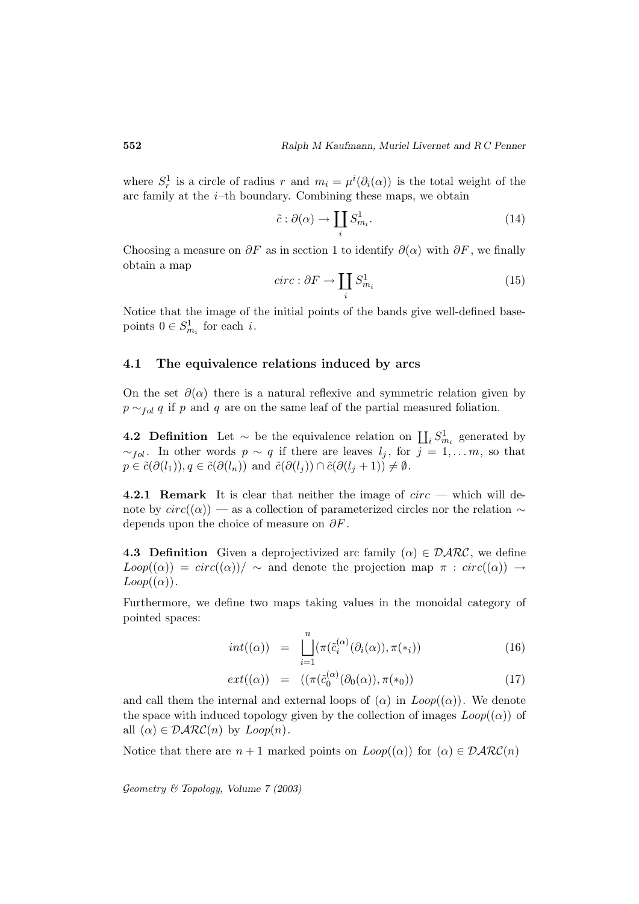where $S^1_r$ is a circle of radius $r$ and $m_i = \mu^i(\partial_i(\alpha))$ is the total weight of the arc family at the $i$–th boundary. Combining these maps, we obtain

$$\tilde{c} : \partial(\alpha) \to \coprod_i S^1_{m_i}. \tag{14}$$

Choosing a measure on $\partial F$ as in section 1 to identify $\partial(\alpha)$ with $\partial F$, we finally obtain a map

$$circ : \partial F \to \coprod_i S^1_{m_i} \tag{15}$$

Notice that the image of the initial points of the bands give well-defined basepoints $0 \in S^1_{m_i}$ for each $i$.

## 4.1 The equivalence relations induced by arcs

On the set $\partial(\alpha)$ there is a natural reflexive and symmetric relation given by $p \sim_{fol} q$ if $p$ and $q$ are on the same leaf of the partial measured foliation.

**4.2 Definition** Let $\sim$ be the equivalence relation on $\coprod_i S^1_{m_i}$ generated by $\sim_{fol}$. In other words $p \sim q$ if there are leaves $l_j$, for $j = 1, \dots m$, so that $p \in \tilde{c}(\partial(l_1)), q \in \tilde{c}(\partial(l_n))$ and $\tilde{c}(\partial(l_j)) \cap \tilde{c}(\partial(l_j + 1)) \neq \emptyset$.

**4.2.1 Remark** It is clear that neither the image of $circ$ — which will denote by $circ((\alpha))$ — as a collection of parameterized circles nor the relation $\sim$ depends upon the choice of measure on $\partial F$.

**4.3 Definition** Given a deprojectivized arc family $(\alpha) \in \mathcal{DARC}$, we define $Loop((\alpha)) = circ((\alpha))/\sim$ and denote the projection map $\pi : circ((\alpha)) \to Loop((\alpha))$.

Furthermore, we define two maps taking values in the monoidal category of pointed spaces:

$$int((\alpha)) = \bigsqcup_{i=1}^{n} (\pi(\tilde{c}_i^{(\alpha)}(\partial_i(\alpha)), \pi(*_i)) \tag{16}$$

$$ext((\alpha)) = ((\pi(\tilde{c}_0^{(\alpha)}(\partial_0(\alpha)), \pi(*_0)) \tag{17}$$

and call them the internal and external loops of $(\alpha)$ in $Loop((\alpha))$. We denote the space with induced topology given by the collection of images $Loop((\alpha))$ of all $(\alpha) \in \mathcal{DARC}(n)$ by $Loop(n)$.

Notice that there are $n+1$ marked points on $Loop((\alpha))$ for $(\alpha) \in \mathcal{DARC}(n)$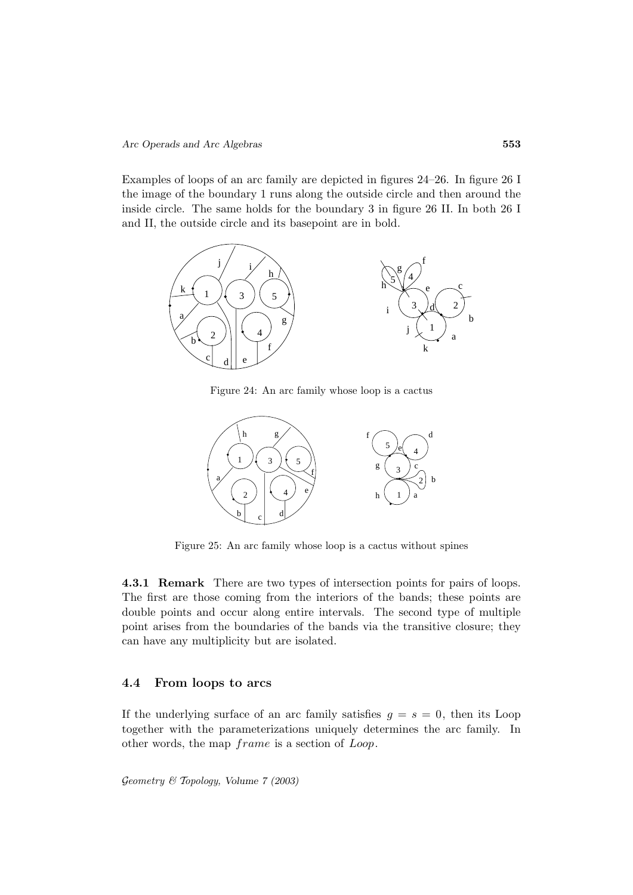Examples of loops of an arc family are depicted in figures 24–26. In figure 26 I the image of the boundary 1 runs along the outside circle and then around the inside circle. The same holds for the boundary 3 in figure 26 II. In both 26 I and II, the outside circle and its basepoint are in bold.

Figure 24: An arc family whose loop is a cactus

Figure 25: An arc family whose loop is a cactus without spines

**4.3.1 Remark** There are two types of intersection points for pairs of loops. The first are those coming from the interiors of the bands; these points are double points and occur along entire intervals. The second type of multiple point arises from the boundaries of the bands via the transitive closure; they can have any multiplicity but are isolated.

### 4.4 From loops to arcs

If the underlying surface of an arc family satisfies $g = s = 0$, then its Loop together with the parameterizations uniquely determines the arc family. In other words, the map $frame$ is a section of $Loop$.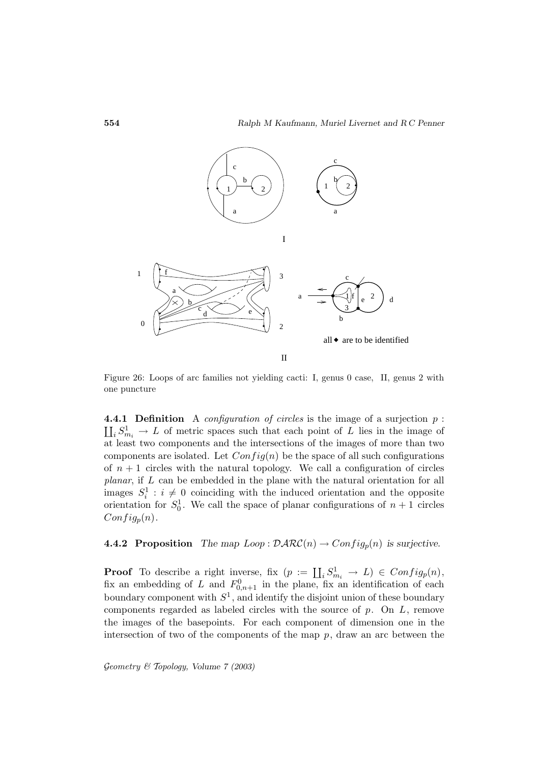Figure 26: Loops of arc families not yielding cacti: I, genus 0 case, II, genus 2 with one puncture

**4.4.1 Definition** A *configuration of circles* is the image of a surjection $p : \coprod_i S^1_{m_i} \to L$ of metric spaces such that each point of $L$ lies in the image of at least two components and the intersections of the images of more than two components are isolated. Let $Config(n)$ be the space of all such configurations of $n+1$ circles with the natural topology. We call a configuration of circles *planar*, if $L$ can be embedded in the plane with the natural orientation for all images $S^1_i : i \neq 0$ coinciding with the induced orientation and the opposite orientation for $S^1_0$. We call the space of planar configurations of $n+1$ circles $Config_p(n)$.

**4.4.2 Proposition** *The map $Loop : \mathcal{DARC}(n) \to Config_p(n)$ is surjective.*

**Proof** To describe a right inverse, fix $(p := \coprod_i S^1_{m_i} \to L) \in Config_p(n)$, fix an embedding of $L$ and $F^0_{0,n+1}$ in the plane, fix an identification of each boundary component with $S^1$, and identify the disjoint union of these boundary components regarded as labeled circles with the source of $p$. On $L$, remove the images of the basepoints. For each component of dimension one in the intersection of two of the components of the map $p$, draw an arc between the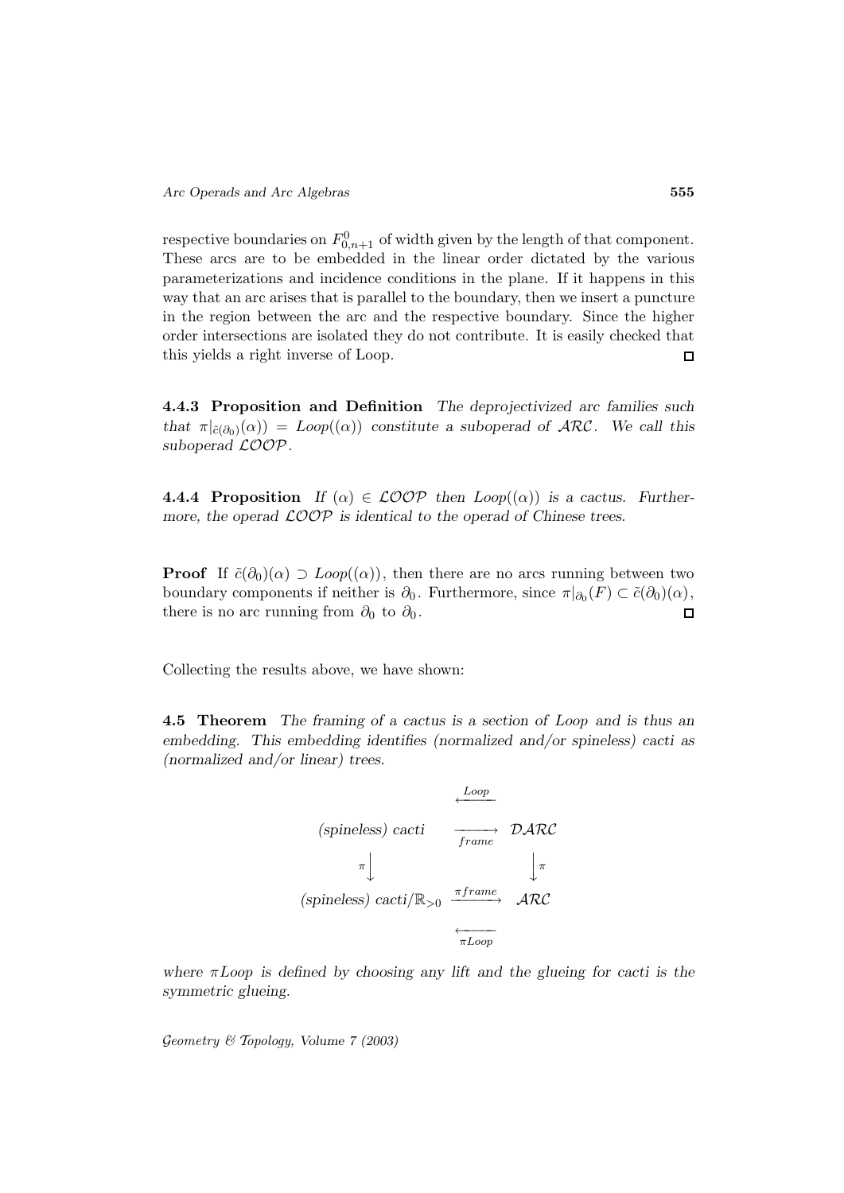respective boundaries on $F^0_{0,n+1}$ of width given by the length of that component. These arcs are to be embedded in the linear order dictated by the various parameterizations and incidence conditions in the plane. If it happens in this way that an arc arises that is parallel to the boundary, then we insert a puncture in the region between the arc and the respective boundary. Since the higher order intersections are isolated they do not contribute. It is easily checked that this yields a right inverse of Loop. □

**4.4.3 Proposition and Definition** *The deprojectivized arc families such that $\pi|_{\tilde{c}(\partial_0)}(\alpha)) = Loop((\alpha))$ constitute a suboperad of $\mathcal{ARC}$. We call this suboperad $\mathcal{LOOP}$.*

**4.4.4 Proposition** *If $(\alpha) \in \mathcal{LOOP}$ then $Loop((\alpha))$ is a cactus. Furthermore, the operad $\mathcal{LOOP}$ is identical to the operad of Chinese trees.*

**Proof** If $\tilde{c}(\partial_0)(\alpha) \supset Loop((\alpha))$, then there are no arcs running between two boundary components if neither is $\partial_0$. Furthermore, since $\pi|_{\partial_0}(F) \subset \tilde{c}(\partial_0)(\alpha)$, there is no arc running from $\partial_0$ to $\partial_0$. □

Collecting the results above, we have shown:

**4.5 Theorem** *The framing of a cactus is a section of Loop and is thus an embedding. This embedding identifies (normalized and/or spineless) cacti as (normalized and/or linear) trees.*

$$
\begin{array}{ccc}
 & \xleftarrow{Loop} & \\
\text{(spineless) cacti} & \xrightarrow[frame]{} & \mathcal{DARC} \\
\pi \downarrow & & \downarrow \pi \\
\text{(spineless) cacti}/\mathbb{R}_{>0} & \xrightarrow{\pi frame} & \mathcal{ARC} \\
 & \xleftarrow[\pi Loop]{} &
\end{array}
$$

*where $\pi Loop$ is defined by choosing any lift and the glueing for cacti is the symmetric glueing.*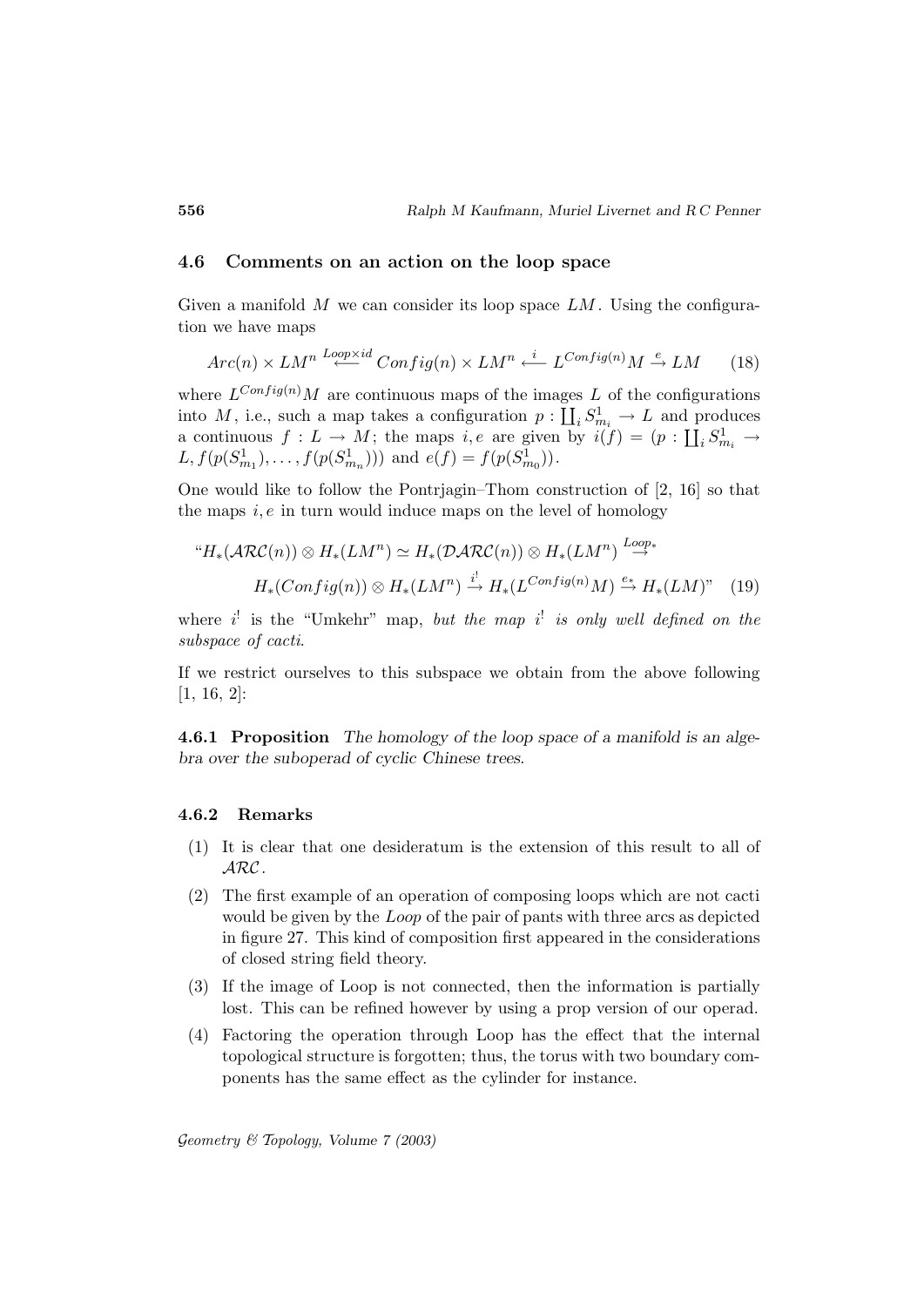### 4.6 Comments on an action on the loop space

Given a manifold $M$ we can consider its loop space $LM$. Using the configuration we have maps

$$Arc(n) \times LM^n \overset{Loop \times id}{\longleftarrow} Config(n) \times LM^n \overset{i}{\longleftarrow} L^{Config(n)}M \overset{e}{\to} LM \tag{18}$$

where $L^{Config(n)}M$ are continuous maps of the images $L$ of the configurations into $M$, i.e., such a map takes a configuration $p : \coprod_i S^1_{m_i} \to L$ and produces a continuous $f : L \to M$; the maps $i, e$ are given by $i(f) = (p : \coprod_i S^1_{m_i} \to L, f(p(S^1_{m_1}), \ldots, f(p(S^1_{m_n})))$ and $e(f) = f(p(S^1_{m_0}))$.

One would like to follow the Pontrjagin–Thom construction of [2, 16] so that the maps $i, e$ in turn would induce maps on the level of homology

$$\text{“}H_*(\mathcal{ARC}(n)) \otimes H_*(LM^n) \simeq H_*(\mathcal{DARC}(n)) \otimes H_*(LM^n) \overset{Loop_*}{\to}$$
$$H_*(Config(n)) \otimes H_*(LM^n) \overset{i^!}{\to} H_*(L^{Config(n)}M) \overset{e_*}{\to} H_*(LM)\text{”} \tag{19}$$

where $i^!$ is the “Umkehr” map, *but the map $i^!$ is only well defined on the subspace of cacti*.

If we restrict ourselves to this subspace we obtain from the above following [1, 16, 2]:

**4.6.1 Proposition** *The homology of the loop space of a manifold is an algebra over the suboperad of cyclic Chinese trees.*

#### 4.6.2 Remarks

1. It is clear that one desideratum is the extension of this result to all of $\mathcal{ARC}$.
2. The first example of an operation of composing loops which are not cacti would be given by the *Loop* of the pair of pants with three arcs as depicted in figure 27. This kind of composition first appeared in the considerations of closed string field theory.
3. If the image of Loop is not connected, then the information is partially lost. This can be refined however by using a prop version of our operad.
4. Factoring the operation through Loop has the effect that the internal topological structure is forgotten; thus, the torus with two boundary components has the same effect as the cylinder for instance.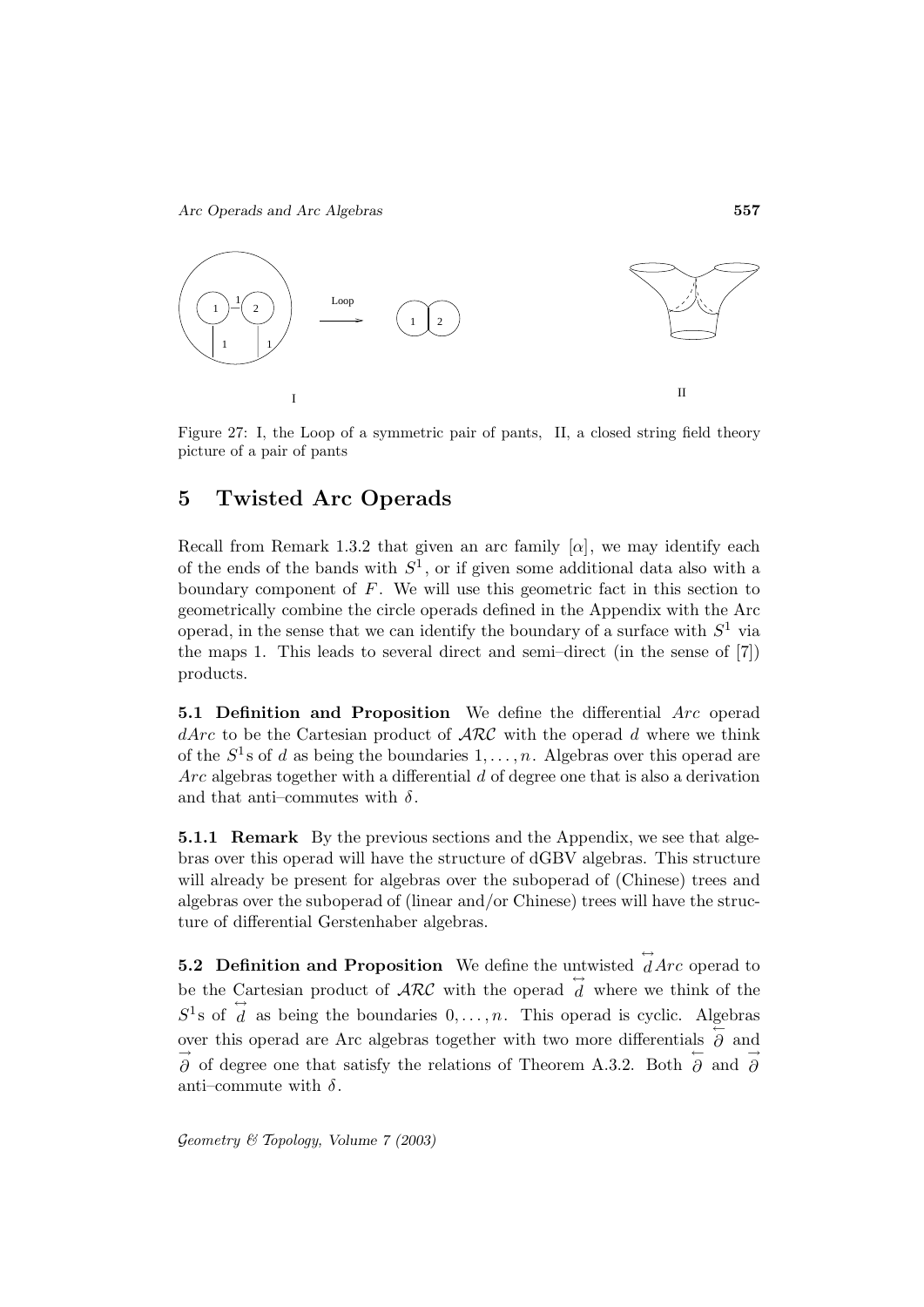Figure 27: I, the Loop of a symmetric pair of pants, II, a closed string field theory picture of a pair of pants

# 5 Twisted Arc Operads

Recall from Remark 1.3.2 that given an arc family $[\alpha]$, we may identify each of the ends of the bands with $S^1$, or if given some additional data also with a boundary component of $F$. We will use this geometric fact in this section to geometrically combine the circle operads defined in the Appendix with the Arc operad, in the sense that we can identify the boundary of a surface with $S^1$ via the maps 1. This leads to several direct and semi–direct (in the sense of [7]) products.

**5.1 Definition and Proposition** We define the differential *Arc* operad $dArc$ to be the Cartesian product of $\mathcal{ARC}$ with the operad $d$ where we think of the $S^1$s of $d$ as being the boundaries $1, \ldots, n$. Algebras over this operad are *Arc* algebras together with a differential $d$ of degree one that is also a derivation and that anti–commutes with $\delta$.

**5.1.1 Remark** By the previous sections and the Appendix, we see that algebras over this operad will have the structure of dGBV algebras. This structure will already be present for algebras over the suboperad of (Chinese) trees and algebras over the suboperad of (linear and/or Chinese) trees will have the structure of differential Gerstenhaber algebras.

**5.2 Definition and Proposition** We define the untwisted $\overset{\leftrightarrow}{d}Arc$ operad to be the Cartesian product of $\mathcal{ARC}$ with the operad $\overset{\leftrightarrow}{d}$ where we think of the $S^1$s of $\overset{\leftrightarrow}{d}$ as being the boundaries $0, \ldots, n$. This operad is cyclic. Algebras over this operad are Arc algebras together with two more differentials $\overset{\leftarrow}{\partial}$ and $\overset{\rightarrow}{\partial}$ of degree one that satisfy the relations of Theorem A.3.2. Both $\overset{\leftarrow}{\partial}$ and $\overset{\rightarrow}{\partial}$ anti–commute with $\delta$.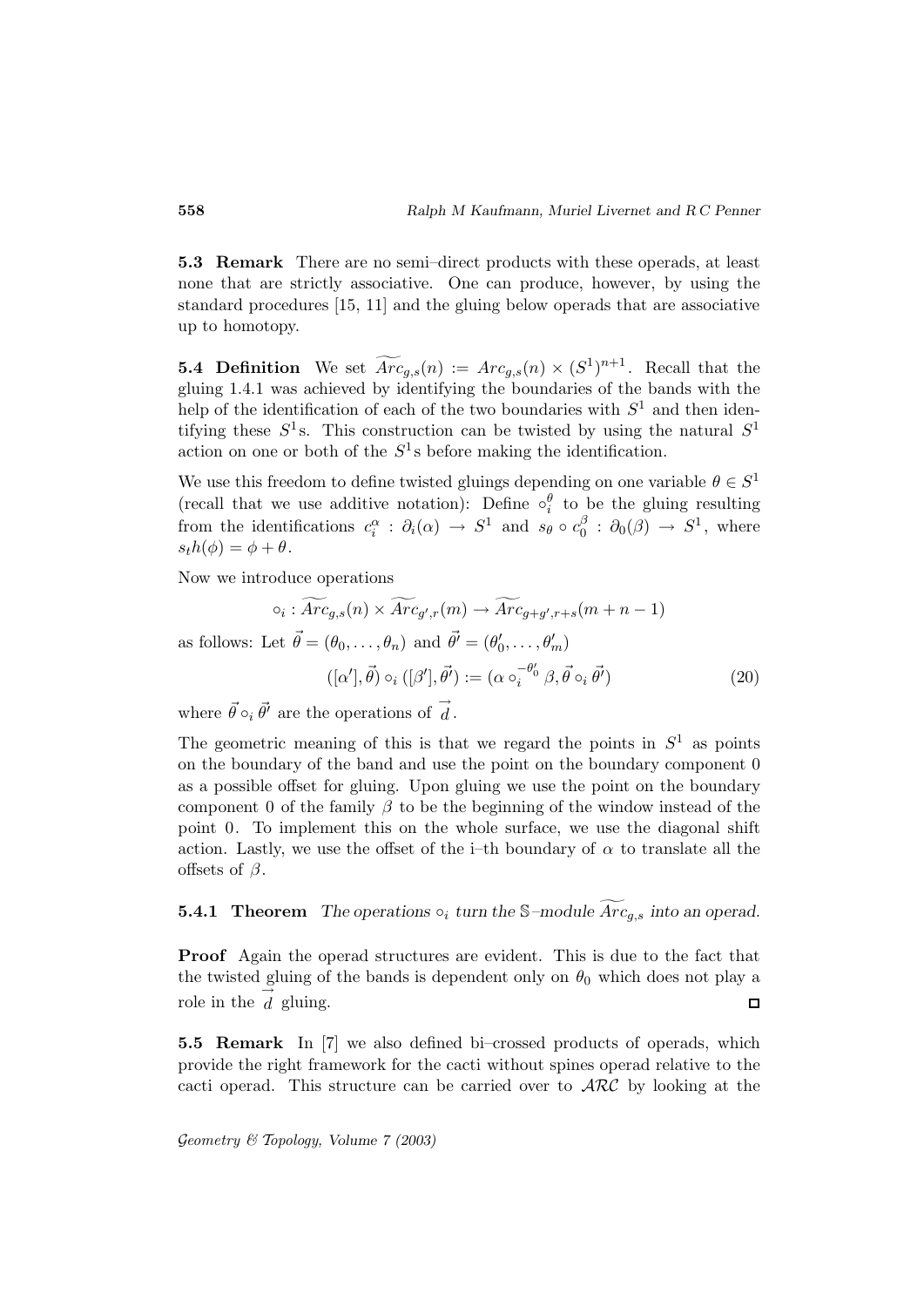**5.3 Remark** There are no semi–direct products with these operads, at least none that are strictly associative. One can produce, however, by using the standard procedures [15, 11] and the gluing below operads that are associative up to homotopy.

**5.4 Definition** We set $\widetilde{Arc}_{g,s}(n) := Arc_{g,s}(n) \times (S^1)^{n+1}$. Recall that the gluing 1.4.1 was achieved by identifying the boundaries of the bands with the help of the identification of each of the two boundaries with $S^1$ and then identifying these $S^1$s. This construction can be twisted by using the natural $S^1$ action on one or both of the $S^1$s before making the identification.

We use this freedom to define twisted gluings depending on one variable $\theta \in S^1$ (recall that we use additive notation): Define $\circ_i^\theta$ to be the gluing resulting from the identifications $c_i^\alpha : \partial_i(\alpha) \to S^1$ and $s_\theta \circ c_0^\beta : \partial_0(\beta) \to S^1$, where $s_t h(\phi) = \phi + \theta$.

Now we introduce operations

$$\circ_i : \widetilde{Arc}_{g,s}(n) \times \widetilde{Arc}_{g',r}(m) \to \widetilde{Arc}_{g+g',r+s}(m+n-1)$$

as follows: Let $\vec{\theta} = (\theta_0, \ldots, \theta_n)$ and $\vec{\theta'} = (\theta'_0, \ldots, \theta'_m)$

$$([\alpha'], \vec{\theta}) \circ_i ([\beta'], \vec{\theta'}) := (\alpha \circ_i^{-\theta'_0} \beta, \vec{\theta} \circ_i \vec{\theta'}) \tag{20}$$

where $\vec{\theta} \circ_i \vec{\theta'}$ are the operations of $\overrightarrow{d}$.

The geometric meaning of this is that we regard the points in $S^1$ as points on the boundary of the band and use the point on the boundary component 0 as a possible offset for gluing. Upon gluing we use the point on the boundary component 0 of the family $\beta$ to be the beginning of the window instead of the point 0. To implement this on the whole surface, we use the diagonal shift action. Lastly, we use the offset of the i–th boundary of $\alpha$ to translate all the offsets of $\beta$.

**5.4.1 Theorem** *The operations $\circ_i$ turn the $\mathbb{S}$–module $\widetilde{Arc}_{g,s}$ into an operad.*

**Proof** Again the operad structures are evident. This is due to the fact that the twisted gluing of the bands is dependent only on $\theta_0$ which does not play a role in the $\overrightarrow{d}$ gluing. □

**5.5 Remark** In [7] we also defined bi–crossed products of operads, which provide the right framework for the cacti without spines operad relative to the cacti operad. This structure can be carried over to $\mathcal{ARC}$ by looking at the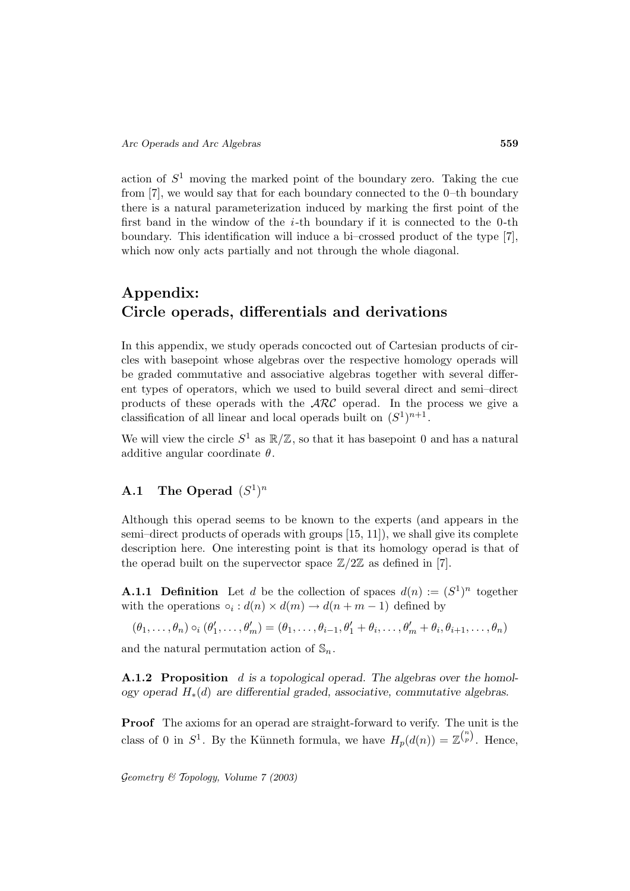action of $S^1$ moving the marked point of the boundary zero. Taking the cue from [7], we would say that for each boundary connected to the 0–th boundary there is a natural parameterization induced by marking the first point of the first band in the window of the $i$-th boundary if it is connected to the 0-th boundary. This identification will induce a bi–crossed product of the type [7], which now only acts partially and not through the whole diagonal.

# Appendix: Circle operads, differentials and derivations

In this appendix, we study operads concocted out of Cartesian products of circles with basepoint whose algebras over the respective homology operads will be graded commutative and associative algebras together with several different types of operators, which we used to build several direct and semi–direct products of these operads with the $\mathcal{ARC}$ operad. In the process we give a classification of all linear and local operads built on $(S^1)^{n+1}$.

We will view the circle $S^1$ as $\mathbb{R}/\mathbb{Z}$, so that it has basepoint 0 and has a natural additive angular coordinate $\theta$.

## A.1 The Operad $(S^1)^n$

Although this operad seems to be known to the experts (and appears in the semi–direct products of operads with groups [15, 11]), we shall give its complete description here. One interesting point is that its homology operad is that of the operad built on the supervector space $\mathbb{Z}/2\mathbb{Z}$ as defined in [7].

**A.1.1 Definition** Let $d$ be the collection of spaces $d(n) := (S^1)^n$ together with the operations $\circ_i : d(n) \times d(m) \to d(n+m-1)$ defined by

$$(\theta_1, \ldots, \theta_n) \circ_i (\theta'_1, \ldots, \theta'_m) = (\theta_1, \ldots, \theta_{i-1}, \theta'_1 + \theta_i, \ldots, \theta'_m + \theta_i, \theta_{i+1}, \ldots, \theta_n)$$

and the natural permutation action of $\mathbb{S}_n$.

**A.1.2 Proposition** *$d$ is a topological operad. The algebras over the homology operad $H_*(d)$ are differential graded, associative, commutative algebras.*

**Proof** The axioms for an operad are straight-forward to verify. The unit is the class of 0 in $S^1$. By the Künneth formula, we have $H_p(d(n)) = \mathbb{Z}^{\binom{n}{p}}$. Hence,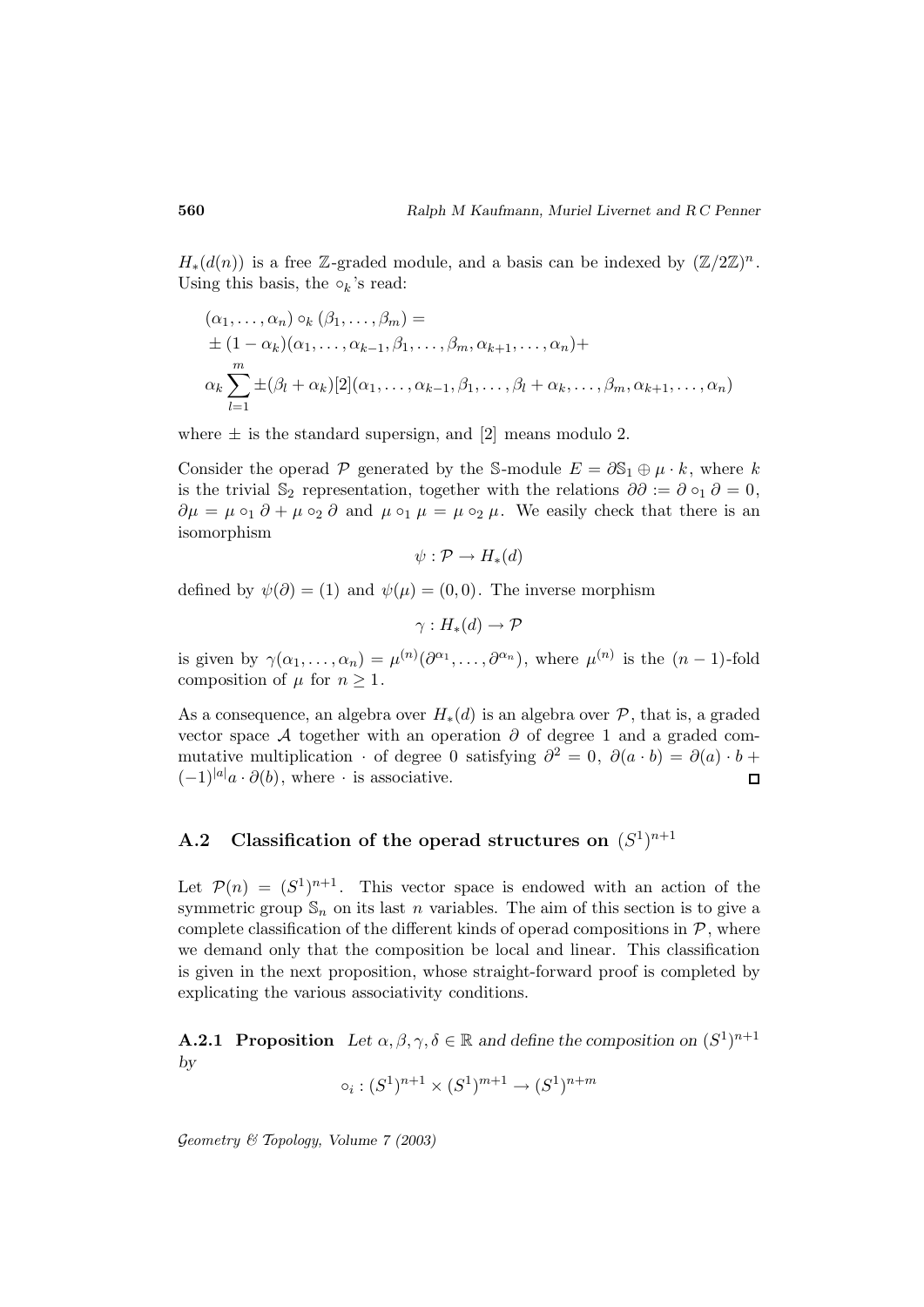$H_*(d(n))$ is a free $\mathbb{Z}$-graded module, and a basis can be indexed by $(\mathbb{Z}/2\mathbb{Z})^n$. Using this basis, the $\circ_k$'s read:

$$
\begin{aligned}
&(\alpha_1,\ldots,\alpha_n)\circ_k(\beta_1,\ldots,\beta_m) = \\
&\pm(1-\alpha_k)(\alpha_1,\ldots,\alpha_{k-1},\beta_1,\ldots,\beta_m,\alpha_{k+1},\ldots,\alpha_n) + \\
&\alpha_k\sum_{l=1}^{m}\pm(\beta_l+\alpha_k)[2](\alpha_1,\ldots,\alpha_{k-1},\beta_1,\ldots,\beta_l+\alpha_k,\ldots,\beta_m,\alpha_{k+1},\ldots,\alpha_n)
\end{aligned}
$$

where $\pm$ is the standard supersign, and $[2]$ means modulo 2.

Consider the operad $\mathcal{P}$ generated by the $\mathbb{S}$-module $E = \partial\mathbb{S}_1 \oplus \mu\cdot k$, where $k$ is the trivial $\mathbb{S}_2$ representation, together with the relations $\partial\partial := \partial\circ_1\partial = 0$, $\partial\mu = \mu\circ_1\partial + \mu\circ_2\partial$ and $\mu\circ_1\mu = \mu\circ_2\mu$. We easily check that there is an isomorphism

$$\psi : \mathcal{P} \to H_*(d)$$

defined by $\psi(\partial) = (1)$ and $\psi(\mu) = (0,0)$. The inverse morphism

$$\gamma : H_*(d) \to \mathcal{P}$$

is given by $\gamma(\alpha_1,\ldots,\alpha_n) = \mu^{(n)}(\partial^{\alpha_1},\ldots,\partial^{\alpha_n})$, where $\mu^{(n)}$ is the $(n-1)$-fold composition of $\mu$ for $n \geq 1$.

As a consequence, an algebra over $H_*(d)$ is an algebra over $\mathcal{P}$, that is, a graded vector space $\mathcal{A}$ together with an operation $\partial$ of degree 1 and a graded commutative multiplication $\cdot$ of degree 0 satisfying $\partial^2 = 0$, $\partial(a\cdot b) = \partial(a)\cdot b + (-1)^{|a|}a\cdot\partial(b)$, where $\cdot$ is associative. $\square$

## A.2 Classification of the operad structures on $(S^1)^{n+1}$

Let $\mathcal{P}(n) = (S^1)^{n+1}$. This vector space is endowed with an action of the symmetric group $\mathbb{S}_n$ on its last $n$ variables. The aim of this section is to give a complete classification of the different kinds of operad compositions in $\mathcal{P}$, where we demand only that the composition be local and linear. This classification is given in the next proposition, whose straight-forward proof is completed by explicating the various associativity conditions.

**A.2.1 Proposition** *Let $\alpha,\beta,\gamma,\delta \in \mathbb{R}$ and define the composition on $(S^1)^{n+1}$ by*

$$\circ_i : (S^1)^{n+1}\times(S^1)^{m+1} \to (S^1)^{n+m}$$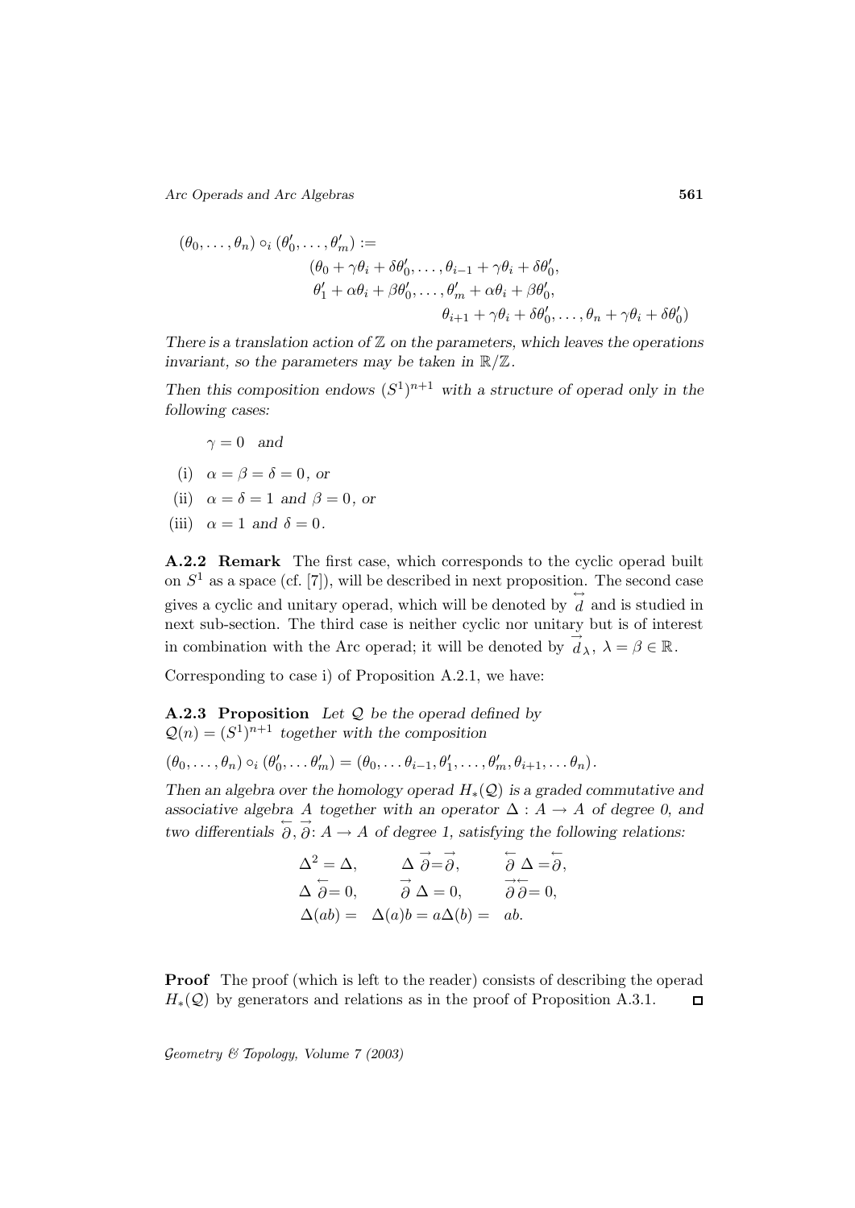$$
\begin{aligned}
(\theta_0,\ldots,\theta_n)\circ_i(\theta'_0,\ldots,\theta'_m) :=&\\
&(\theta_0+\gamma\theta_i+\delta\theta'_0,\ldots,\theta_{i-1}+\gamma\theta_i+\delta\theta'_0,\\
&\ \theta'_1+\alpha\theta_i+\beta\theta'_0,\ldots,\theta'_m+\alpha\theta_i+\beta\theta'_0,\\
&\qquad\qquad \theta_{i+1}+\gamma\theta_i+\delta\theta'_0,\ldots,\theta_n+\gamma\theta_i+\delta\theta'_0)
\end{aligned}
$$

*There is a translation action of $\mathbb{Z}$ on the parameters, which leaves the operations invariant, so the parameters may be taken in $\mathbb{R}/\mathbb{Z}$.*

*Then this composition endows $(S^1)^{n+1}$ with a structure of operad only in the following cases:*

$\gamma = 0$ *and*

- (i) $\alpha = \beta = \delta = 0$, *or*
- (ii) $\alpha = \delta = 1$ *and* $\beta = 0$, *or*
- (iii) $\alpha = 1$ *and* $\delta = 0$.

**A.2.2 Remark** The first case, which corresponds to the cyclic operad built on $S^1$ as a space (cf. [7]), will be described in next proposition. The second case gives a cyclic and unitary operad, which will be denoted by $\overset{\leftrightarrow}{d}$ and is studied in next sub-section. The third case is neither cyclic nor unitary but is of interest in combination with the Arc operad; it will be denoted by $\overset{\rightarrow}{d}_\lambda$, $\lambda = \beta \in \mathbb{R}$.

Corresponding to case i) of Proposition A.2.1, we have:

**A.2.3 Proposition** *Let $\mathcal{Q}$ be the operad defined by $\mathcal{Q}(n) = (S^1)^{n+1}$ together with the composition*

$$(\theta_0,\ldots,\theta_n)\circ_i(\theta'_0,\ldots\theta'_m) = (\theta_0,\ldots\theta_{i-1},\theta'_1,\ldots,\theta'_m,\theta_{i+1},\ldots\theta_n).$$

*Then an algebra over the homology operad $H_*(\mathcal{Q})$ is a graded commutative and associative algebra $A$ together with an operator $\Delta : A \to A$ of degree 0, and two differentials $\overset{\leftarrow}{\partial}, \overset{\rightarrow}{\partial} : A \to A$ of degree 1, satisfying the following relations:*

$$
\begin{array}{lll}
\Delta^2 = \Delta, & \Delta \overset{\rightarrow}{\partial} = \overset{\rightarrow}{\partial}, & \overset{\leftarrow}{\partial} \Delta = \overset{\leftarrow}{\partial}, \\
\Delta \overset{\leftarrow}{\partial} = 0, & \overset{\rightarrow}{\partial} \Delta = 0, & \overset{\rightarrow}{\partial}\overset{\leftarrow}{\partial} = 0, \\
\Delta(ab) = & \Delta(a)b = a\Delta(b) = & ab.
\end{array}
$$

**Proof** The proof (which is left to the reader) consists of describing the operad $H_*(\mathcal{Q})$ by generators and relations as in the proof of Proposition A.3.1. ◻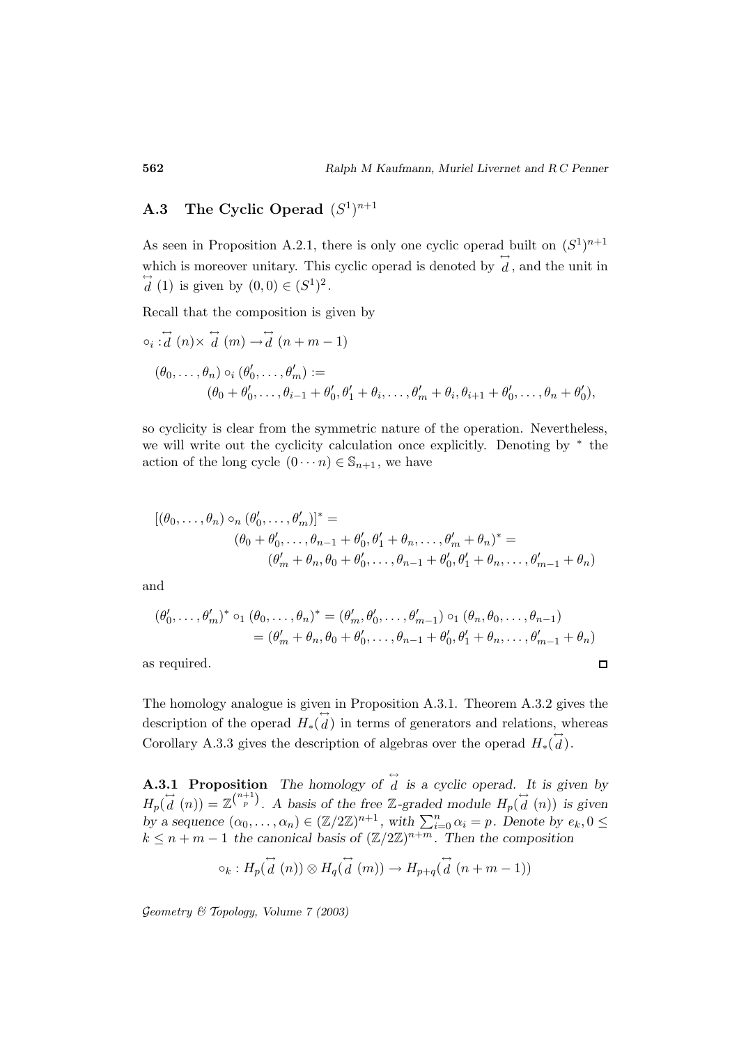## A.3 The Cyclic Operad $(S^1)^{n+1}$

As seen in Proposition A.2.1, there is only one cyclic operad built on $(S^1)^{n+1}$ which is moreover unitary. This cyclic operad is denoted by $\overleftrightarrow{d}$, and the unit in $\overleftrightarrow{d}(1)$ is given by $(0,0) \in (S^1)^2$.

Recall that the composition is given by

$$\circ_i : \overleftrightarrow{d}(n) \times \overleftrightarrow{d}(m) \to \overleftrightarrow{d}(n+m-1)$$

$$(\theta_0, \ldots, \theta_n) \circ_i (\theta'_0, \ldots, \theta'_m) :=$$
$$(\theta_0 + \theta'_0, \ldots, \theta_{i-1} + \theta'_0, \theta'_1 + \theta_i, \ldots, \theta'_m + \theta_i, \theta_{i+1} + \theta'_0, \ldots, \theta_n + \theta'_0),$$

so cyclicity is clear from the symmetric nature of the operation. Nevertheless, we will write out the cyclicity calculation once explicitly. Denoting by $^*$ the action of the long cycle $(0 \cdots n) \in \mathbb{S}_{n+1}$, we have

$$[(\theta_0, \ldots, \theta_n) \circ_n (\theta'_0, \ldots, \theta'_m)]^* =$$
$$(\theta_0 + \theta'_0, \ldots, \theta_{n-1} + \theta'_0, \theta'_1 + \theta_n, \ldots, \theta'_m + \theta_n)^* =$$
$$(\theta'_m + \theta_n, \theta_0 + \theta'_0, \ldots, \theta_{n-1} + \theta'_0, \theta'_1 + \theta_n, \ldots, \theta'_{m-1} + \theta_n)$$

and

$$(\theta'_0, \ldots, \theta'_m)^* \circ_1 (\theta_0, \ldots, \theta_n)^* = (\theta'_m, \theta'_0, \ldots, \theta'_{m-1}) \circ_1 (\theta_n, \theta_0, \ldots, \theta_{n-1})$$
$$= (\theta'_m + \theta_n, \theta_0 + \theta'_0, \ldots, \theta_{n-1} + \theta'_0, \theta'_1 + \theta_n, \ldots, \theta'_{m-1} + \theta_n)$$

as required. □

The homology analogue is given in Proposition A.3.1. Theorem A.3.2 gives the description of the operad $H_*(\overleftrightarrow{d})$ in terms of generators and relations, whereas Corollary A.3.3 gives the description of algebras over the operad $H_*(\overleftrightarrow{d})$.

**A.3.1 Proposition** *The homology of $\overleftrightarrow{d}$ is a cyclic operad. It is given by $H_p(\overleftrightarrow{d}(n)) = \mathbb{Z}^{\binom{n+1}{p}}$. A basis of the free $\mathbb{Z}$-graded module $H_p(\overleftrightarrow{d}(n))$ is given by a sequence $(\alpha_0, \ldots, \alpha_n) \in (\mathbb{Z}/2\mathbb{Z})^{n+1}$, with $\sum_{i=0}^n \alpha_i = p$. Denote by $e_k, 0 \le k \le n+m-1$ the canonical basis of $(\mathbb{Z}/2\mathbb{Z})^{n+m}$. Then the composition*

$$\circ_k : H_p(\overleftrightarrow{d}(n)) \otimes H_q(\overleftrightarrow{d}(m)) \to H_{p+q}(\overleftrightarrow{d}(n+m-1))$$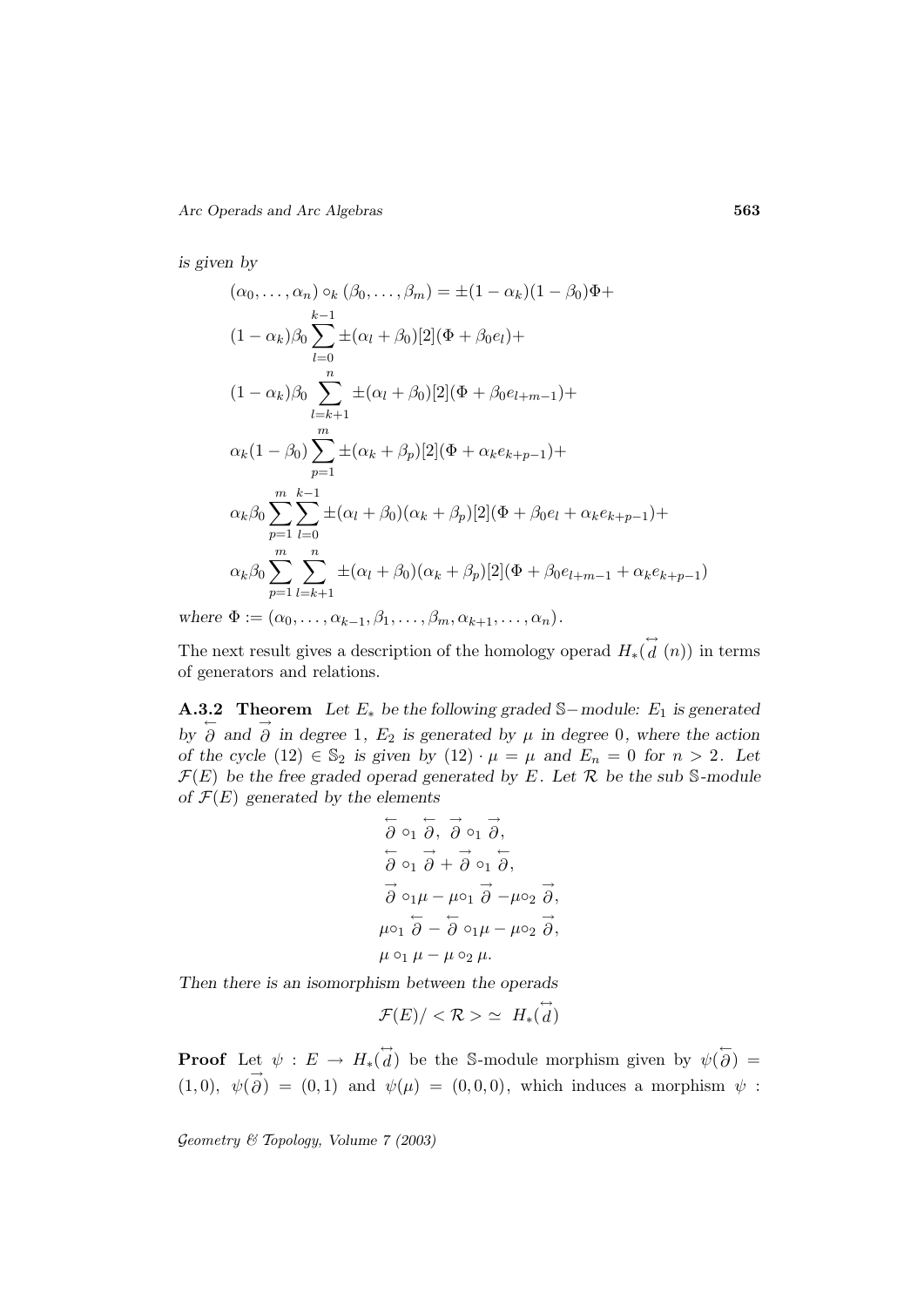*is given by*

$$
\begin{aligned}
&(\alpha_0, \ldots, \alpha_n) \circ_k (\beta_0, \ldots, \beta_m) = \pm(1-\alpha_k)(1-\beta_0)\Phi + \\
&(1-\alpha_k)\beta_0 \sum_{l=0}^{k-1} \pm(\alpha_l + \beta_0)[2](\Phi + \beta_0 e_l) + \\
&(1-\alpha_k)\beta_0 \sum_{l=k+1}^{n} \pm(\alpha_l + \beta_0)[2](\Phi + \beta_0 e_{l+m-1}) + \\
&\alpha_k(1-\beta_0) \sum_{p=1}^{m} \pm(\alpha_k + \beta_p)[2](\Phi + \alpha_k e_{k+p-1}) + \\
&\alpha_k \beta_0 \sum_{p=1}^{m} \sum_{l=0}^{k-1} \pm(\alpha_l + \beta_0)(\alpha_k + \beta_p)[2](\Phi + \beta_0 e_l + \alpha_k e_{k+p-1}) + \\
&\alpha_k \beta_0 \sum_{p=1}^{m} \sum_{l=k+1}^{n} \pm(\alpha_l + \beta_0)(\alpha_k + \beta_p)[2](\Phi + \beta_0 e_{l+m-1} + \alpha_k e_{k+p-1})
\end{aligned}
$$

*where* $\Phi := (\alpha_0, \ldots, \alpha_{k-1}, \beta_1, \ldots, \beta_m, \alpha_{k+1}, \ldots, \alpha_n)$.

The next result gives a description of the homology operad $H_*(\overset{\leftrightarrow}{d}(n))$ in terms of generators and relations.

**A.3.2 Theorem** *Let $E_*$ be the following graded $\mathbb{S}-$module: $E_1$ is generated by $\overleftarrow{\partial}$ and $\overrightarrow{\partial}$ in degree 1, $E_2$ is generated by $\mu$ in degree 0, where the action of the cycle $(12) \in \mathbb{S}_2$ is given by $(12) \cdot \mu = \mu$ and $E_n = 0$ for $n > 2$. Let $\mathcal{F}(E)$ be the free graded operad generated by $E$. Let $\mathcal{R}$ be the sub $\mathbb{S}$-module of $\mathcal{F}(E)$ generated by the elements*

$$
\begin{gathered}
\overleftarrow{\partial} \circ_1 \overleftarrow{\partial},\ \overrightarrow{\partial} \circ_1 \overrightarrow{\partial}, \\
\overleftarrow{\partial} \circ_1 \overrightarrow{\partial} + \overrightarrow{\partial} \circ_1 \overleftarrow{\partial}, \\
\overrightarrow{\partial} \circ_1 \mu - \mu \circ_1 \overrightarrow{\partial} - \mu \circ_2 \overrightarrow{\partial}, \\
\mu \circ_1 \overleftarrow{\partial} - \overleftarrow{\partial} \circ_1 \mu - \mu \circ_2 \overrightarrow{\partial}, \\
\mu \circ_1 \mu - \mu \circ_2 \mu.
\end{gathered}
$$

*Then there is an isomorphism between the operads*

$$
\mathcal{F}(E)/<\mathcal{R}> \simeq H_*(\overset{\leftrightarrow}{d})
$$

**Proof** Let $\psi : E \to H_*(\overset{\leftrightarrow}{d})$ be the $\mathbb{S}$-module morphism given by $\psi(\overleftarrow{\partial}) = (1,0)$, $\psi(\overrightarrow{\partial}) = (0,1)$ and $\psi(\mu) = (0,0,0)$, which induces a morphism $\psi$ :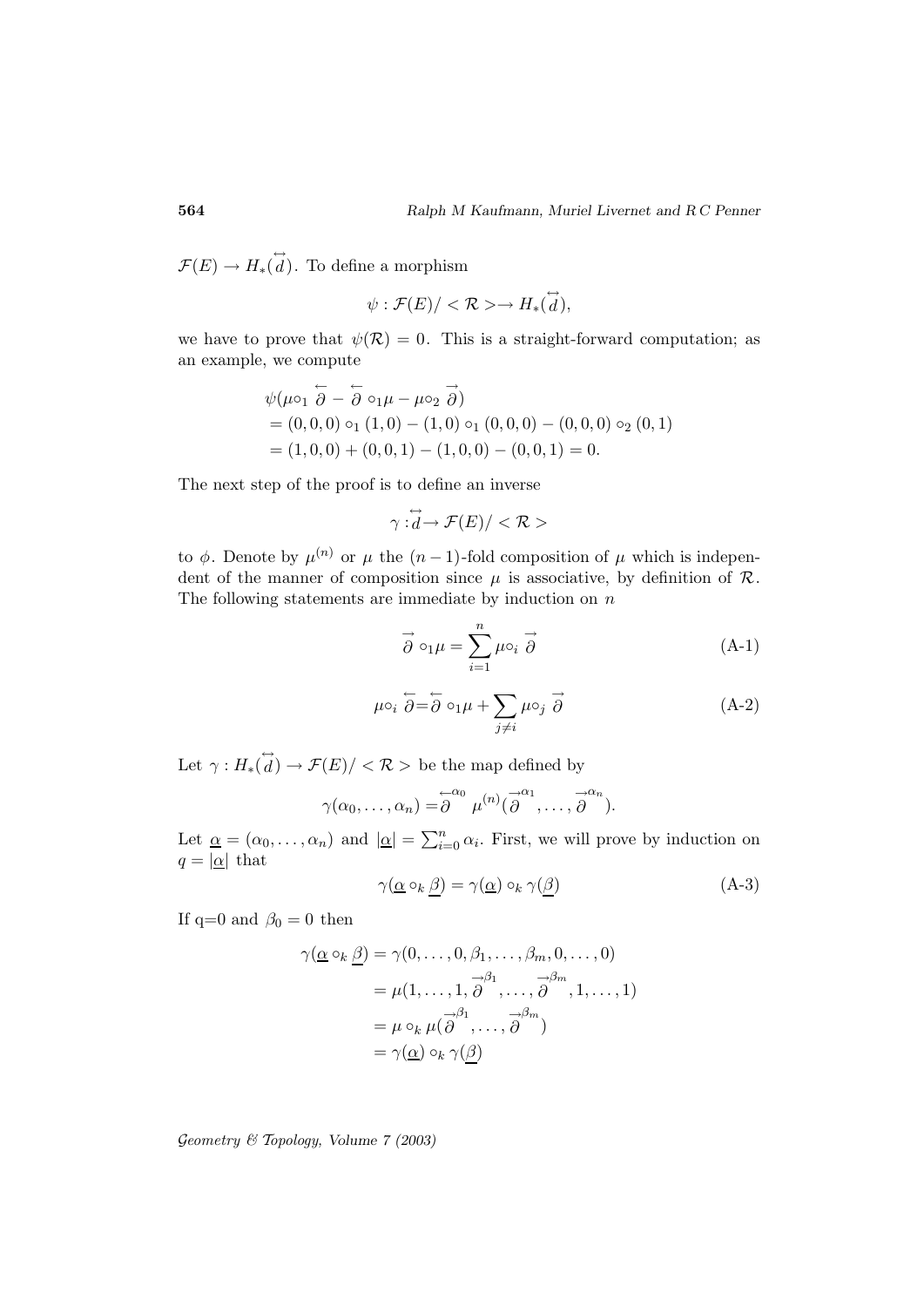$\mathcal{F}(E) \to H_*(\overset{\leftrightarrow}{d})$. To define a morphism

$$\psi : \mathcal{F}(E)/ < \mathcal{R} > \to H_*(\overset{\leftrightarrow}{d}),$$

we have to prove that $\psi(\mathcal{R}) = 0$. This is a straight-forward computation; as an example, we compute

$$\begin{aligned}
&\psi(\mu \circ_1 \overset{\leftarrow}{\partial} - \overset{\leftarrow}{\partial} \circ_1 \mu - \mu \circ_2 \overset{\rightarrow}{\partial}) \\
&= (0,0,0) \circ_1 (1,0) - (1,0) \circ_1 (0,0,0) - (0,0,0) \circ_2 (0,1) \\
&= (1,0,0) + (0,0,1) - (1,0,0) - (0,0,1) = 0.
\end{aligned}$$

The next step of the proof is to define an inverse

$$\gamma : \overset{\leftrightarrow}{d} \to \mathcal{F}(E)/ < \mathcal{R} >$$

to $\phi$. Denote by $\mu^{(n)}$ or $\mu$ the $(n-1)$-fold composition of $\mu$ which is independent of the manner of composition since $\mu$ is associative, by definition of $\mathcal{R}$. The following statements are immediate by induction on $n$

$$\overset{\rightarrow}{\partial} \circ_1 \mu = \sum_{i=1}^{n} \mu \circ_i \overset{\rightarrow}{\partial} \tag{A-1}$$

$$\mu \circ_i \overset{\leftarrow}{\partial} = \overset{\leftarrow}{\partial} \circ_1 \mu + \sum_{j \neq i} \mu \circ_j \overset{\rightarrow}{\partial} \tag{A-2}$$

Let $\gamma : H_*(\overset{\leftrightarrow}{d}) \to \mathcal{F}(E)/ < \mathcal{R} >$ be the map defined by

$$\gamma(\alpha_0, \ldots, \alpha_n) = \overset{\leftarrow}{\partial}^{\alpha_0} \mu^{(n)}(\overset{\rightarrow}{\partial}^{\alpha_1}, \ldots, \overset{\rightarrow}{\partial}^{\alpha_n}).$$

Let $\underline{\alpha} = (\alpha_0, \ldots, \alpha_n)$ and $|\underline{\alpha}| = \sum_{i=0}^{n} \alpha_i$. First, we will prove by induction on $q = |\underline{\alpha}|$ that

$$\gamma(\underline{\alpha} \circ_k \underline{\beta}) = \gamma(\underline{\alpha}) \circ_k \gamma(\underline{\beta}) \tag{A-3}$$

If q=0 and $\beta_0 = 0$ then

$$\begin{aligned}
\gamma(\underline{\alpha} \circ_k \underline{\beta}) &= \gamma(0, \ldots, 0, \beta_1, \ldots, \beta_m, 0, \ldots, 0) \\
&= \mu(1, \ldots, 1, \overset{\rightarrow}{\partial}^{\beta_1}, \ldots, \overset{\rightarrow}{\partial}^{\beta_m}, 1, \ldots, 1) \\
&= \mu \circ_k \mu(\overset{\rightarrow}{\partial}^{\beta_1}, \ldots, \overset{\rightarrow}{\partial}^{\beta_m}) \\
&= \gamma(\underline{\alpha}) \circ_k \gamma(\underline{\beta})
\end{aligned}$$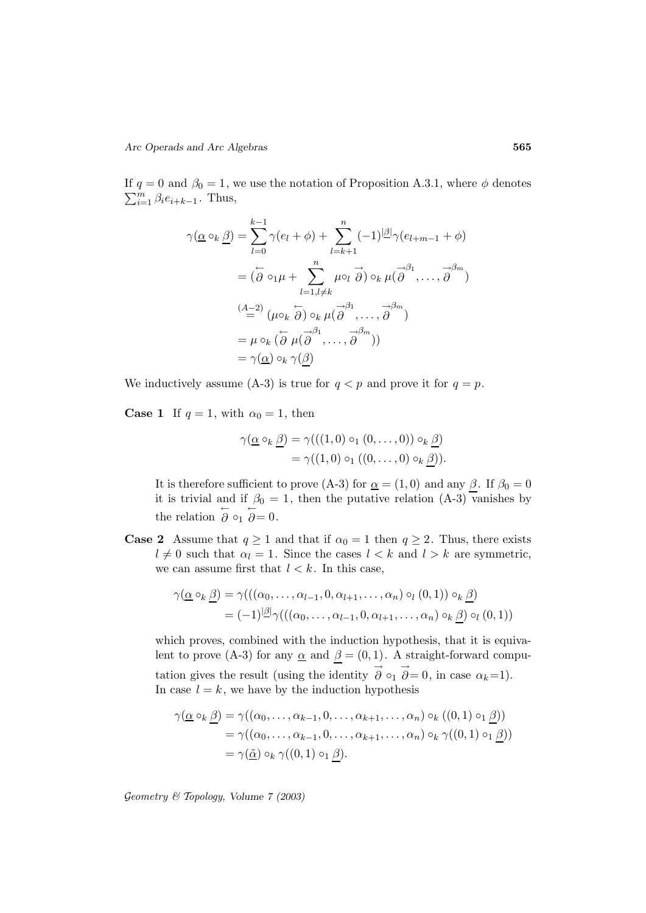If $q = 0$ and $\beta_0 = 1$, we use the notation of Proposition A.3.1, where $\phi$ denotes $\sum_{i=1}^{m} \beta_i e_{i+k-1}$. Thus,

$$
\begin{aligned}
\gamma(\underline{\alpha} \circ_k \underline{\beta}) &= \sum_{l=0}^{k-1} \gamma(e_l + \phi) + \sum_{l=k+1}^{n} (-1)^{|\underline{\beta}|} \gamma(e_{l+m-1} + \phi) \\
&= (\overleftarrow{\partial} \circ_1 \mu + \sum_{l=1, l\neq k}^{n} \mu \circ_l \overrightarrow{\partial}) \circ_k \mu(\overrightarrow{\partial}^{\beta_1}, \ldots, \overrightarrow{\partial}^{\beta_m}) \\
&\overset{(A-2)}{=} (\mu \circ_k \overleftarrow{\partial}) \circ_k \mu(\overrightarrow{\partial}^{\beta_1}, \ldots, \overrightarrow{\partial}^{\beta_m}) \\
&= \mu \circ_k (\overleftarrow{\partial}\, \mu(\overrightarrow{\partial}^{\beta_1}, \ldots, \overrightarrow{\partial}^{\beta_m})) \\
&= \gamma(\underline{\alpha}) \circ_k \gamma(\underline{\beta})
\end{aligned}
$$

We inductively assume (A-3) is true for $q < p$ and prove it for $q = p$.

**Case 1** If $q = 1$, with $\alpha_0 = 1$, then

$$
\begin{aligned}
\gamma(\underline{\alpha} \circ_k \underline{\beta}) &= \gamma(((1,0) \circ_1 (0, \ldots, 0)) \circ_k \underline{\beta}) \\
&= \gamma((1,0) \circ_1 ((0, \ldots, 0) \circ_k \underline{\beta})).
\end{aligned}
$$

It is therefore sufficient to prove (A-3) for $\underline{\alpha} = (1,0)$ and any $\underline{\beta}$. If $\beta_0 = 0$ it is trivial and if $\beta_0 = 1$, then the putative relation (A-3) vanishes by the relation $\overleftarrow{\partial} \circ_1 \overleftarrow{\partial} = 0$.

**Case 2** Assume that $q \geq 1$ and that if $\alpha_0 = 1$ then $q \geq 2$. Thus, there exists $l \neq 0$ such that $\alpha_l = 1$. Since the cases $l < k$ and $l > k$ are symmetric, we can assume first that $l < k$. In this case,

$$
\begin{aligned}
\gamma(\underline{\alpha} \circ_k \underline{\beta}) &= \gamma(((\alpha_0, \ldots, \alpha_{l-1}, 0, \alpha_{l+1}, \ldots, \alpha_n) \circ_l (0,1)) \circ_k \underline{\beta}) \\
&= (-1)^{|\underline{\beta}|} \gamma(((\alpha_0, \ldots, \alpha_{l-1}, 0, \alpha_{l+1}, \ldots, \alpha_n) \circ_k \underline{\beta}) \circ_l (0,1))
\end{aligned}
$$

which proves, combined with the induction hypothesis, that it is equivalent to prove (A-3) for any $\underline{\alpha}$ and $\underline{\beta} = (0,1)$. A straight-forward computation gives the result (using the identity $\overrightarrow{\partial} \circ_1 \overrightarrow{\partial} = 0$, in case $\alpha_k$=1). In case $l = k$, we have by the induction hypothesis

$$
\begin{aligned}
\gamma(\underline{\alpha} \circ_k \underline{\beta}) &= \gamma((\alpha_0, \ldots, \alpha_{k-1}, 0, \ldots, \alpha_{k+1}, \ldots, \alpha_n) \circ_k ((0,1) \circ_1 \underline{\beta})) \\
&= \gamma((\alpha_0, \ldots, \alpha_{k-1}, 0, \ldots, \alpha_{k+1}, \ldots, \alpha_n) \circ_k \gamma((0,1) \circ_1 \underline{\beta})) \\
&= \gamma(\underline{\tilde{\alpha}}) \circ_k \gamma((0,1) \circ_1 \underline{\beta}).
\end{aligned}
$$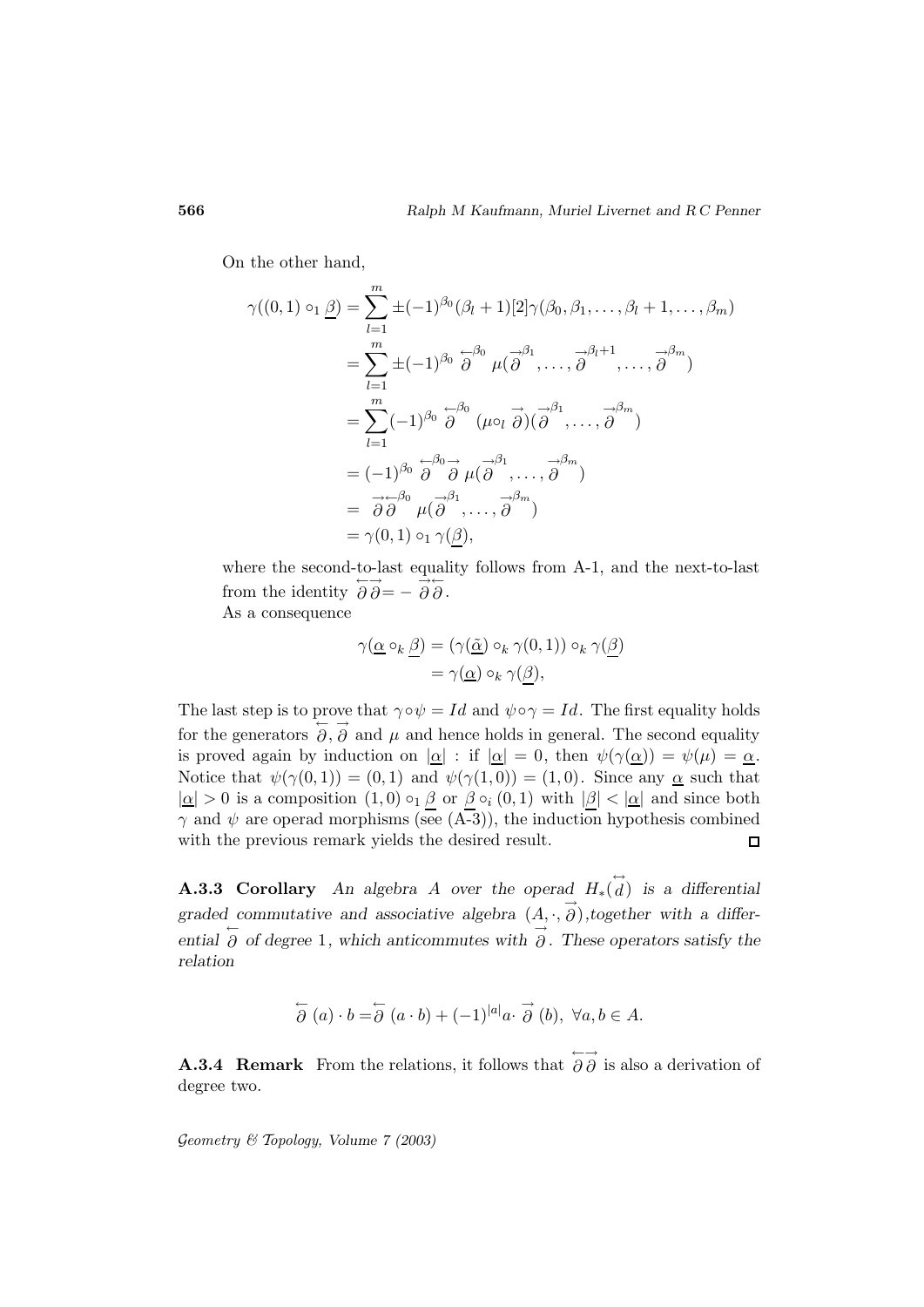On the other hand,

$$
\begin{aligned}
\gamma((0,1)\circ_1 \underline{\beta}) &= \sum_{l=1}^{m} \pm(-1)^{\beta_0}(\beta_l+1)[2]\gamma(\beta_0,\beta_1,\ldots,\beta_l+1,\ldots,\beta_m)\\
&= \sum_{l=1}^{m} \pm(-1)^{\beta_0} \overleftarrow{\partial}^{\beta_0} \mu(\overrightarrow{\partial}^{\beta_1},\ldots,\overrightarrow{\partial}^{\beta_l+1},\ldots,\overrightarrow{\partial}^{\beta_m})\\
&= \sum_{l=1}^{m} (-1)^{\beta_0} \overleftarrow{\partial}^{\beta_0} (\mu\circ_l \overrightarrow{\partial})(\overrightarrow{\partial}^{\beta_1},\ldots,\overrightarrow{\partial}^{\beta_m})\\
&= (-1)^{\beta_0} \overleftarrow{\partial}^{\beta_0}\overrightarrow{\partial} \mu(\overrightarrow{\partial}^{\beta_1},\ldots,\overrightarrow{\partial}^{\beta_m})\\
&= \overrightarrow{\partial}\overleftarrow{\partial}^{\beta_0} \mu(\overrightarrow{\partial}^{\beta_1},\ldots,\overrightarrow{\partial}^{\beta_m})\\
&= \gamma(0,1)\circ_1 \gamma(\underline{\beta}),
\end{aligned}
$$

where the second-to-last equality follows from A-1, and the next-to-last from the identity $\overleftarrow{\partial}\overrightarrow{\partial} = -\overrightarrow{\partial}\overleftarrow{\partial}$.

As a consequence

$$
\begin{aligned}
\gamma(\underline{\alpha}\circ_k \underline{\beta}) &= (\gamma(\underline{\tilde{\alpha}})\circ_k \gamma(0,1))\circ_k \gamma(\underline{\beta})\\
&= \gamma(\underline{\alpha})\circ_k \gamma(\underline{\beta}),
\end{aligned}
$$

The last step is to prove that $\gamma\circ\psi = Id$ and $\psi\circ\gamma = Id$. The first equality holds for the generators $\overleftarrow{\partial}, \overrightarrow{\partial}$ and $\mu$ and hence holds in general. The second equality is proved again by induction on $|\underline{\alpha}|$ : if $|\underline{\alpha}| = 0$, then $\psi(\gamma(\underline{\alpha})) = \psi(\mu) = \underline{\alpha}$. Notice that $\psi(\gamma(0,1)) = (0,1)$ and $\psi(\gamma(1,0)) = (1,0)$. Since any $\underline{\alpha}$ such that $|\underline{\alpha}| > 0$ is a composition $(1,0)\circ_1 \underline{\beta}$ or $\underline{\beta}\circ_i (0,1)$ with $|\underline{\beta}| < |\underline{\alpha}|$ and since both $\gamma$ and $\psi$ are operad morphisms (see (A-3)), the induction hypothesis combined with the previous remark yields the desired result. $\square$

**A.3.3 Corollary** *An algebra $A$ over the operad $H_*(\overleftrightarrow{d})$ is a differential graded commutative and associative algebra $(A,\cdot,\overrightarrow{\partial})$, together with a differential $\overleftarrow{\partial}$ of degree 1, which anticommutes with $\overrightarrow{\partial}$. These operators satisfy the relation*

$$\overleftarrow{\partial}(a)\cdot b = \overleftarrow{\partial}(a\cdot b) + (-1)^{|a|}a\cdot \overrightarrow{\partial}(b),\ \forall a,b\in A.$$

**A.3.4 Remark** From the relations, it follows that $\overleftarrow{\partial}\overrightarrow{\partial}$ is also a derivation of degree two.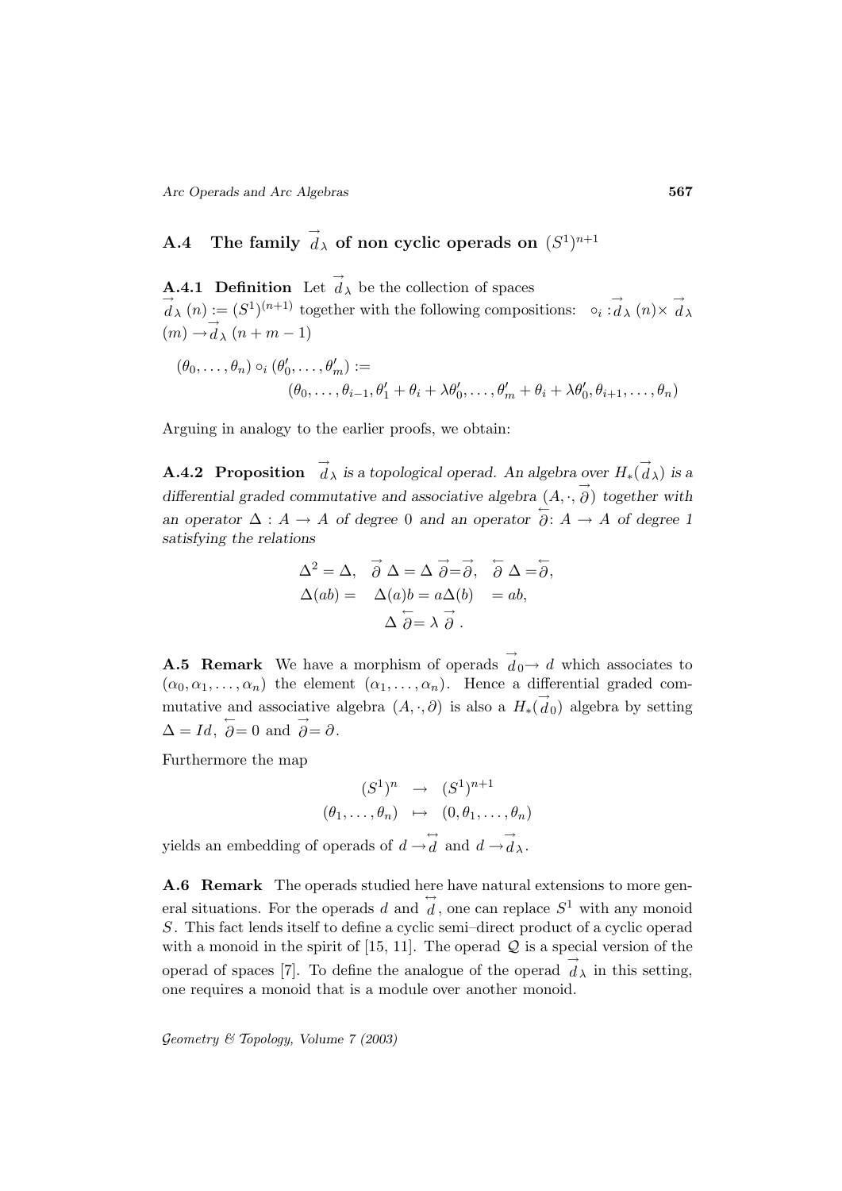## A.4 The family $\vec{d}_\lambda$ of non cyclic operads on $(S^1)^{n+1}$

**A.4.1 Definition** Let $\vec{d}_\lambda$ be the collection of spaces $\vec{d}_\lambda(n) := (S^1)^{(n+1)}$ together with the following compositions: $\circ_i : \vec{d}_\lambda(n) \times \vec{d}_\lambda(m) \to \vec{d}_\lambda(n+m-1)$

$$(\theta_0, \dots, \theta_n) \circ_i (\theta'_0, \dots, \theta'_m) := (\theta_0, \dots, \theta_{i-1}, \theta'_1 + \theta_i + \lambda\theta'_0, \dots, \theta'_m + \theta_i + \lambda\theta'_0, \theta_{i+1}, \dots, \theta_n)$$

Arguing in analogy to the earlier proofs, we obtain:

**A.4.2 Proposition** *$\vec{d}_\lambda$ is a topological operad. An algebra over $H_*(\vec{d}_\lambda)$ is a differential graded commutative and associative algebra $(A, \cdot, \vec{\partial})$ together with an operator $\Delta : A \to A$ of degree 0 and an operator $\overleftarrow{\partial}: A \to A$ of degree 1 satisfying the relations*

$$\Delta^2 = \Delta, \quad \vec{\partial}\,\Delta = \Delta\,\vec{\partial} = \vec{\partial}, \quad \overleftarrow{\partial}\,\Delta = \overleftarrow{\partial},$$
$$\Delta(ab) = \Delta(a)b = a\Delta(b) = ab,$$
$$\Delta\,\overleftarrow{\partial} = \lambda\,\vec{\partial}\,.$$

**A.5 Remark** We have a morphism of operads $\vec{d}_0 \to d$ which associates to $(\alpha_0, \alpha_1, \dots, \alpha_n)$ the element $(\alpha_1, \dots, \alpha_n)$. Hence a differential graded commutative and associative algebra $(A, \cdot, \partial)$ is also a $H_*(\vec{d}_0)$ algebra by setting $\Delta = Id$, $\overleftarrow{\partial} = 0$ and $\vec{\partial} = \partial$.

Furthermore the map

$$\begin{array}{ccc} (S^1)^n & \to & (S^1)^{n+1} \\ (\theta_1, \dots, \theta_n) & \mapsto & (0, \theta_1, \dots, \theta_n) \end{array}$$

yields an embedding of operads of $d \to \overleftrightarrow{d}$ and $d \to \vec{d}_\lambda$.

**A.6 Remark** The operads studied here have natural extensions to more general situations. For the operads $d$ and $\overleftrightarrow{d}$, one can replace $S^1$ with any monoid $S$. This fact lends itself to define a cyclic semi–direct product of a cyclic operad with a monoid in the spirit of [15, 11]. The operad $\mathcal{Q}$ is a special version of the operad of spaces [7]. To define the analogue of the operad $\vec{d}_\lambda$ in this setting, one requires a monoid that is a module over another monoid.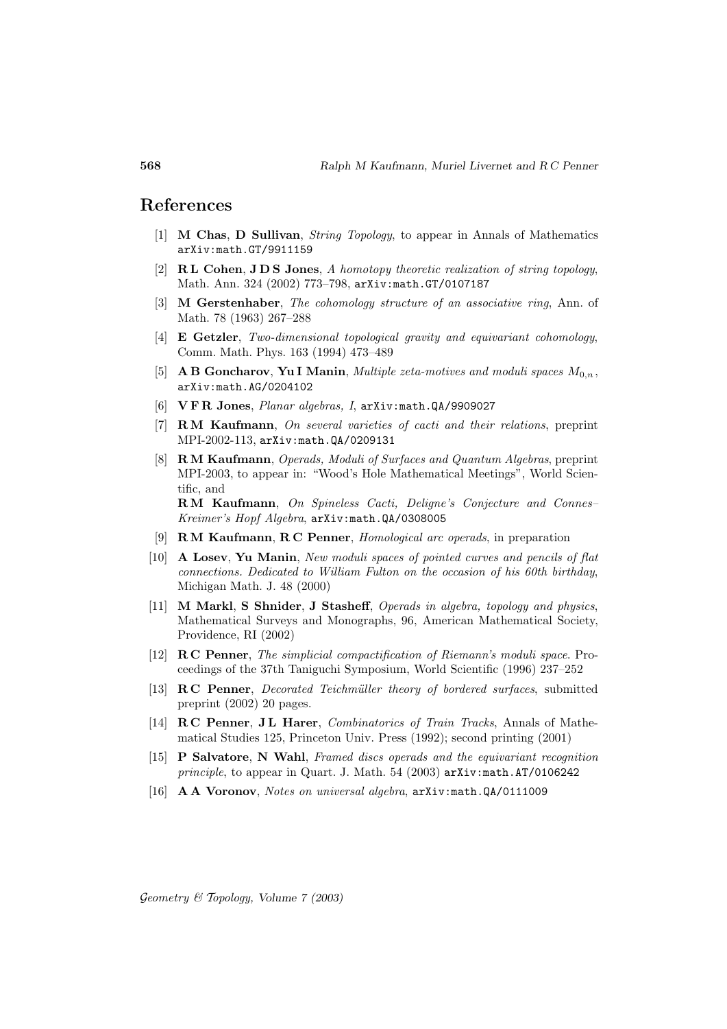## References

[1] **M Chas**, **D Sullivan**, *String Topology*, to appear in Annals of Mathematics arXiv:math.GT/9911159

[2] **R L Cohen**, **J D S Jones**, *A homotopy theoretic realization of string topology*, Math. Ann. 324 (2002) 773–798, arXiv:math.GT/0107187

[3] **M Gerstenhaber**, *The cohomology structure of an associative ring*, Ann. of Math. 78 (1963) 267–288

[4] **E Getzler**, *Two-dimensional topological gravity and equivariant cohomology*, Comm. Math. Phys. 163 (1994) 473–489

[5] **A B Goncharov**, **Yu I Manin**, *Multiple zeta-motives and moduli spaces $M_{0,n}$*, arXiv:math.AG/0204102

[6] **V F R Jones**, *Planar algebras, I*, arXiv:math.QA/9909027

[7] **R M Kaufmann**, *On several varieties of cacti and their relations*, preprint MPI-2002-113, arXiv:math.QA/0209131

[8] **R M Kaufmann**, *Operads, Moduli of Surfaces and Quantum Algebras*, preprint MPI-2003, to appear in: "Wood's Hole Mathematical Meetings", World Scientific, and
**R M Kaufmann**, *On Spineless Cacti, Deligne's Conjecture and Connes–Kreimer's Hopf Algebra*, arXiv:math.QA/0308005

[9] **R M Kaufmann**, **R C Penner**, *Homological arc operads*, in preparation

[10] **A Losev**, **Yu Manin**, *New moduli spaces of pointed curves and pencils of flat connections. Dedicated to William Fulton on the occasion of his 60th birthday*, Michigan Math. J. 48 (2000)

[11] **M Markl**, **S Shnider**, **J Stasheff**, *Operads in algebra, topology and physics*, Mathematical Surveys and Monographs, 96, American Mathematical Society, Providence, RI (2002)

[12] **R C Penner**, *The simplicial compactification of Riemann's moduli space*. Proceedings of the 37th Taniguchi Symposium, World Scientific (1996) 237–252

[13] **R C Penner**, *Decorated Teichmüller theory of bordered surfaces*, submitted preprint (2002) 20 pages.

[14] **R C Penner**, **J L Harer**, *Combinatorics of Train Tracks*, Annals of Mathematical Studies 125, Princeton Univ. Press (1992); second printing (2001)

[15] **P Salvatore**, **N Wahl**, *Framed discs operads and the equivariant recognition principle*, to appear in Quart. J. Math. 54 (2003) arXiv:math.AT/0106242

[16] **A A Voronov**, *Notes on universal algebra*, arXiv:math.QA/0111009